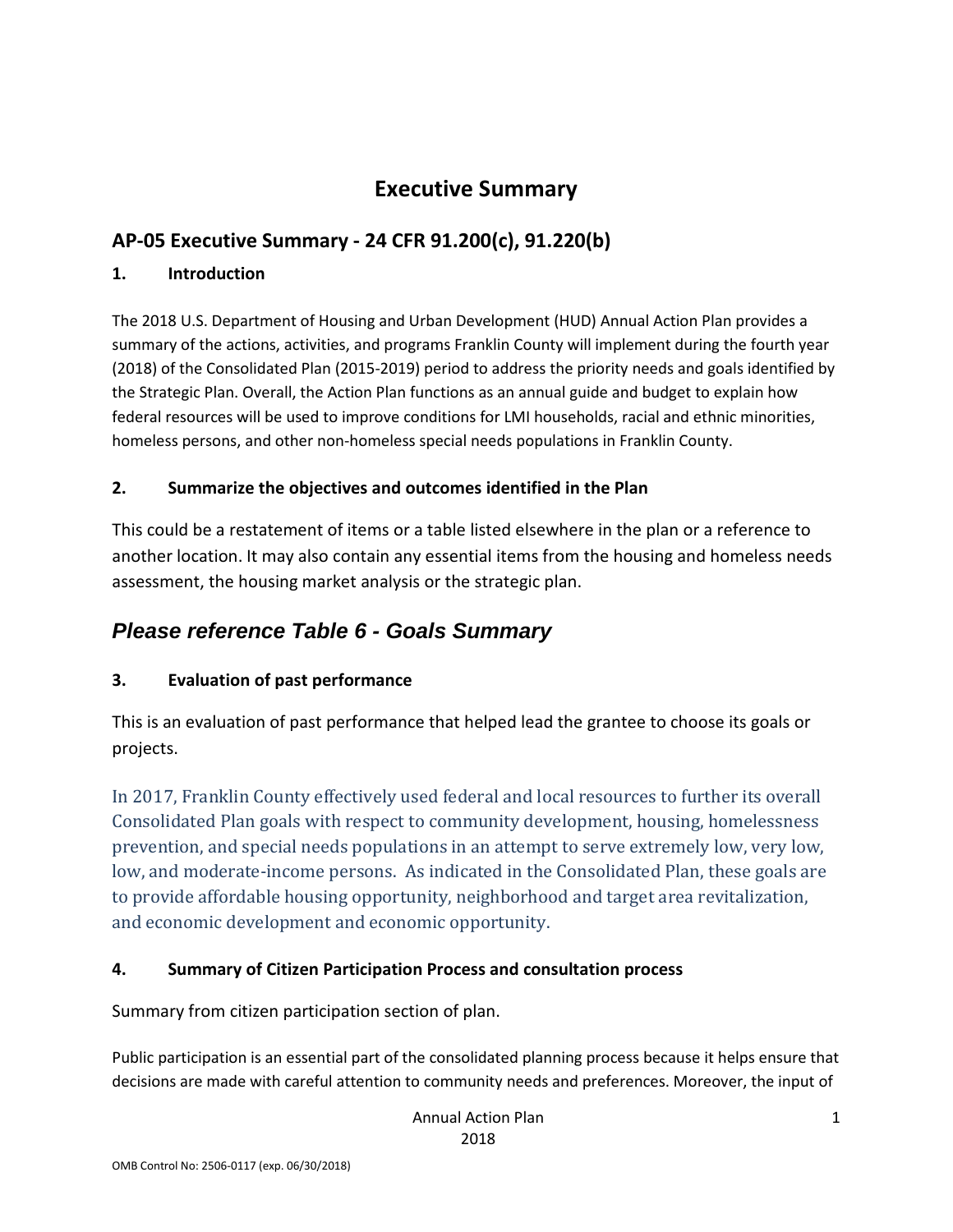# Executive Summary

## AP-05 Executive Summary - 24 CFR 91.200(c), 91.220(b)

### 1. Introduction

The 2018 U.S. Department of Housing and Urban Development (HUD) Annual Action Plan provides a summary of the actions, activities, and programs Franklin County will implement during the fourth year (2018) of the Consolidated Plan (2015-2019) period to address the priority needs and goals identified by the Strategic Plan. Overall, the Action Plan functions as an annual guide and budget to explain how federal resources will be used to improve conditions for LMI households, racial and ethnic minorities, homeless persons, and other non-homeless special needs populations in Franklin County.

### 2. Summarize the objectives and outcomes identified in the Plan

This could be a restatement of items or a table listed elsewhere in the plan or a reference to another location. It may also contain any essential items from the housing and homeless needs assessment, the housing market analysis or the strategic plan.

## *Please reference Table 6 - Goals Summary*

### 3. Evaluation of past performance

This is an evaluation of past performance that helped lead the grantee to choose its goals or projects.

In 2017, Franklin County effectively used federal and local resources to further its overall Consolidated Plan goals with respect to community development, housing, homelessness prevention, and special needs populations in an attempt to serve extremely low, very low, low, and moderate-income persons. As indicated in the Consolidated Plan, these goals are to provide affordable housing opportunity, neighborhood and target area revitalization, and economic development and economic opportunity.

### 4. Summary of Citizen Participation Process and consultation process

Summary from citizen participation section of plan.

Public participation is an essential part of the consolidated planning process because it helps ensure that decisions are made with careful attention to community needs and preferences. Moreover, the input of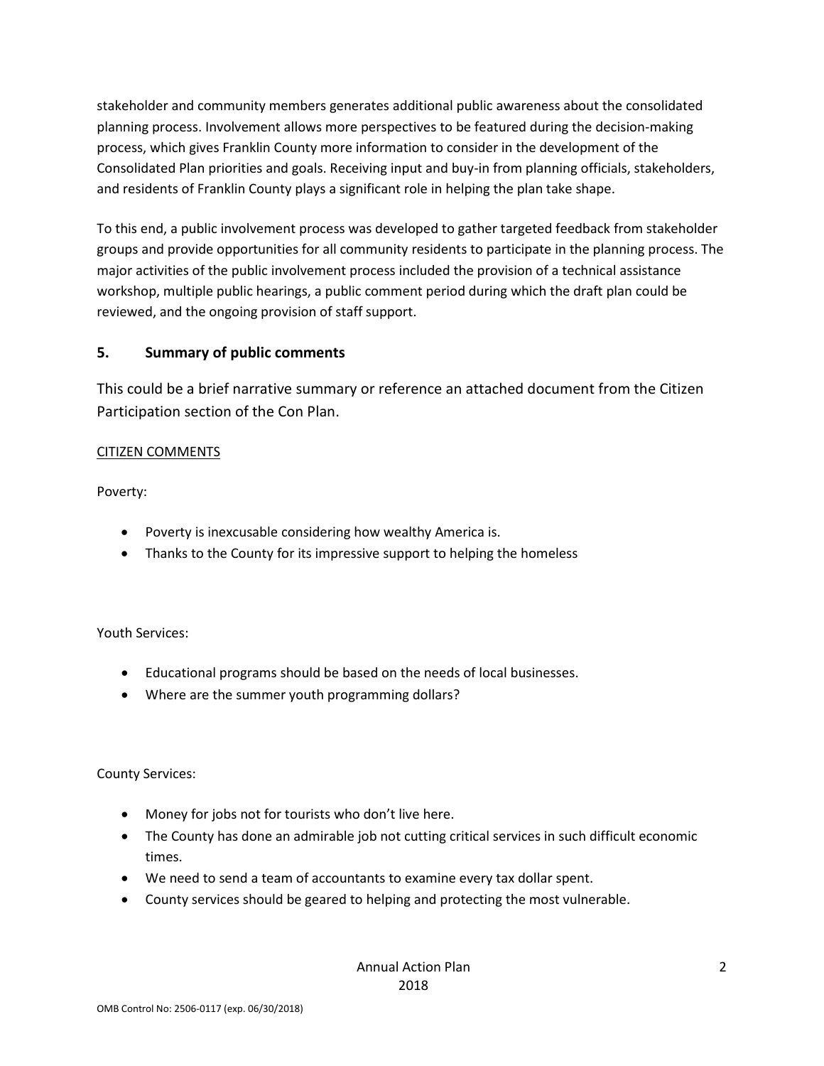stakeholder and community members generates additional public awareness about the consolidated planning process. Involvement allows more perspectives to be featured during the decision-making process, which gives Franklin County more information to consider in the development of the Consolidated Plan priorities and goals. Receiving input and buy-in from planning officials, stakeholders, and residents of Franklin County plays a significant role in helping the plan take shape.

To this end, a public involvement process was developed to gather targeted feedback from stakeholder groups and provide opportunities for all community residents to participate in the planning process. The major activities of the public involvement process included the provision of a technical assistance workshop, multiple public hearings, a public comment period during which the draft plan could be reviewed, and the ongoing provision of staff support.

## 5. Summary of public comments

This could be a brief narrative summary or reference an attached document from the Citizen Participation section of the Con Plan.

CITIZEN COMMENTS

Poverty:

- Poverty is inexcusable considering how wealthy America is.
- Thanks to the County for its impressive support to helping the homeless

Youth Services:

- Educational programs should be based on the needs of local businesses.
- Where are the summer youth programming dollars?

County Services:

- Money for jobs not for tourists who don't live here.
- The County has done an admirable job not cutting critical services in such difficult economic times.
- We need to send a team of accountants to examine every tax dollar spent.
- County services should be geared to helping and protecting the most vulnerable.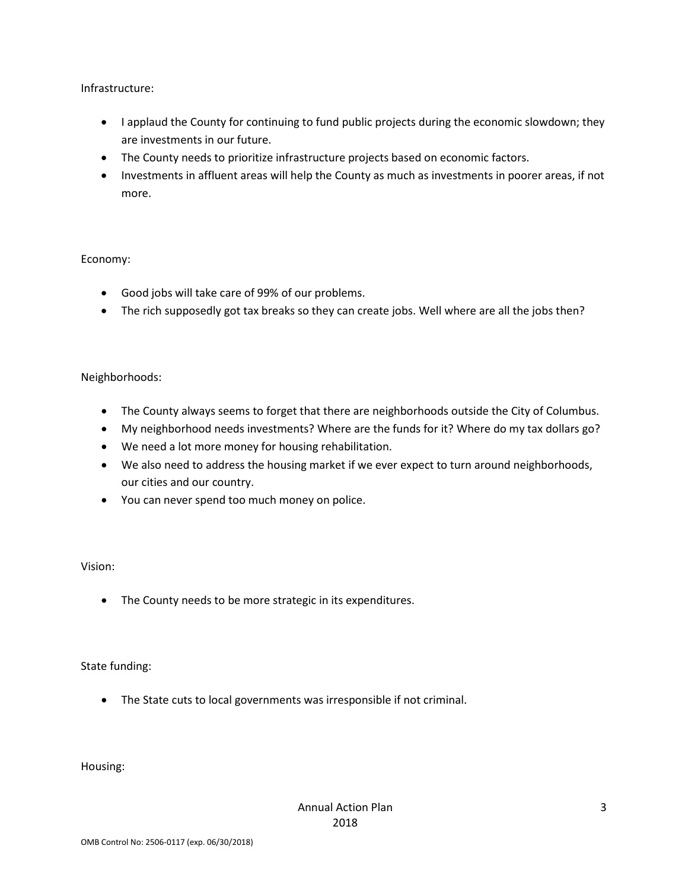Infrastructure:

- I applaud the County for continuing to fund public projects during the economic slowdown; they are investments in our future.
- The County needs to prioritize infrastructure projects based on economic factors.
- Investments in affluent areas will help the County as much as investments in poorer areas, if not more.

Economy:

- Good jobs will take care of 99% of our problems.
- The rich supposedly got tax breaks so they can create jobs. Well where are all the jobs then?

Neighborhoods:

- The County always seems to forget that there are neighborhoods outside the City of Columbus.
- My neighborhood needs investments? Where are the funds for it? Where do my tax dollars go?
- We need a lot more money for housing rehabilitation.
- We also need to address the housing market if we ever expect to turn around neighborhoods, our cities and our country.
- You can never spend too much money on police.

Vision:

- The County needs to be more strategic in its expenditures.

State funding:

- The State cuts to local governments was irresponsible if not criminal.

Housing: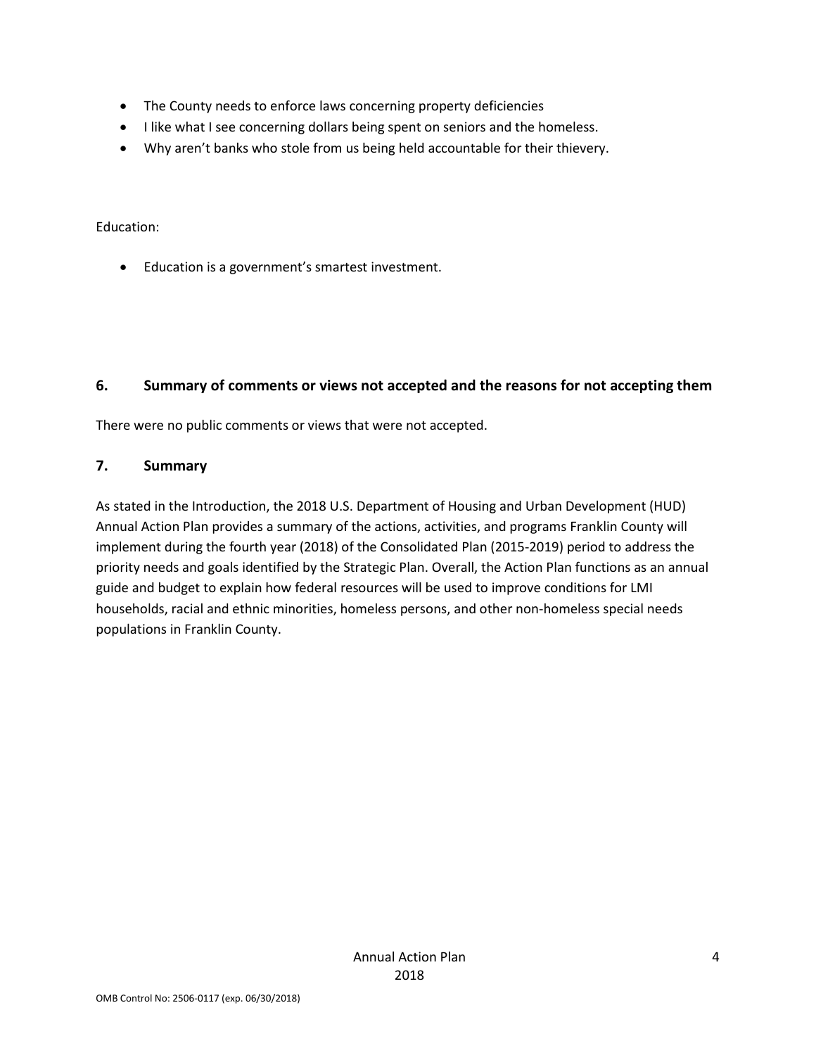- The County needs to enforce laws concerning property deficiencies
- I like what I see concerning dollars being spent on seniors and the homeless.
- Why aren't banks who stole from us being held accountable for their thievery.

Education:

- Education is a government's smartest investment.

## 6. Summary of comments or views not accepted and the reasons for not accepting them

There were no public comments or views that were not accepted.

## 7. Summary

As stated in the Introduction, the 2018 U.S. Department of Housing and Urban Development (HUD) Annual Action Plan provides a summary of the actions, activities, and programs Franklin County will implement during the fourth year (2018) of the Consolidated Plan (2015-2019) period to address the priority needs and goals identified by the Strategic Plan. Overall, the Action Plan functions as an annual guide and budget to explain how federal resources will be used to improve conditions for LMI households, racial and ethnic minorities, homeless persons, and other non-homeless special needs populations in Franklin County.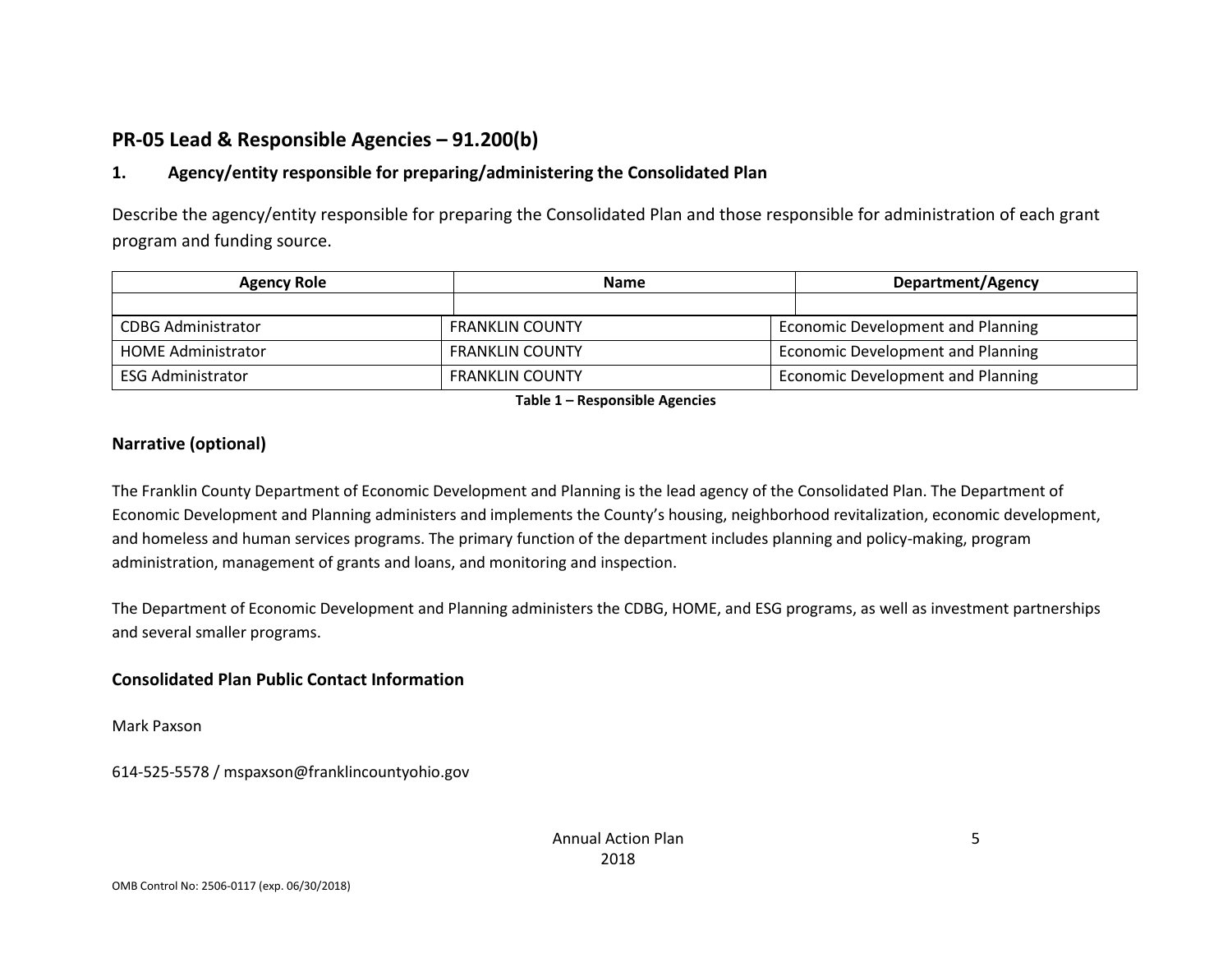## PR-05 Lead & Responsible Agencies – 91.200(b)

### 1. Agency/entity responsible for preparing/administering the Consolidated Plan

Describe the agency/entity responsible for preparing the Consolidated Plan and those responsible for administration of each grant program and funding source.

| Agency Role | Name | Department/Agency |
| --- | --- | --- |
| | | |
| CDBG Administrator | FRANKLIN COUNTY | Economic Development and Planning |
| HOME Administrator | FRANKLIN COUNTY | Economic Development and Planning |
| ESG Administrator | FRANKLIN COUNTY | Economic Development and Planning |

**Table 1 – Responsible Agencies**

### Narrative (optional)

The Franklin County Department of Economic Development and Planning is the lead agency of the Consolidated Plan. The Department of Economic Development and Planning administers and implements the County's housing, neighborhood revitalization, economic development, and homeless and human services programs. The primary function of the department includes planning and policy-making, program administration, management of grants and loans, and monitoring and inspection.

The Department of Economic Development and Planning administers the CDBG, HOME, and ESG programs, as well as investment partnerships and several smaller programs.

### Consolidated Plan Public Contact Information

Mark Paxson

614-525-5578 / mspaxson@franklincountyohio.gov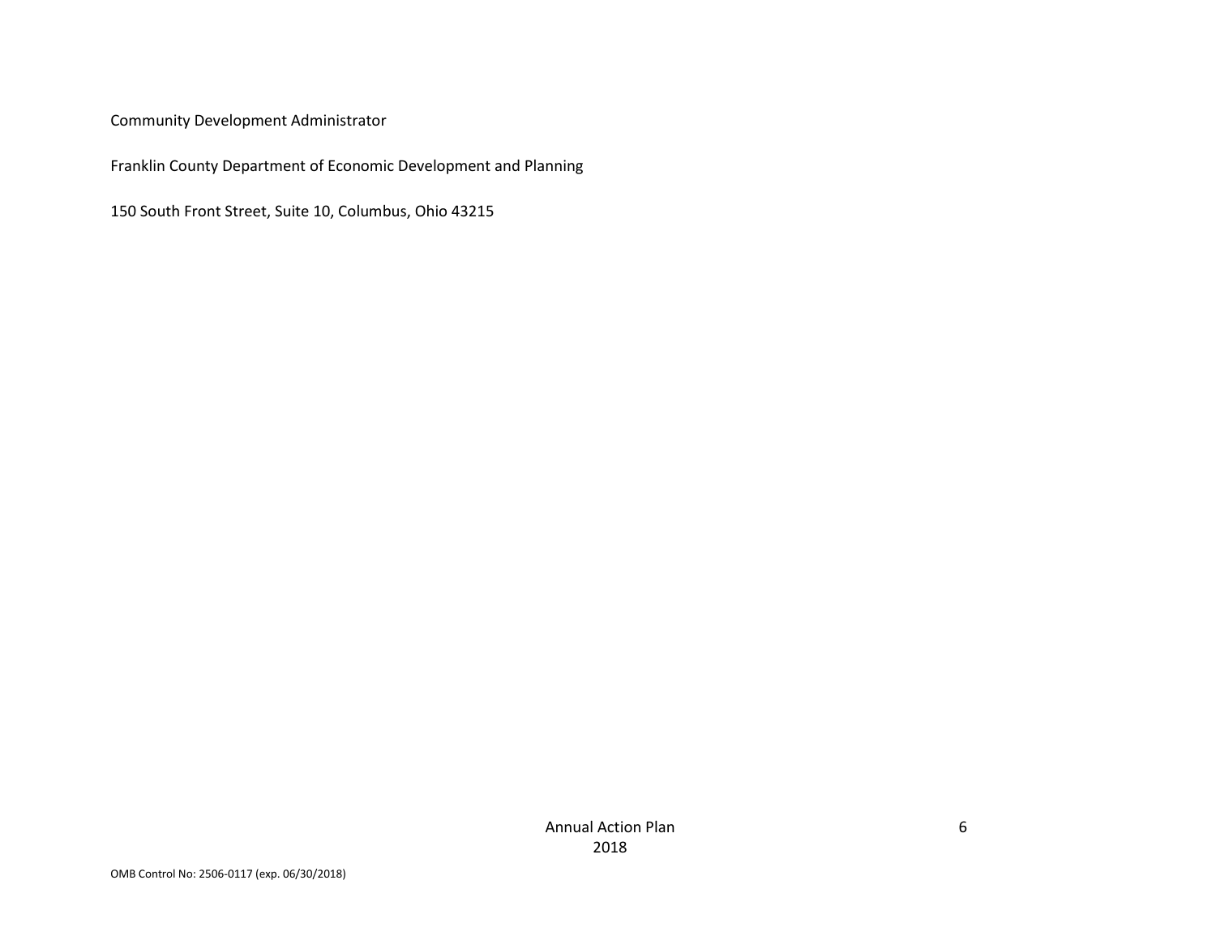Community Development Administrator

Franklin County Department of Economic Development and Planning

150 South Front Street, Suite 10, Columbus, Ohio 43215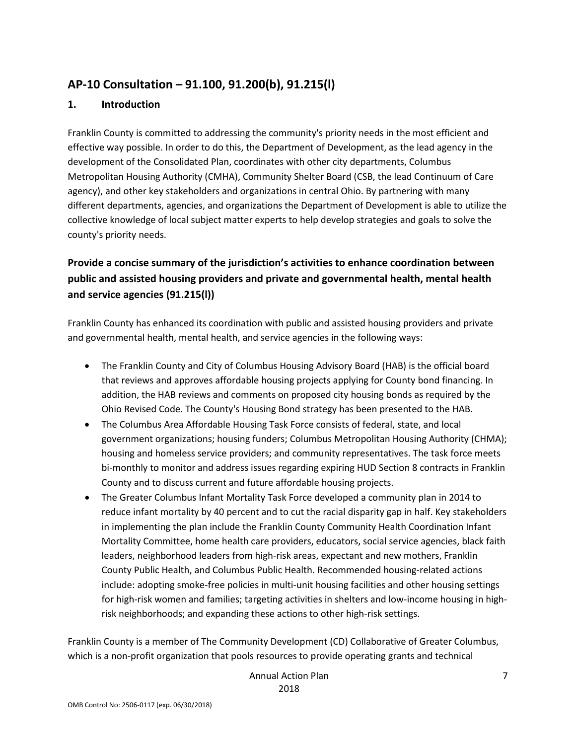## AP-10 Consultation – 91.100, 91.200(b), 91.215(l)

### 1. Introduction

Franklin County is committed to addressing the community's priority needs in the most efficient and effective way possible. In order to do this, the Department of Development, as the lead agency in the development of the Consolidated Plan, coordinates with other city departments, Columbus Metropolitan Housing Authority (CMHA), Community Shelter Board (CSB, the lead Continuum of Care agency), and other key stakeholders and organizations in central Ohio. By partnering with many different departments, agencies, and organizations the Department of Development is able to utilize the collective knowledge of local subject matter experts to help develop strategies and goals to solve the county's priority needs.

### Provide a concise summary of the jurisdiction's activities to enhance coordination between public and assisted housing providers and private and governmental health, mental health and service agencies (91.215(l))

Franklin County has enhanced its coordination with public and assisted housing providers and private and governmental health, mental health, and service agencies in the following ways:

- The Franklin County and City of Columbus Housing Advisory Board (HAB) is the official board that reviews and approves affordable housing projects applying for County bond financing. In addition, the HAB reviews and comments on proposed city housing bonds as required by the Ohio Revised Code. The County's Housing Bond strategy has been presented to the HAB.
- The Columbus Area Affordable Housing Task Force consists of federal, state, and local government organizations; housing funders; Columbus Metropolitan Housing Authority (CHMA); housing and homeless service providers; and community representatives. The task force meets bi-monthly to monitor and address issues regarding expiring HUD Section 8 contracts in Franklin County and to discuss current and future affordable housing projects.
- The Greater Columbus Infant Mortality Task Force developed a community plan in 2014 to reduce infant mortality by 40 percent and to cut the racial disparity gap in half. Key stakeholders in implementing the plan include the Franklin County Community Health Coordination Infant Mortality Committee, home health care providers, educators, social service agencies, black faith leaders, neighborhood leaders from high-risk areas, expectant and new mothers, Franklin County Public Health, and Columbus Public Health. Recommended housing-related actions include: adopting smoke-free policies in multi-unit housing facilities and other housing settings for high-risk women and families; targeting activities in shelters and low-income housing in high-risk neighborhoods; and expanding these actions to other high-risk settings.

Franklin County is a member of The Community Development (CD) Collaborative of Greater Columbus, which is a non-profit organization that pools resources to provide operating grants and technical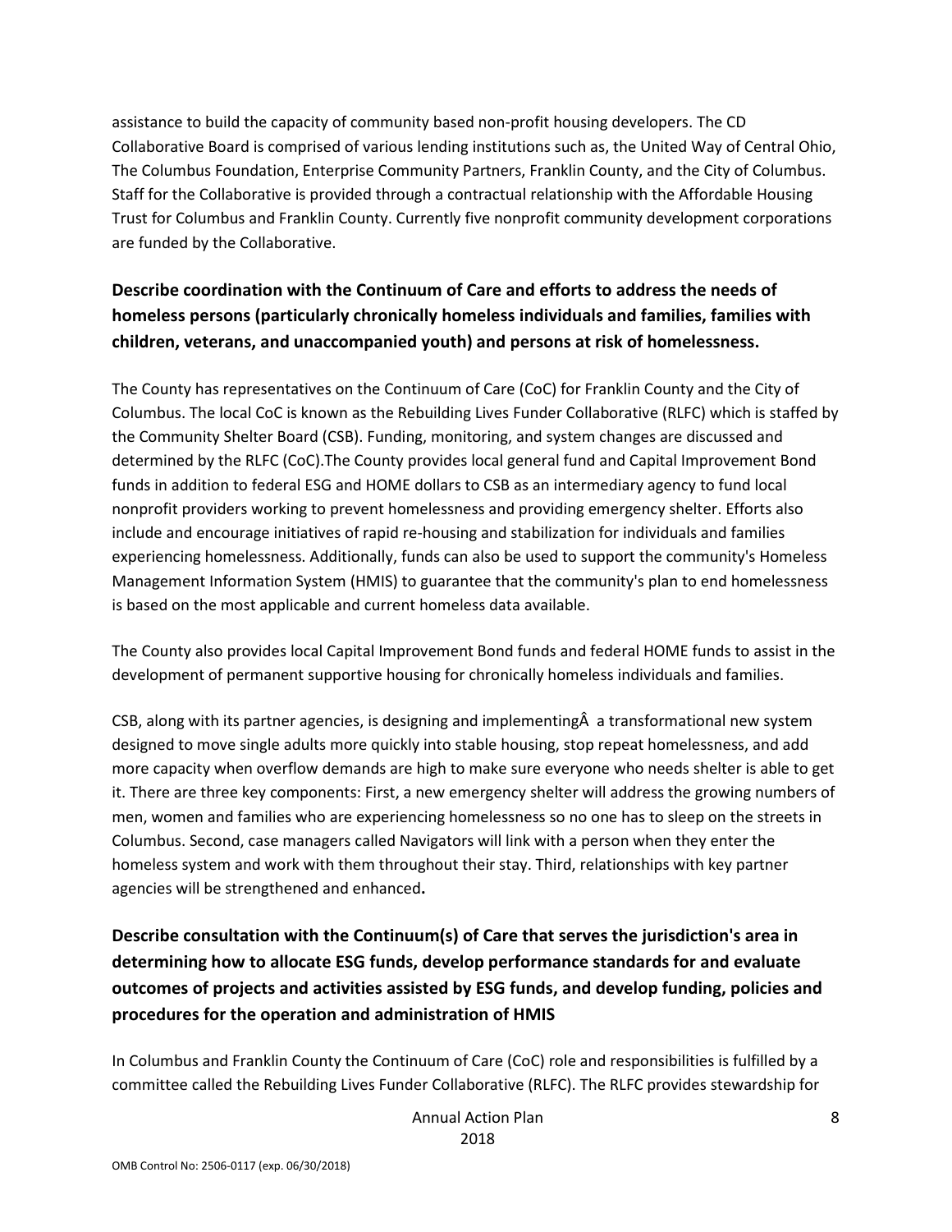assistance to build the capacity of community based non-profit housing developers. The CD Collaborative Board is comprised of various lending institutions such as, the United Way of Central Ohio, The Columbus Foundation, Enterprise Community Partners, Franklin County, and the City of Columbus. Staff for the Collaborative is provided through a contractual relationship with the Affordable Housing Trust for Columbus and Franklin County. Currently five nonprofit community development corporations are funded by the Collaborative.

## Describe coordination with the Continuum of Care and efforts to address the needs of homeless persons (particularly chronically homeless individuals and families, families with children, veterans, and unaccompanied youth) and persons at risk of homelessness.

The County has representatives on the Continuum of Care (CoC) for Franklin County and the City of Columbus. The local CoC is known as the Rebuilding Lives Funder Collaborative (RLFC) which is staffed by the Community Shelter Board (CSB). Funding, monitoring, and system changes are discussed and determined by the RLFC (CoC).The County provides local general fund and Capital Improvement Bond funds in addition to federal ESG and HOME dollars to CSB as an intermediary agency to fund local nonprofit providers working to prevent homelessness and providing emergency shelter. Efforts also include and encourage initiatives of rapid re-housing and stabilization for individuals and families experiencing homelessness. Additionally, funds can also be used to support the community's Homeless Management Information System (HMIS) to guarantee that the community's plan to end homelessness is based on the most applicable and current homeless data available.

The County also provides local Capital Improvement Bond funds and federal HOME funds to assist in the development of permanent supportive housing for chronically homeless individuals and families.

CSB, along with its partner agencies, is designing and implementingÂ  a transformational new system designed to move single adults more quickly into stable housing, stop repeat homelessness, and add more capacity when overflow demands are high to make sure everyone who needs shelter is able to get it. There are three key components: First, a new emergency shelter will address the growing numbers of men, women and families who are experiencing homelessness so no one has to sleep on the streets in Columbus. Second, case managers called Navigators will link with a person when they enter the homeless system and work with them throughout their stay. Third, relationships with key partner agencies will be strengthened and enhanced**.**

## Describe consultation with the Continuum(s) of Care that serves the jurisdiction's area in determining how to allocate ESG funds, develop performance standards for and evaluate outcomes of projects and activities assisted by ESG funds, and develop funding, policies and procedures for the operation and administration of HMIS

In Columbus and Franklin County the Continuum of Care (CoC) role and responsibilities is fulfilled by a committee called the Rebuilding Lives Funder Collaborative (RLFC). The RLFC provides stewardship for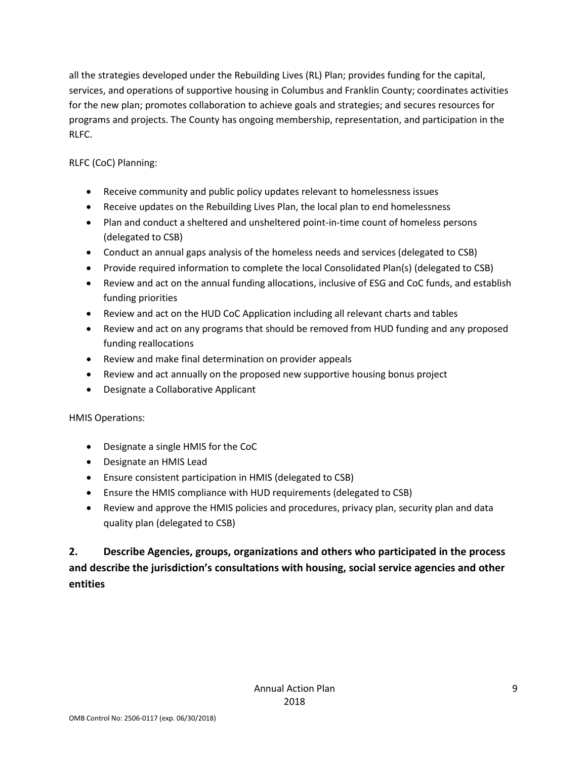all the strategies developed under the Rebuilding Lives (RL) Plan; provides funding for the capital, services, and operations of supportive housing in Columbus and Franklin County; coordinates activities for the new plan; promotes collaboration to achieve goals and strategies; and secures resources for programs and projects. The County has ongoing membership, representation, and participation in the RLFC.

RLFC (CoC) Planning:

- Receive community and public policy updates relevant to homelessness issues
- Receive updates on the Rebuilding Lives Plan, the local plan to end homelessness
- Plan and conduct a sheltered and unsheltered point-in-time count of homeless persons (delegated to CSB)
- Conduct an annual gaps analysis of the homeless needs and services (delegated to CSB)
- Provide required information to complete the local Consolidated Plan(s) (delegated to CSB)
- Review and act on the annual funding allocations, inclusive of ESG and CoC funds, and establish funding priorities
- Review and act on the HUD CoC Application including all relevant charts and tables
- Review and act on any programs that should be removed from HUD funding and any proposed funding reallocations
- Review and make final determination on provider appeals
- Review and act annually on the proposed new supportive housing bonus project
- Designate a Collaborative Applicant

HMIS Operations:

- Designate a single HMIS for the CoC
- Designate an HMIS Lead
- Ensure consistent participation in HMIS (delegated to CSB)
- Ensure the HMIS compliance with HUD requirements (delegated to CSB)
- Review and approve the HMIS policies and procedures, privacy plan, security plan and data quality plan (delegated to CSB)

**2. Describe Agencies, groups, organizations and others who participated in the process and describe the jurisdiction's consultations with housing, social service agencies and other entities**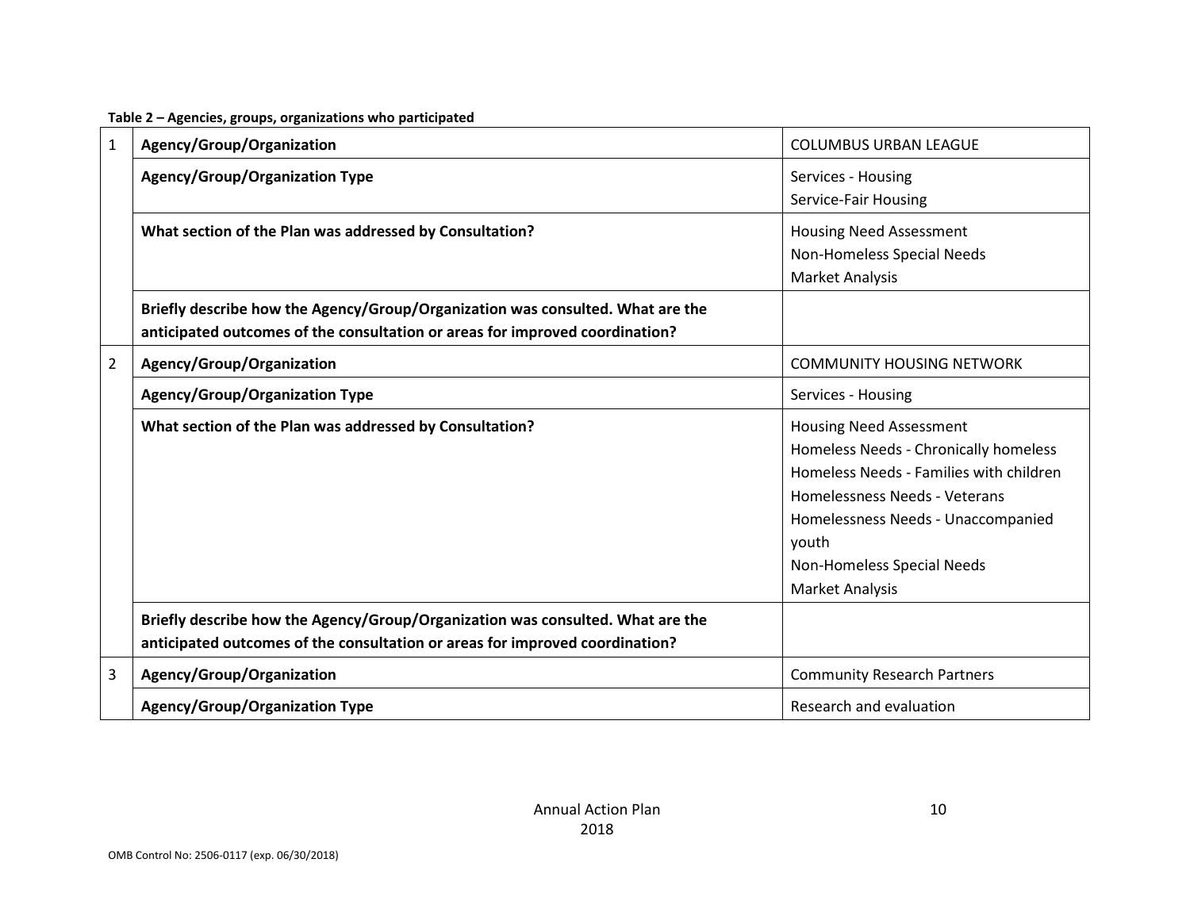**Table 2 – Agencies, groups, organizations who participated**

| | | |
|---|---|---|
| 1 | **Agency/Group/Organization** | COLUMBUS URBAN LEAGUE |
| | **Agency/Group/Organization Type** | Services - Housing<br>Service-Fair Housing |
| | **What section of the Plan was addressed by Consultation?** | Housing Need Assessment<br>Non-Homeless Special Needs<br>Market Analysis |
| | **Briefly describe how the Agency/Group/Organization was consulted. What are the anticipated outcomes of the consultation or areas for improved coordination?** | |
| 2 | **Agency/Group/Organization** | COMMUNITY HOUSING NETWORK |
| | **Agency/Group/Organization Type** | Services - Housing |
| | **What section of the Plan was addressed by Consultation?** | Housing Need Assessment<br>Homeless Needs - Chronically homeless<br>Homeless Needs - Families with children<br>Homelessness Needs - Veterans<br>Homelessness Needs - Unaccompanied youth<br>Non-Homeless Special Needs<br>Market Analysis |
| | **Briefly describe how the Agency/Group/Organization was consulted. What are the anticipated outcomes of the consultation or areas for improved coordination?** | |
| 3 | **Agency/Group/Organization** | Community Research Partners |
| | **Agency/Group/Organization Type** | Research and evaluation |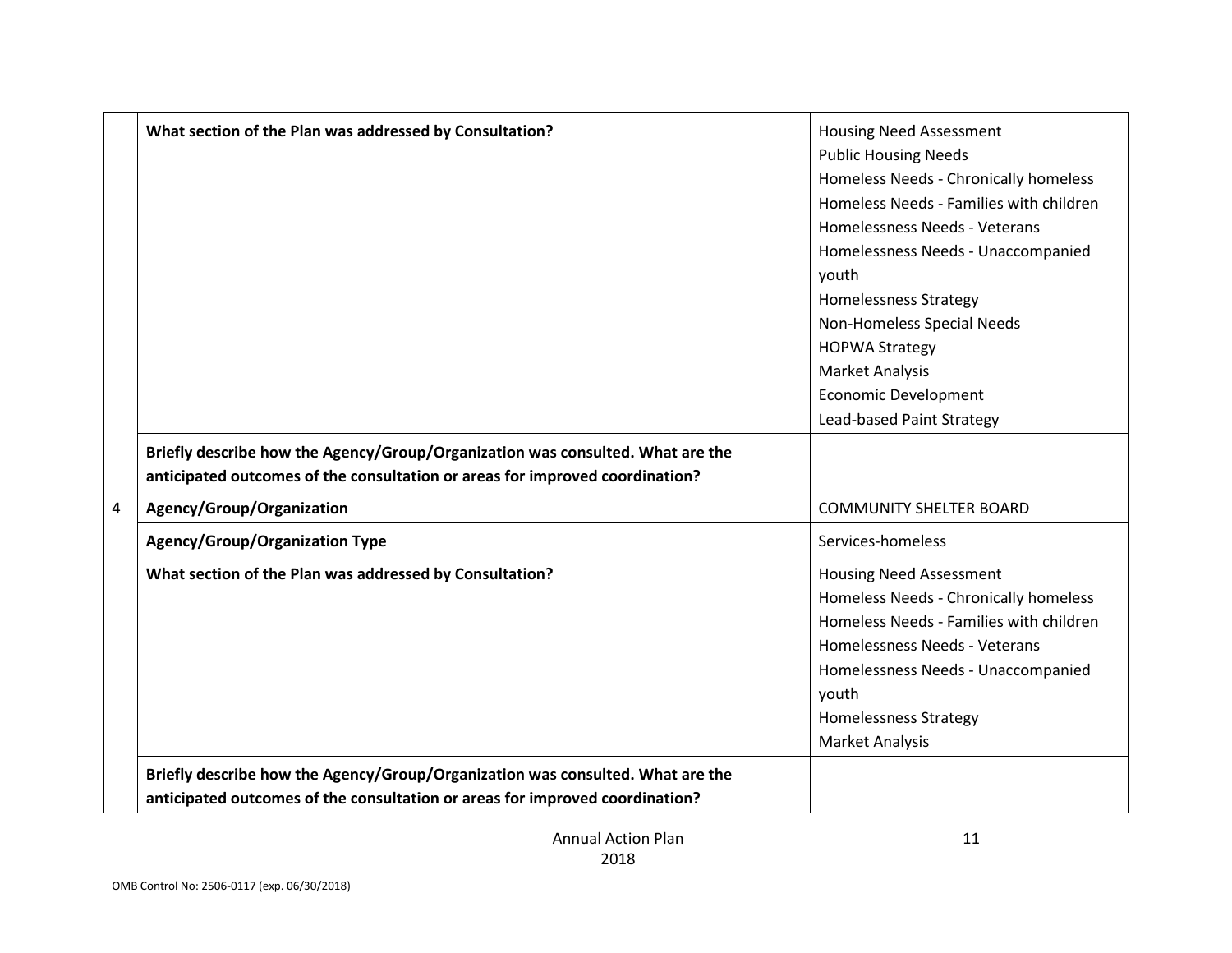| | | |
|---|---|---|
| | **What section of the Plan was addressed by Consultation?** | Housing Need Assessment<br>Public Housing Needs<br>Homeless Needs - Chronically homeless<br>Homeless Needs - Families with children<br>Homelessness Needs - Veterans<br>Homelessness Needs - Unaccompanied youth<br>Homelessness Strategy<br>Non-Homeless Special Needs<br>HOPWA Strategy<br>Market Analysis<br>Economic Development<br>Lead-based Paint Strategy |
| | **Briefly describe how the Agency/Group/Organization was consulted. What are the anticipated outcomes of the consultation or areas for improved coordination?** | |
| 4 | **Agency/Group/Organization** | COMMUNITY SHELTER BOARD |
| | **Agency/Group/Organization Type** | Services-homeless |
| | **What section of the Plan was addressed by Consultation?** | Housing Need Assessment<br>Homeless Needs - Chronically homeless<br>Homeless Needs - Families with children<br>Homelessness Needs - Veterans<br>Homelessness Needs - Unaccompanied youth<br>Homelessness Strategy<br>Market Analysis |
| | **Briefly describe how the Agency/Group/Organization was consulted. What are the anticipated outcomes of the consultation or areas for improved coordination?** | |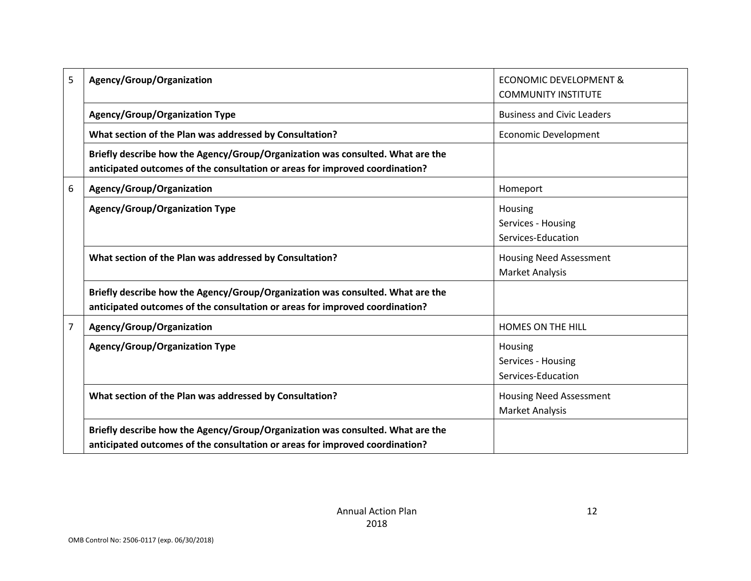| | | |
|---|---|---|
| 5 | **Agency/Group/Organization** | ECONOMIC DEVELOPMENT & COMMUNITY INSTITUTE |
| | **Agency/Group/Organization Type** | Business and Civic Leaders |
| | **What section of the Plan was addressed by Consultation?** | Economic Development |
| | **Briefly describe how the Agency/Group/Organization was consulted. What are the anticipated outcomes of the consultation or areas for improved coordination?** | |
| 6 | **Agency/Group/Organization** | Homeport |
| | **Agency/Group/Organization Type** | Housing<br>Services - Housing<br>Services-Education |
| | **What section of the Plan was addressed by Consultation?** | Housing Need Assessment<br>Market Analysis |
| | **Briefly describe how the Agency/Group/Organization was consulted. What are the anticipated outcomes of the consultation or areas for improved coordination?** | |
| 7 | **Agency/Group/Organization** | HOMES ON THE HILL |
| | **Agency/Group/Organization Type** | Housing<br>Services - Housing<br>Services-Education |
| | **What section of the Plan was addressed by Consultation?** | Housing Need Assessment<br>Market Analysis |
| | **Briefly describe how the Agency/Group/Organization was consulted. What are the anticipated outcomes of the consultation or areas for improved coordination?** | |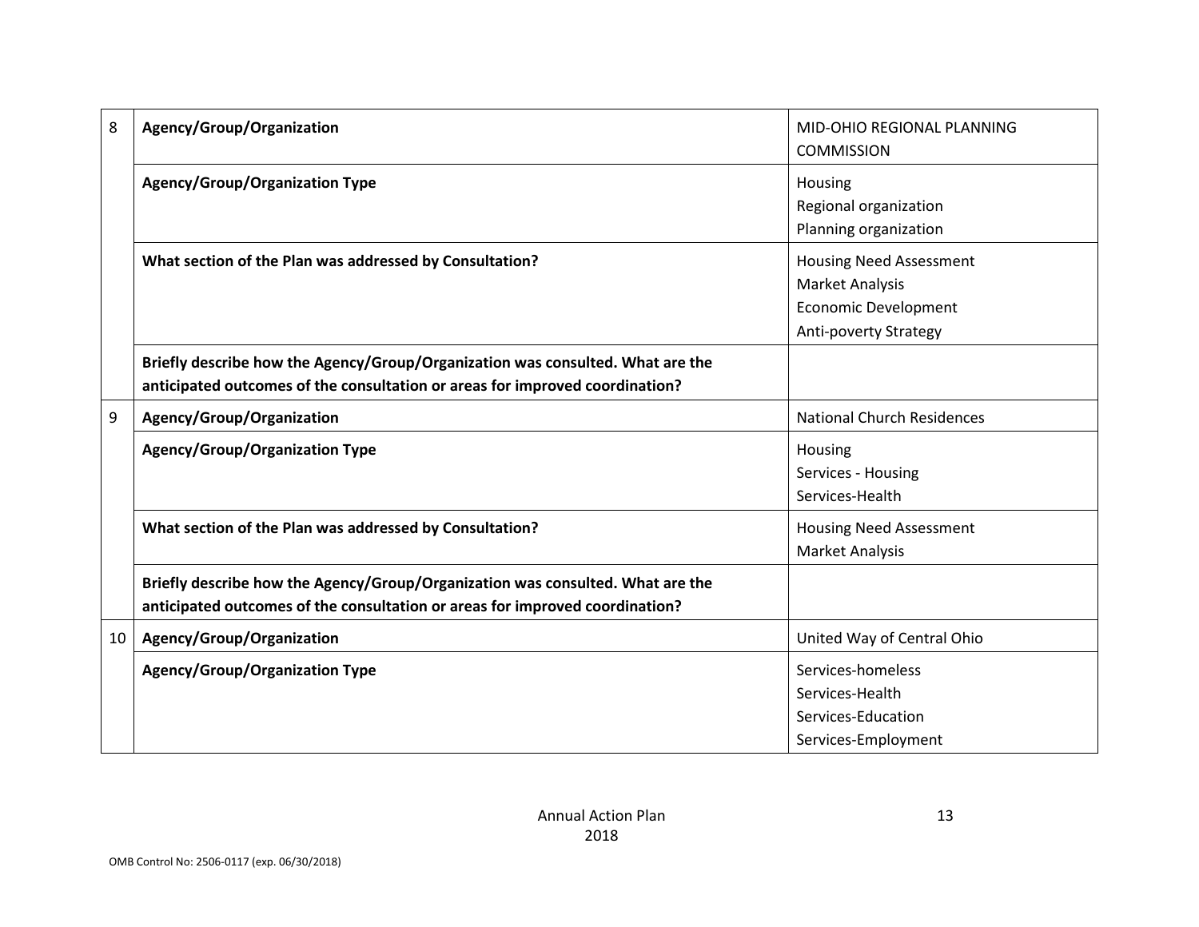| | | |
|---|---|---|
| 8 | **Agency/Group/Organization** | MID-OHIO REGIONAL PLANNING COMMISSION |
| | **Agency/Group/Organization Type** | Housing<br>Regional organization<br>Planning organization |
| | **What section of the Plan was addressed by Consultation?** | Housing Need Assessment<br>Market Analysis<br>Economic Development<br>Anti-poverty Strategy |
| | **Briefly describe how the Agency/Group/Organization was consulted. What are the anticipated outcomes of the consultation or areas for improved coordination?** | |
| 9 | **Agency/Group/Organization** | National Church Residences |
| | **Agency/Group/Organization Type** | Housing<br>Services - Housing<br>Services-Health |
| | **What section of the Plan was addressed by Consultation?** | Housing Need Assessment<br>Market Analysis |
| | **Briefly describe how the Agency/Group/Organization was consulted. What are the anticipated outcomes of the consultation or areas for improved coordination?** | |
| 10 | **Agency/Group/Organization** | United Way of Central Ohio |
| | **Agency/Group/Organization Type** | Services-homeless<br>Services-Health<br>Services-Education<br>Services-Employment |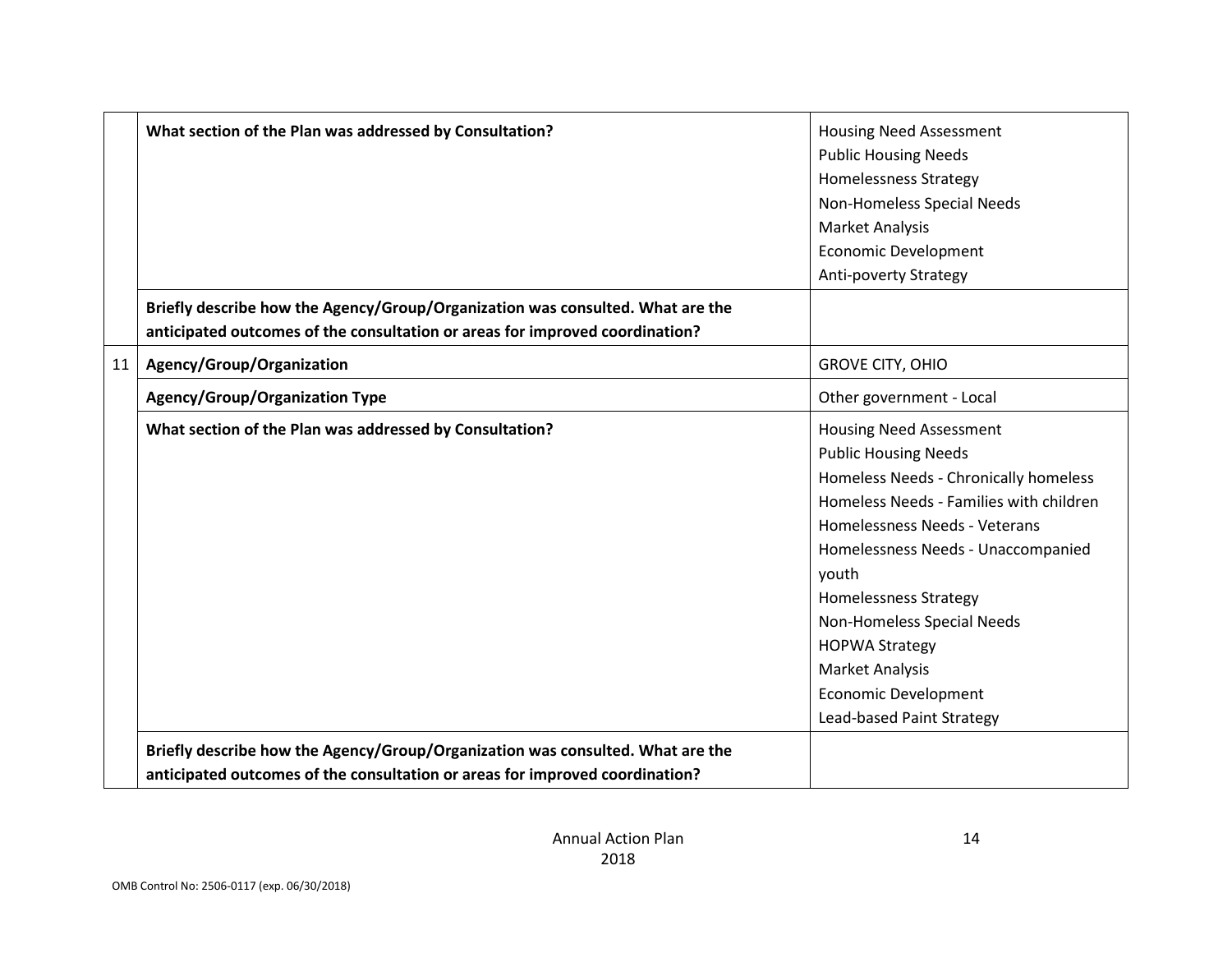| | | |
|---|---|---|
| | **What section of the Plan was addressed by Consultation?** | Housing Need Assessment<br>Public Housing Needs<br>Homelessness Strategy<br>Non-Homeless Special Needs<br>Market Analysis<br>Economic Development<br>Anti-poverty Strategy |
| | **Briefly describe how the Agency/Group/Organization was consulted. What are the anticipated outcomes of the consultation or areas for improved coordination?** | |
| 11 | **Agency/Group/Organization** | GROVE CITY, OHIO |
| | **Agency/Group/Organization Type** | Other government - Local |
| | **What section of the Plan was addressed by Consultation?** | Housing Need Assessment<br>Public Housing Needs<br>Homeless Needs - Chronically homeless<br>Homeless Needs - Families with children<br>Homelessness Needs - Veterans<br>Homelessness Needs - Unaccompanied youth<br>Homelessness Strategy<br>Non-Homeless Special Needs<br>HOPWA Strategy<br>Market Analysis<br>Economic Development<br>Lead-based Paint Strategy |
| | **Briefly describe how the Agency/Group/Organization was consulted. What are the anticipated outcomes of the consultation or areas for improved coordination?** | |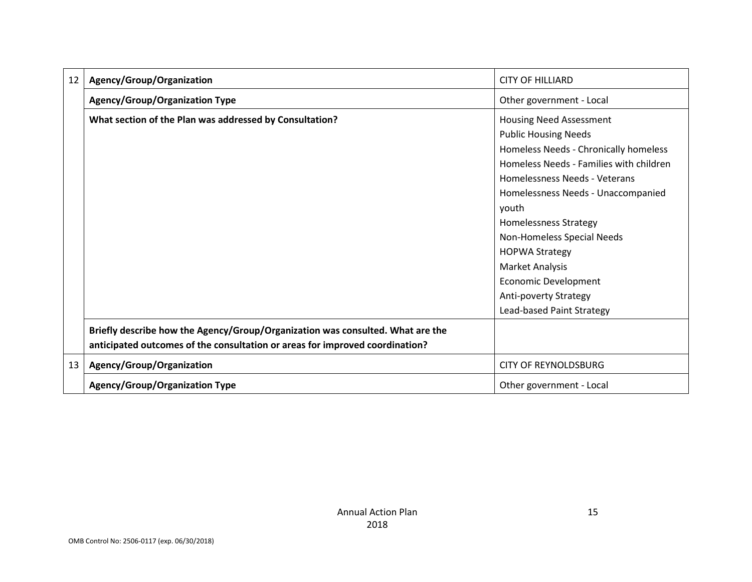| | | |
|---|---|---|
| 12 | **Agency/Group/Organization** | CITY OF HILLIARD |
| | **Agency/Group/Organization Type** | Other government - Local |
| | **What section of the Plan was addressed by Consultation?** | Housing Need Assessment<br>Public Housing Needs<br>Homeless Needs - Chronically homeless<br>Homeless Needs - Families with children<br>Homelessness Needs - Veterans<br>Homelessness Needs - Unaccompanied youth<br>Homelessness Strategy<br>Non-Homeless Special Needs<br>HOPWA Strategy<br>Market Analysis<br>Economic Development<br>Anti-poverty Strategy<br>Lead-based Paint Strategy |
| | **Briefly describe how the Agency/Group/Organization was consulted. What are the anticipated outcomes of the consultation or areas for improved coordination?** | |
| 13 | **Agency/Group/Organization** | CITY OF REYNOLDSBURG |
| | **Agency/Group/Organization Type** | Other government - Local |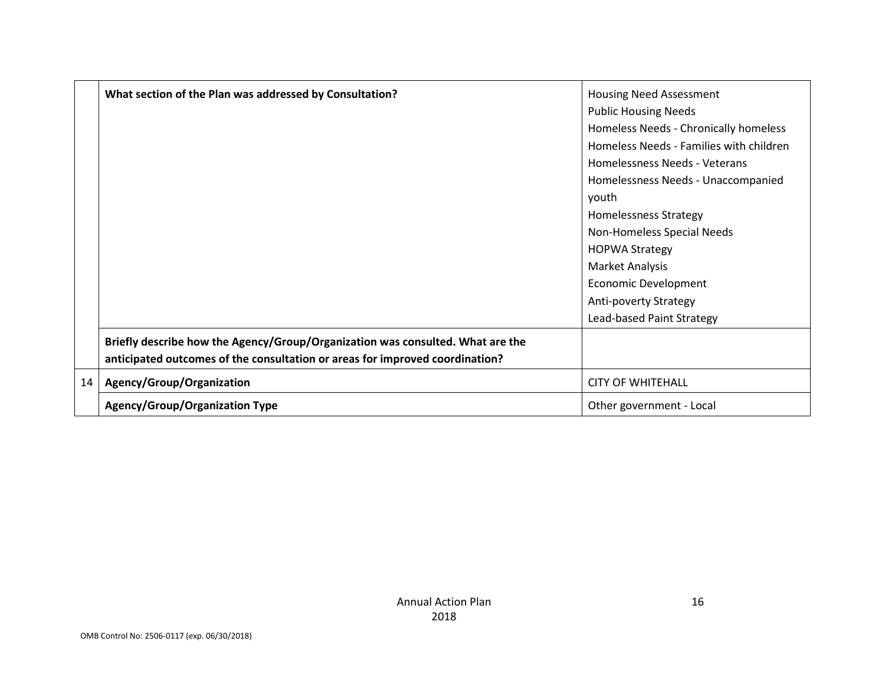| | | |
|---|---|---|
| | **What section of the Plan was addressed by Consultation?** | Housing Need Assessment<br>Public Housing Needs<br>Homeless Needs - Chronically homeless<br>Homeless Needs - Families with children<br>Homelessness Needs - Veterans<br>Homelessness Needs - Unaccompanied youth<br>Homelessness Strategy<br>Non-Homeless Special Needs<br>HOPWA Strategy<br>Market Analysis<br>Economic Development<br>Anti-poverty Strategy<br>Lead-based Paint Strategy |
| | **Briefly describe how the Agency/Group/Organization was consulted. What are the anticipated outcomes of the consultation or areas for improved coordination?** | |
| 14 | **Agency/Group/Organization** | CITY OF WHITEHALL |
| | **Agency/Group/Organization Type** | Other government - Local |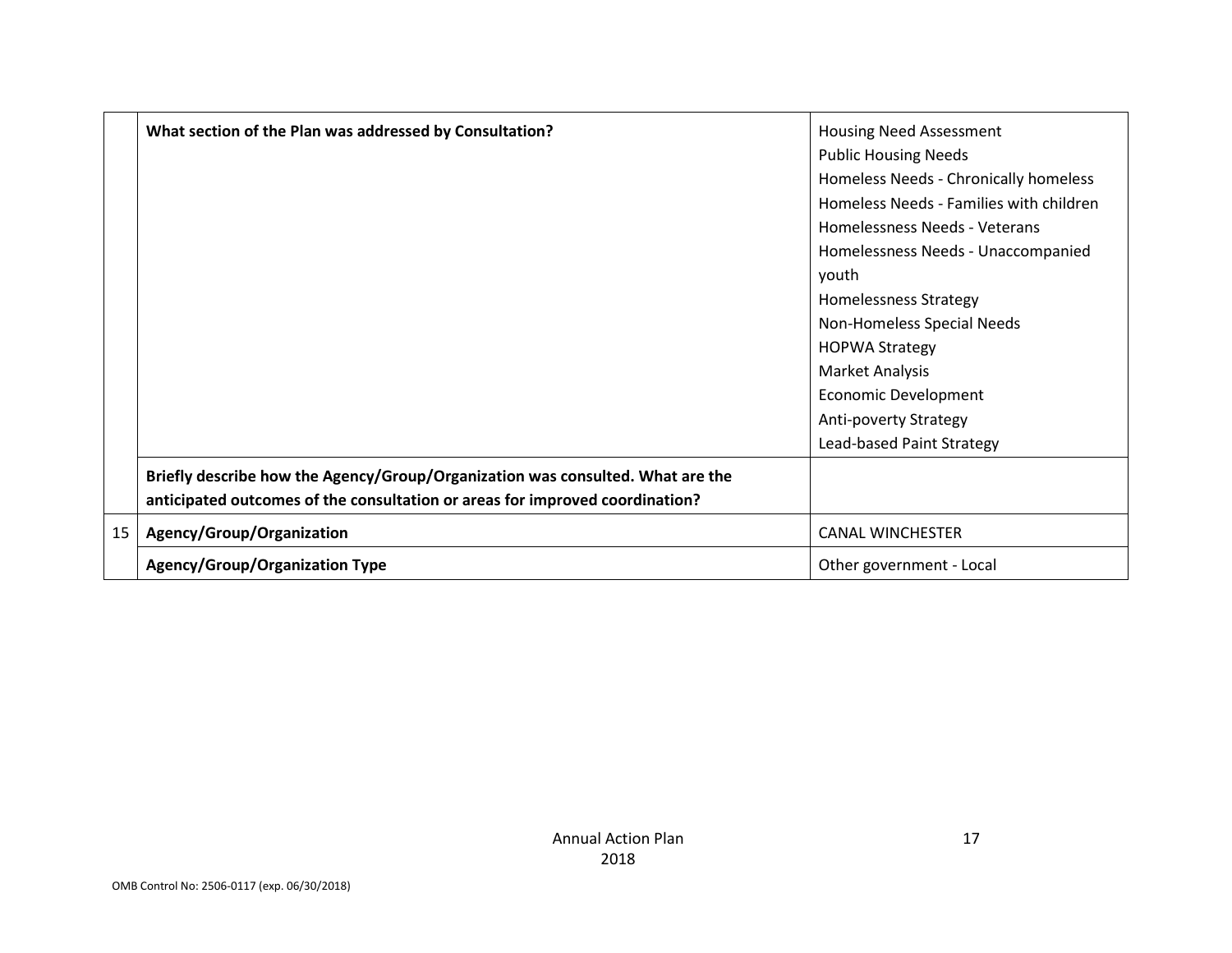| | | |
|---|---|---|
| | **What section of the Plan was addressed by Consultation?** | Housing Need Assessment<br>Public Housing Needs<br>Homeless Needs - Chronically homeless<br>Homeless Needs - Families with children<br>Homelessness Needs - Veterans<br>Homelessness Needs - Unaccompanied youth<br>Homelessness Strategy<br>Non-Homeless Special Needs<br>HOPWA Strategy<br>Market Analysis<br>Economic Development<br>Anti-poverty Strategy<br>Lead-based Paint Strategy |
| | **Briefly describe how the Agency/Group/Organization was consulted. What are the anticipated outcomes of the consultation or areas for improved coordination?** | |
| 15 | **Agency/Group/Organization** | CANAL WINCHESTER |
| | **Agency/Group/Organization Type** | Other government - Local |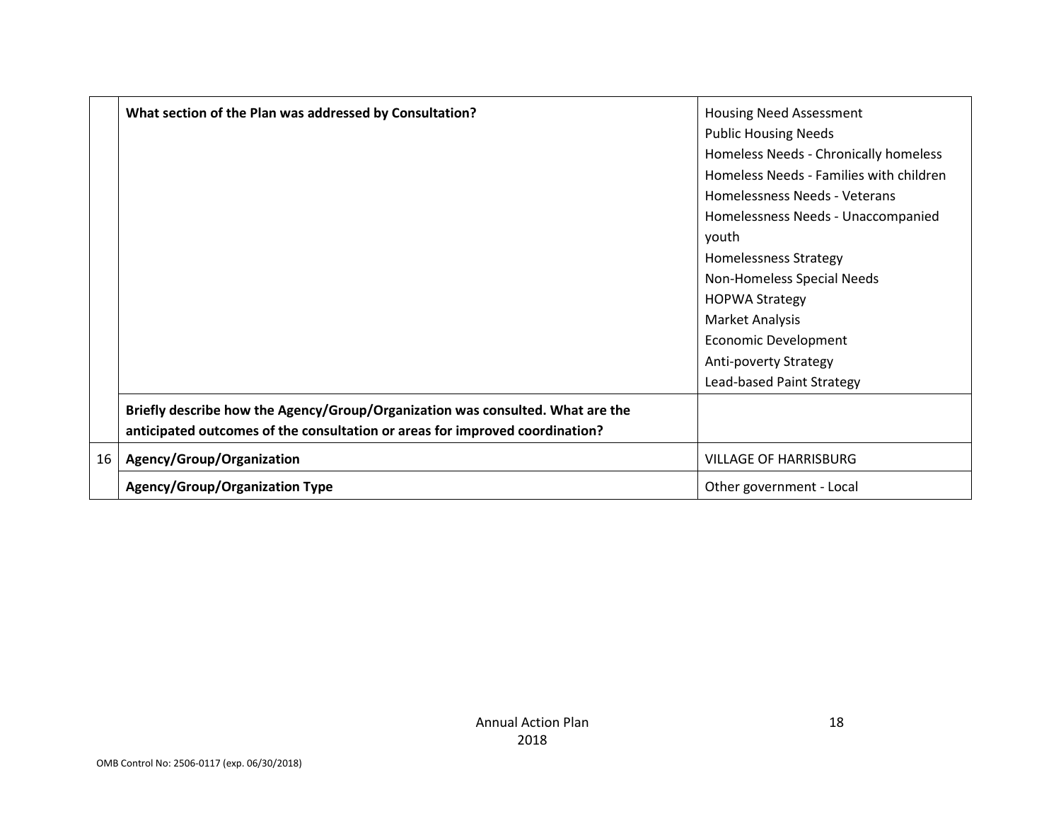| | | |
|---|---|---|
| | **What section of the Plan was addressed by Consultation?** | Housing Need Assessment<br>Public Housing Needs<br>Homeless Needs - Chronically homeless<br>Homeless Needs - Families with children<br>Homelessness Needs - Veterans<br>Homelessness Needs - Unaccompanied youth<br>Homelessness Strategy<br>Non-Homeless Special Needs<br>HOPWA Strategy<br>Market Analysis<br>Economic Development<br>Anti-poverty Strategy<br>Lead-based Paint Strategy |
| | **Briefly describe how the Agency/Group/Organization was consulted. What are the anticipated outcomes of the consultation or areas for improved coordination?** | |
| 16 | **Agency/Group/Organization** | VILLAGE OF HARRISBURG |
| | **Agency/Group/Organization Type** | Other government - Local |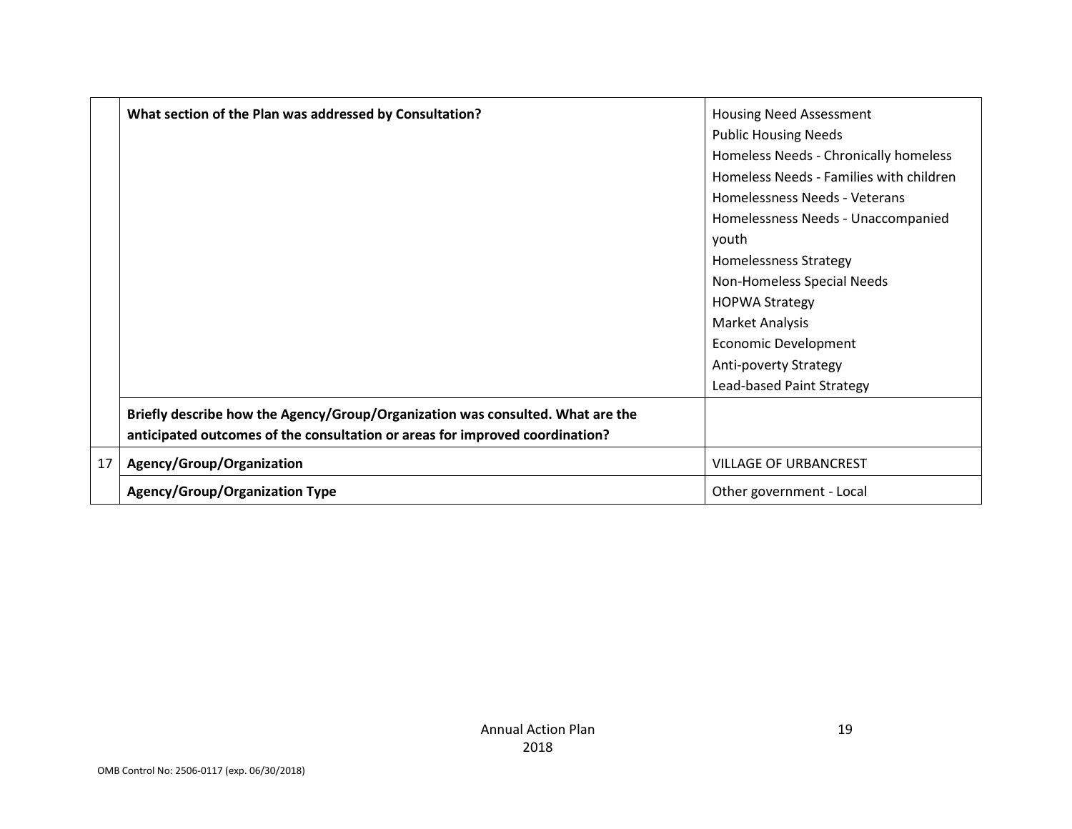| | | |
|---|---|---|
| | **What section of the Plan was addressed by Consultation?** | Housing Need Assessment<br>Public Housing Needs<br>Homeless Needs - Chronically homeless<br>Homeless Needs - Families with children<br>Homelessness Needs - Veterans<br>Homelessness Needs - Unaccompanied youth<br>Homelessness Strategy<br>Non-Homeless Special Needs<br>HOPWA Strategy<br>Market Analysis<br>Economic Development<br>Anti-poverty Strategy<br>Lead-based Paint Strategy |
| | **Briefly describe how the Agency/Group/Organization was consulted. What are the anticipated outcomes of the consultation or areas for improved coordination?** | |
| 17 | **Agency/Group/Organization** | VILLAGE OF URBANCREST |
| | **Agency/Group/Organization Type** | Other government - Local |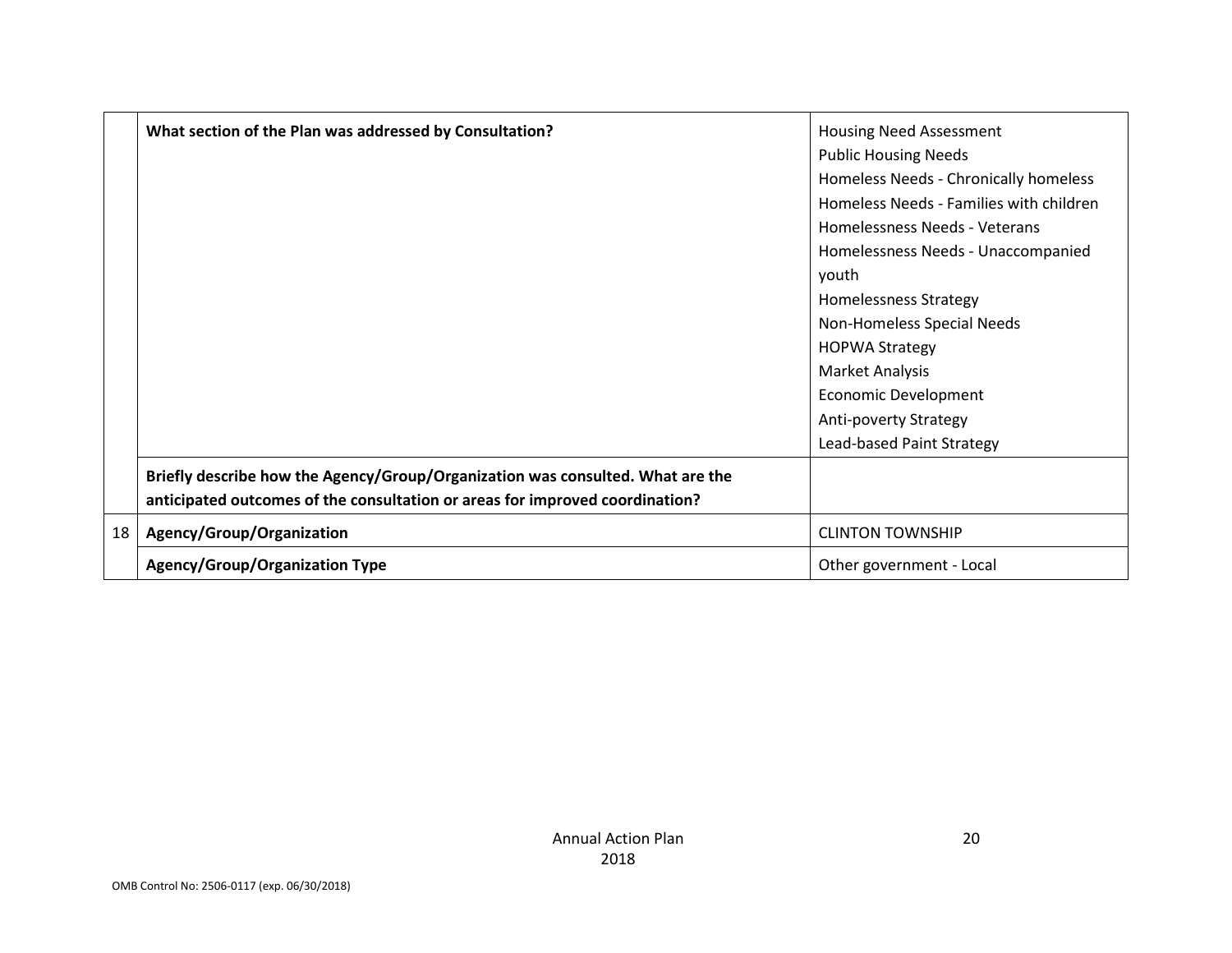| | | |
|---|---|---|
| | **What section of the Plan was addressed by Consultation?** | Housing Need Assessment<br>Public Housing Needs<br>Homeless Needs - Chronically homeless<br>Homeless Needs - Families with children<br>Homelessness Needs - Veterans<br>Homelessness Needs - Unaccompanied youth<br>Homelessness Strategy<br>Non-Homeless Special Needs<br>HOPWA Strategy<br>Market Analysis<br>Economic Development<br>Anti-poverty Strategy<br>Lead-based Paint Strategy |
| | **Briefly describe how the Agency/Group/Organization was consulted. What are the anticipated outcomes of the consultation or areas for improved coordination?** | |
| 18 | **Agency/Group/Organization** | CLINTON TOWNSHIP |
| | **Agency/Group/Organization Type** | Other government - Local |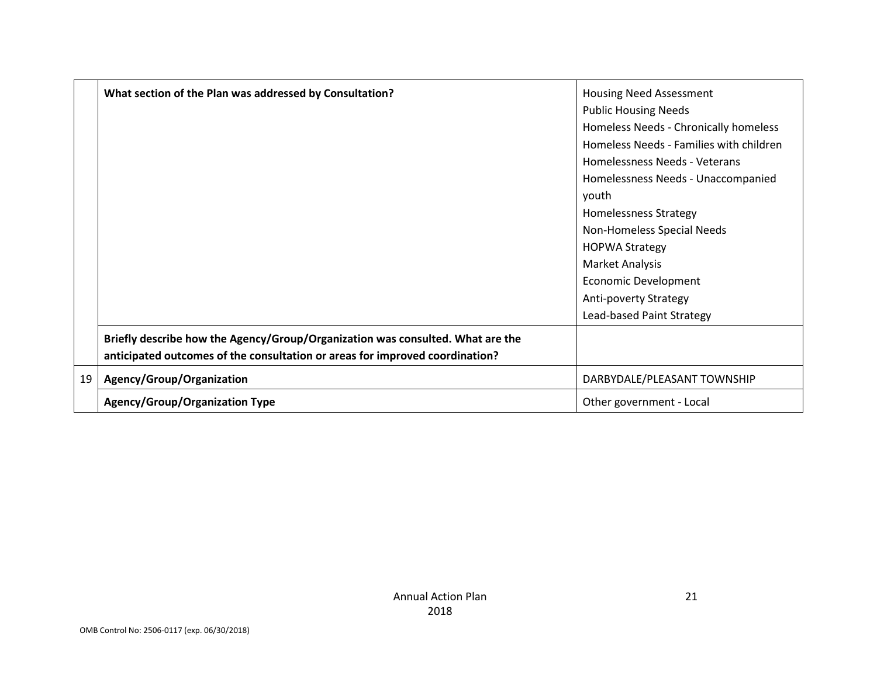| | | |
|---|---|---|
| | **What section of the Plan was addressed by Consultation?** | Housing Need Assessment<br>Public Housing Needs<br>Homeless Needs - Chronically homeless<br>Homeless Needs - Families with children<br>Homelessness Needs - Veterans<br>Homelessness Needs - Unaccompanied youth<br>Homelessness Strategy<br>Non-Homeless Special Needs<br>HOPWA Strategy<br>Market Analysis<br>Economic Development<br>Anti-poverty Strategy<br>Lead-based Paint Strategy |
| | **Briefly describe how the Agency/Group/Organization was consulted. What are the anticipated outcomes of the consultation or areas for improved coordination?** | |
| 19 | **Agency/Group/Organization** | DARBYDALE/PLEASANT TOWNSHIP |
| | **Agency/Group/Organization Type** | Other government - Local |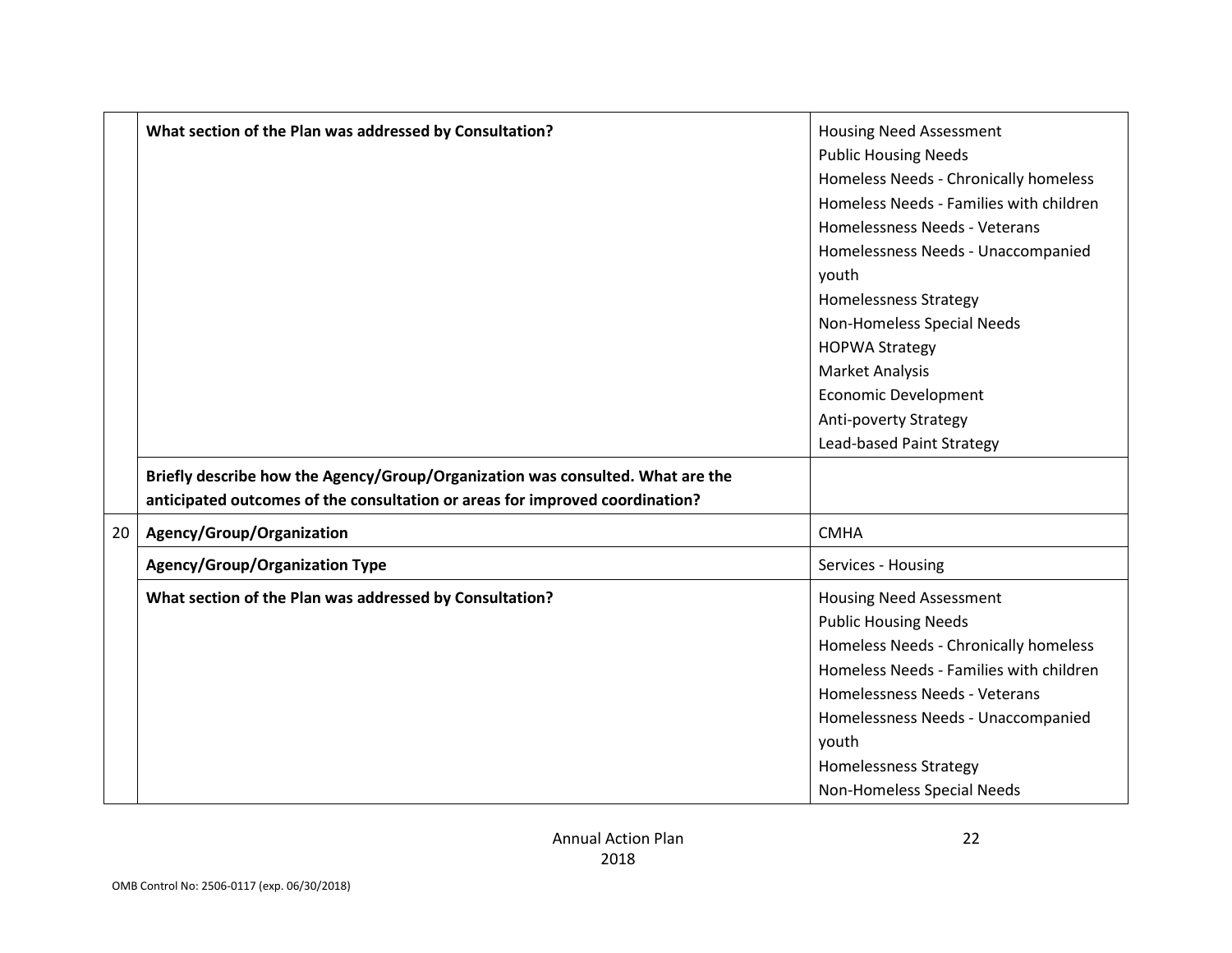| | | |
|---|---|---|
| | **What section of the Plan was addressed by Consultation?** | Housing Need Assessment<br>Public Housing Needs<br>Homeless Needs - Chronically homeless<br>Homeless Needs - Families with children<br>Homelessness Needs - Veterans<br>Homelessness Needs - Unaccompanied youth<br>Homelessness Strategy<br>Non-Homeless Special Needs<br>HOPWA Strategy<br>Market Analysis<br>Economic Development<br>Anti-poverty Strategy<br>Lead-based Paint Strategy |
| | **Briefly describe how the Agency/Group/Organization was consulted. What are the anticipated outcomes of the consultation or areas for improved coordination?** | |
| 20 | **Agency/Group/Organization** | CMHA |
| | **Agency/Group/Organization Type** | Services - Housing |
| | **What section of the Plan was addressed by Consultation?** | Housing Need Assessment<br>Public Housing Needs<br>Homeless Needs - Chronically homeless<br>Homeless Needs - Families with children<br>Homelessness Needs - Veterans<br>Homelessness Needs - Unaccompanied youth<br>Homelessness Strategy<br>Non-Homeless Special Needs |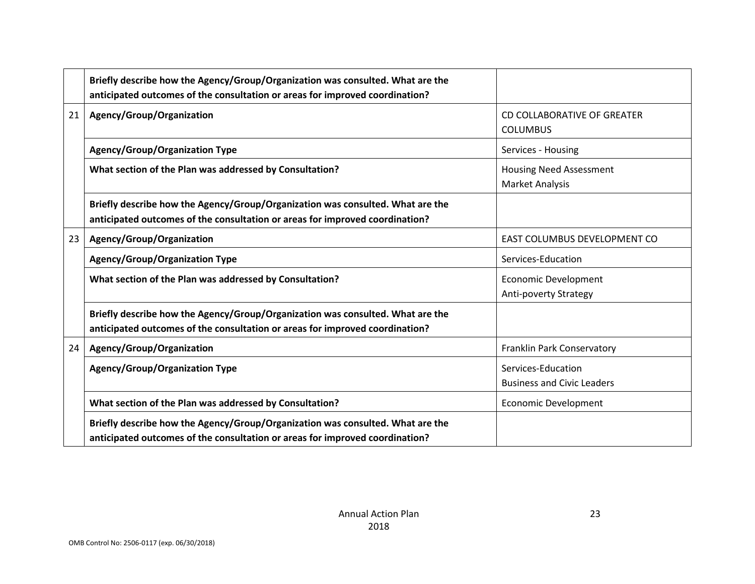|  |  |  |
| --- | --- | --- |
|  | **Briefly describe how the Agency/Group/Organization was consulted. What are the anticipated outcomes of the consultation or areas for improved coordination?** |  |
| 21 | **Agency/Group/Organization** | CD COLLABORATIVE OF GREATER COLUMBUS |
|  | **Agency/Group/Organization Type** | Services - Housing |
|  | **What section of the Plan was addressed by Consultation?** | Housing Need Assessment<br>Market Analysis |
|  | **Briefly describe how the Agency/Group/Organization was consulted. What are the anticipated outcomes of the consultation or areas for improved coordination?** |  |
| 23 | **Agency/Group/Organization** | EAST COLUMBUS DEVELOPMENT CO |
|  | **Agency/Group/Organization Type** | Services-Education |
|  | **What section of the Plan was addressed by Consultation?** | Economic Development<br>Anti-poverty Strategy |
|  | **Briefly describe how the Agency/Group/Organization was consulted. What are the anticipated outcomes of the consultation or areas for improved coordination?** |  |
| 24 | **Agency/Group/Organization** | Franklin Park Conservatory |
|  | **Agency/Group/Organization Type** | Services-Education<br>Business and Civic Leaders |
|  | **What section of the Plan was addressed by Consultation?** | Economic Development |
|  | **Briefly describe how the Agency/Group/Organization was consulted. What are the anticipated outcomes of the consultation or areas for improved coordination?** |  |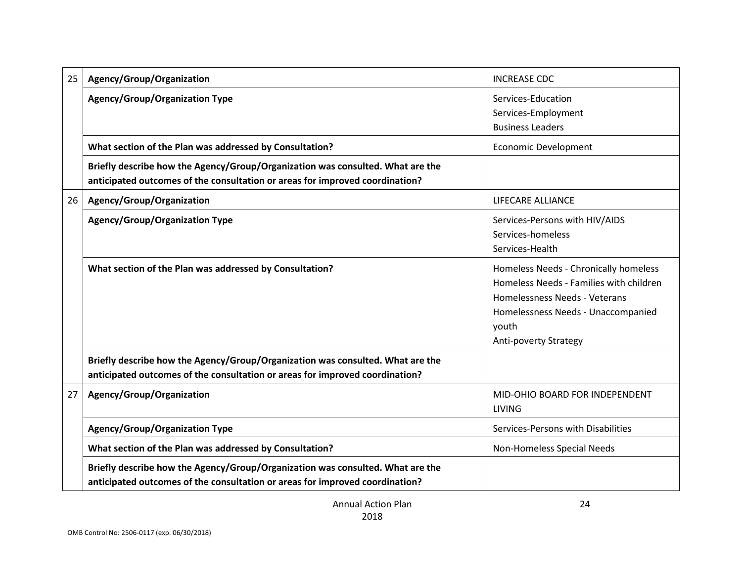| | | |
|---|---|---|
| 25 | **Agency/Group/Organization** | INCREASE CDC |
| | **Agency/Group/Organization Type** | Services-Education<br>Services-Employment<br>Business Leaders |
| | **What section of the Plan was addressed by Consultation?** | Economic Development |
| | **Briefly describe how the Agency/Group/Organization was consulted. What are the anticipated outcomes of the consultation or areas for improved coordination?** | |
| 26 | **Agency/Group/Organization** | LIFECARE ALLIANCE |
| | **Agency/Group/Organization Type** | Services-Persons with HIV/AIDS<br>Services-homeless<br>Services-Health |
| | **What section of the Plan was addressed by Consultation?** | Homeless Needs - Chronically homeless<br>Homeless Needs - Families with children<br>Homelessness Needs - Veterans<br>Homelessness Needs - Unaccompanied youth<br>Anti-poverty Strategy |
| | **Briefly describe how the Agency/Group/Organization was consulted. What are the anticipated outcomes of the consultation or areas for improved coordination?** | |
| 27 | **Agency/Group/Organization** | MID-OHIO BOARD FOR INDEPENDENT LIVING |
| | **Agency/Group/Organization Type** | Services-Persons with Disabilities |
| | **What section of the Plan was addressed by Consultation?** | Non-Homeless Special Needs |
| | **Briefly describe how the Agency/Group/Organization was consulted. What are the anticipated outcomes of the consultation or areas for improved coordination?** | |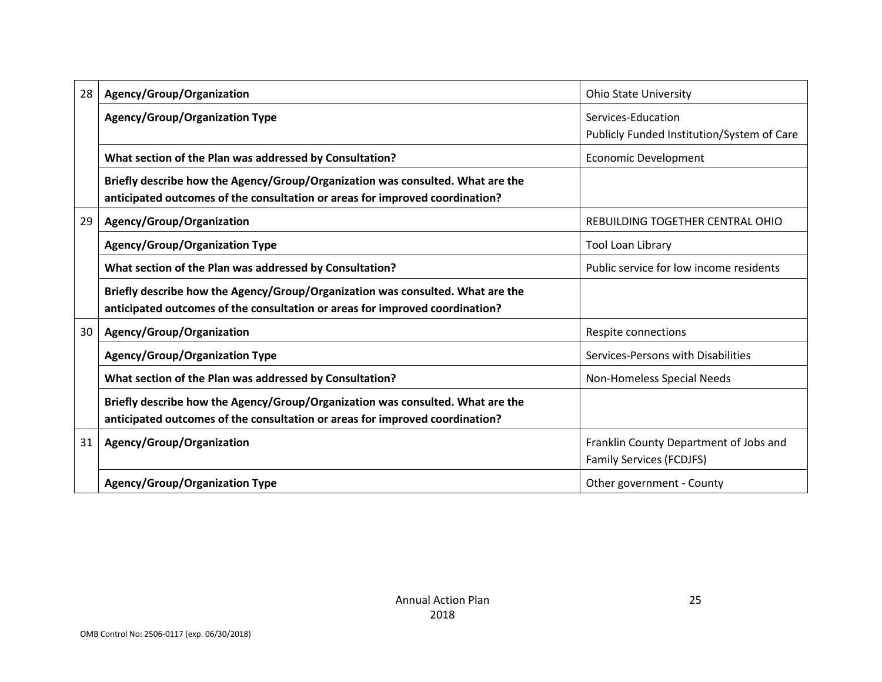| | | |
|---|---|---|
| 28 | **Agency/Group/Organization** | Ohio State University |
| | **Agency/Group/Organization Type** | Services-Education<br>Publicly Funded Institution/System of Care |
| | **What section of the Plan was addressed by Consultation?** | Economic Development |
| | **Briefly describe how the Agency/Group/Organization was consulted. What are the anticipated outcomes of the consultation or areas for improved coordination?** | |
| 29 | **Agency/Group/Organization** | REBUILDING TOGETHER CENTRAL OHIO |
| | **Agency/Group/Organization Type** | Tool Loan Library |
| | **What section of the Plan was addressed by Consultation?** | Public service for low income residents |
| | **Briefly describe how the Agency/Group/Organization was consulted. What are the anticipated outcomes of the consultation or areas for improved coordination?** | |
| 30 | **Agency/Group/Organization** | Respite connections |
| | **Agency/Group/Organization Type** | Services-Persons with Disabilities |
| | **What section of the Plan was addressed by Consultation?** | Non-Homeless Special Needs |
| | **Briefly describe how the Agency/Group/Organization was consulted. What are the anticipated outcomes of the consultation or areas for improved coordination?** | |
| 31 | **Agency/Group/Organization** | Franklin County Department of Jobs and Family Services (FCDJFS) |
| | **Agency/Group/Organization Type** | Other government - County |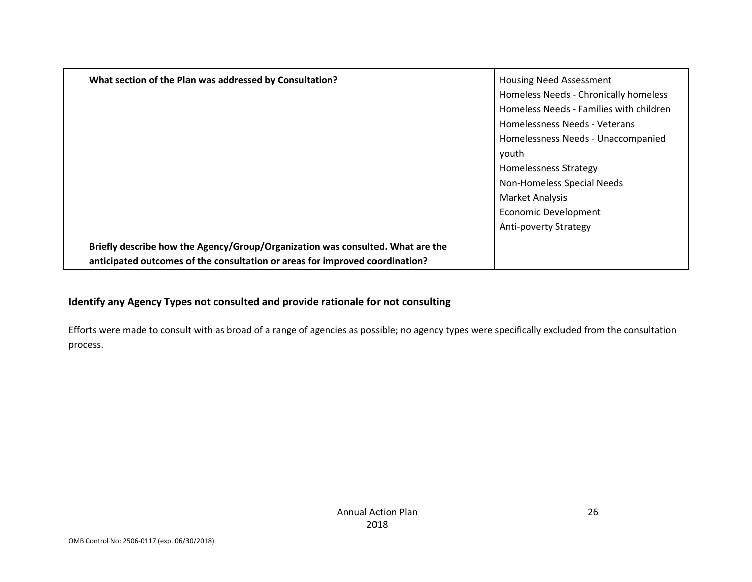| | |
|---|---|
| **What section of the Plan was addressed by Consultation?** | Housing Need Assessment<br>Homeless Needs - Chronically homeless<br>Homeless Needs - Families with children<br>Homelessness Needs - Veterans<br>Homelessness Needs - Unaccompanied youth<br>Homelessness Strategy<br>Non-Homeless Special Needs<br>Market Analysis<br>Economic Development<br>Anti-poverty Strategy |
| **Briefly describe how the Agency/Group/Organization was consulted. What are the anticipated outcomes of the consultation or areas for improved coordination?** | |

### Identify any Agency Types not consulted and provide rationale for not consulting

Efforts were made to consult with as broad of a range of agencies as possible; no agency types were specifically excluded from the consultation process.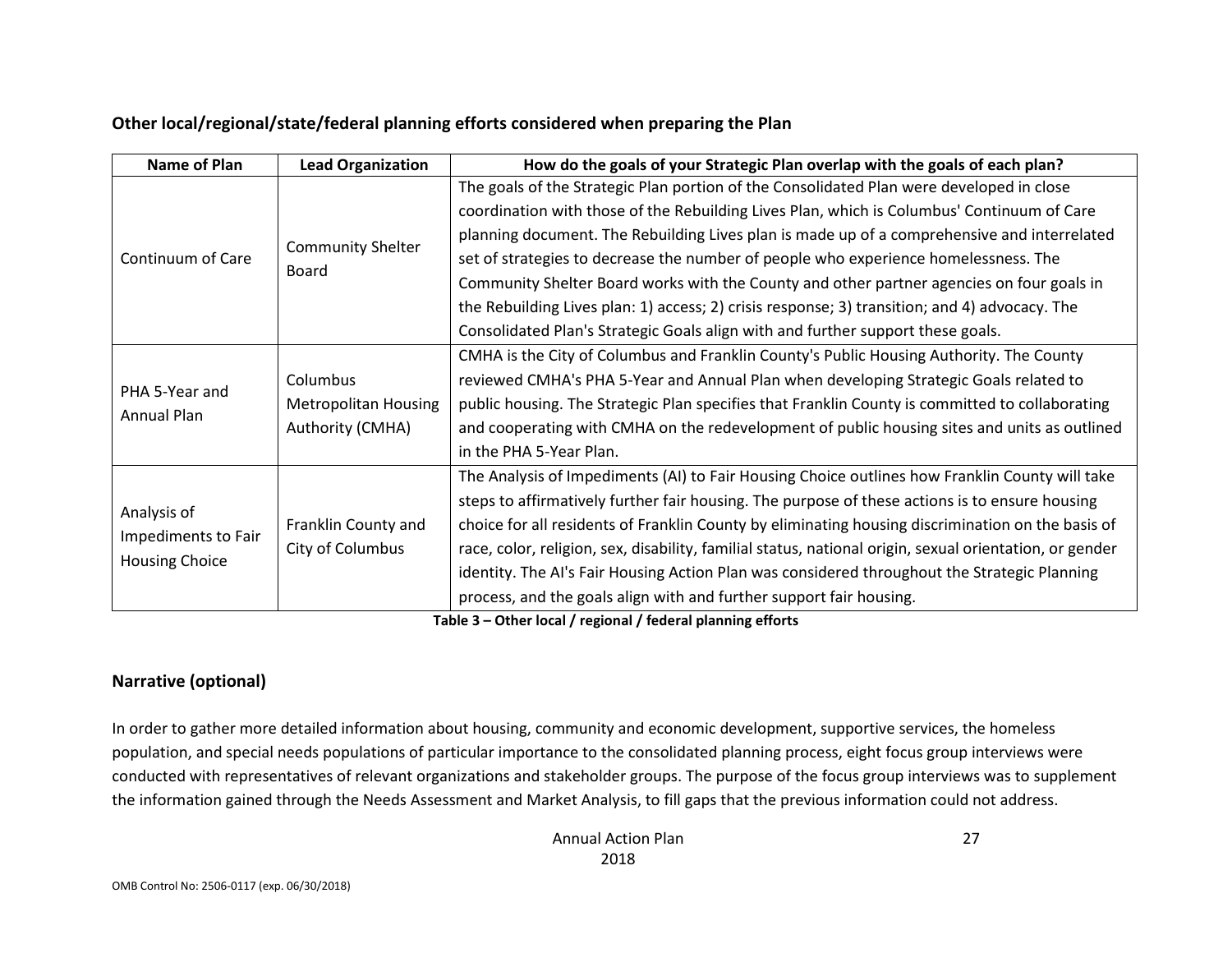## Other local/regional/state/federal planning efforts considered when preparing the Plan

| Name of Plan | Lead Organization | How do the goals of your Strategic Plan overlap with the goals of each plan? |
|---|---|---|
| Continuum of Care | Community Shelter Board | The goals of the Strategic Plan portion of the Consolidated Plan were developed in close coordination with those of the Rebuilding Lives Plan, which is Columbus' Continuum of Care planning document. The Rebuilding Lives plan is made up of a comprehensive and interrelated set of strategies to decrease the number of people who experience homelessness. The Community Shelter Board works with the County and other partner agencies on four goals in the Rebuilding Lives plan: 1) access; 2) crisis response; 3) transition; and 4) advocacy. The Consolidated Plan's Strategic Goals align with and further support these goals. |
| PHA 5-Year and Annual Plan | Columbus Metropolitan Housing Authority (CMHA) | CMHA is the City of Columbus and Franklin County's Public Housing Authority. The County reviewed CMHA's PHA 5-Year and Annual Plan when developing Strategic Goals related to public housing. The Strategic Plan specifies that Franklin County is committed to collaborating and cooperating with CMHA on the redevelopment of public housing sites and units as outlined in the PHA 5-Year Plan. |
| Analysis of Impediments to Fair Housing Choice | Franklin County and City of Columbus | The Analysis of Impediments (AI) to Fair Housing Choice outlines how Franklin County will take steps to affirmatively further fair housing. The purpose of these actions is to ensure housing choice for all residents of Franklin County by eliminating housing discrimination on the basis of race, color, religion, sex, disability, familial status, national origin, sexual orientation, or gender identity. The AI's Fair Housing Action Plan was considered throughout the Strategic Planning process, and the goals align with and further support fair housing. |

**Table 3 – Other local / regional / federal planning efforts**

## Narrative (optional)

In order to gather more detailed information about housing, community and economic development, supportive services, the homeless population, and special needs populations of particular importance to the consolidated planning process, eight focus group interviews were conducted with representatives of relevant organizations and stakeholder groups. The purpose of the focus group interviews was to supplement the information gained through the Needs Assessment and Market Analysis, to fill gaps that the previous information could not address.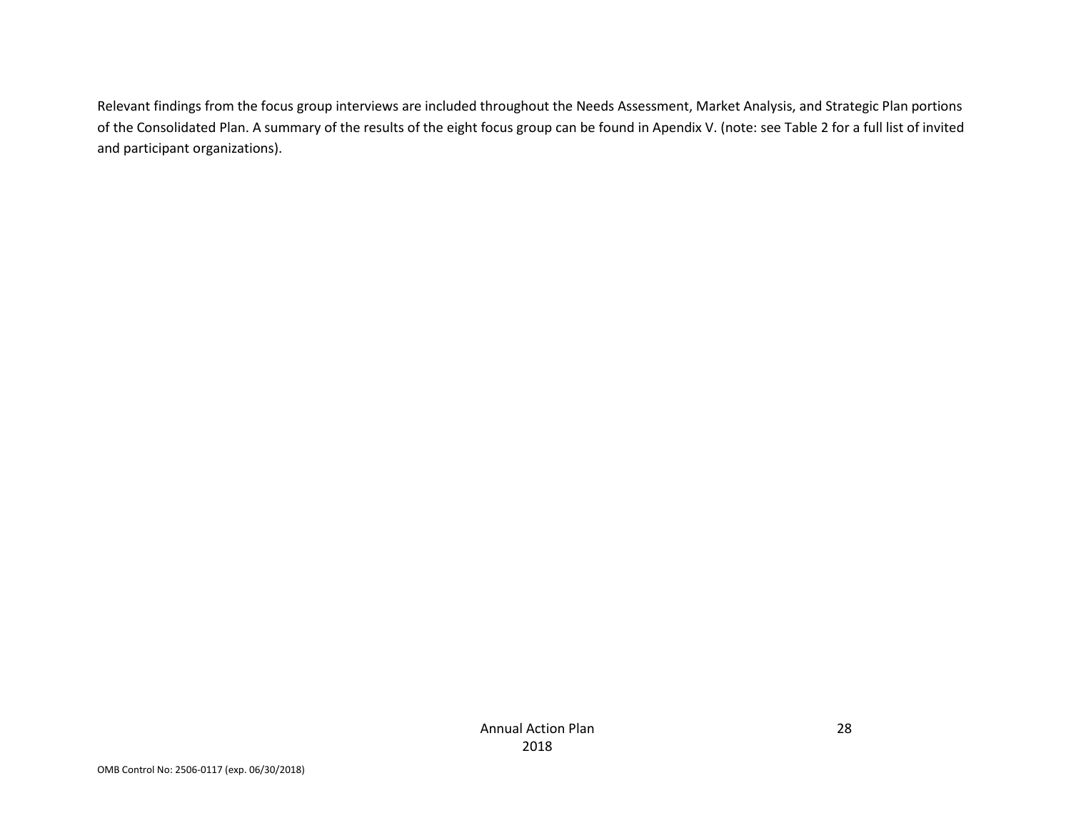Relevant findings from the focus group interviews are included throughout the Needs Assessment, Market Analysis, and Strategic Plan portions of the Consolidated Plan. A summary of the results of the eight focus group can be found in Apendix V. (note: see Table 2 for a full list of invited and participant organizations).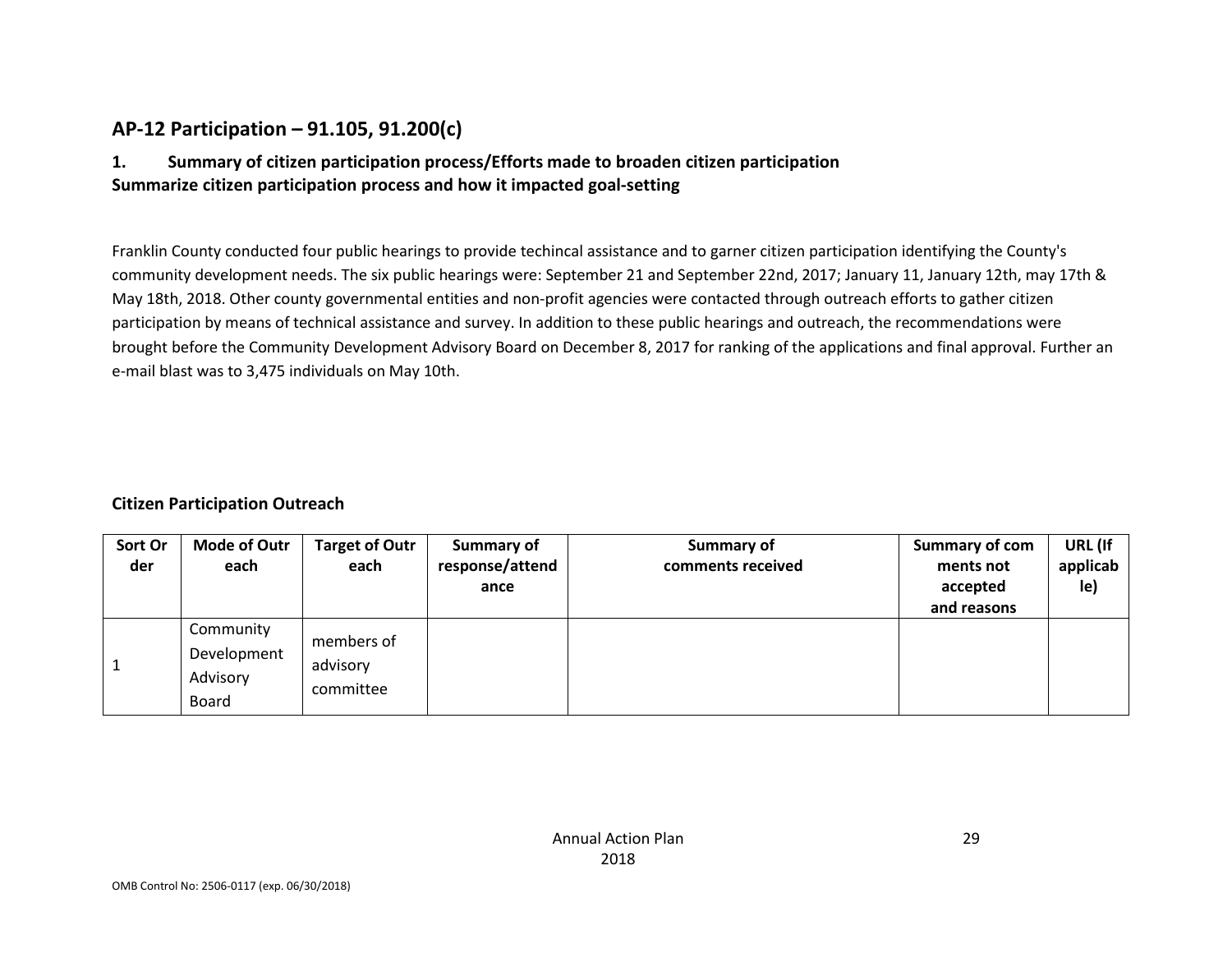## AP-12 Participation – 91.105, 91.200(c)

### 1. Summary of citizen participation process/Efforts made to broaden citizen participation

**Summarize citizen participation process and how it impacted goal-setting**

Franklin County conducted four public hearings to provide techincal assistance and to garner citizen participation identifying the County's community development needs. The six public hearings were: September 21 and September 22nd, 2017; January 11, January 12th, may 17th & May 18th, 2018. Other county governmental entities and non-profit agencies were contacted through outreach efforts to gather citizen participation by means of technical assistance and survey. In addition to these public hearings and outreach, the recommendations were brought before the Community Development Advisory Board on December 8, 2017 for ranking of the applications and final approval. Further an e-mail blast was to 3,475 individuals on May 10th.

### Citizen Participation Outreach

| Sort Order | Mode of Outreach | Target of Outreach | Summary of response/attendance | Summary of comments received | Summary of comments not accepted and reasons | URL (If applicable) |
|---|---|---|---|---|---|---|
| 1 | Community Development Advisory Board | members of advisory committee | | | | |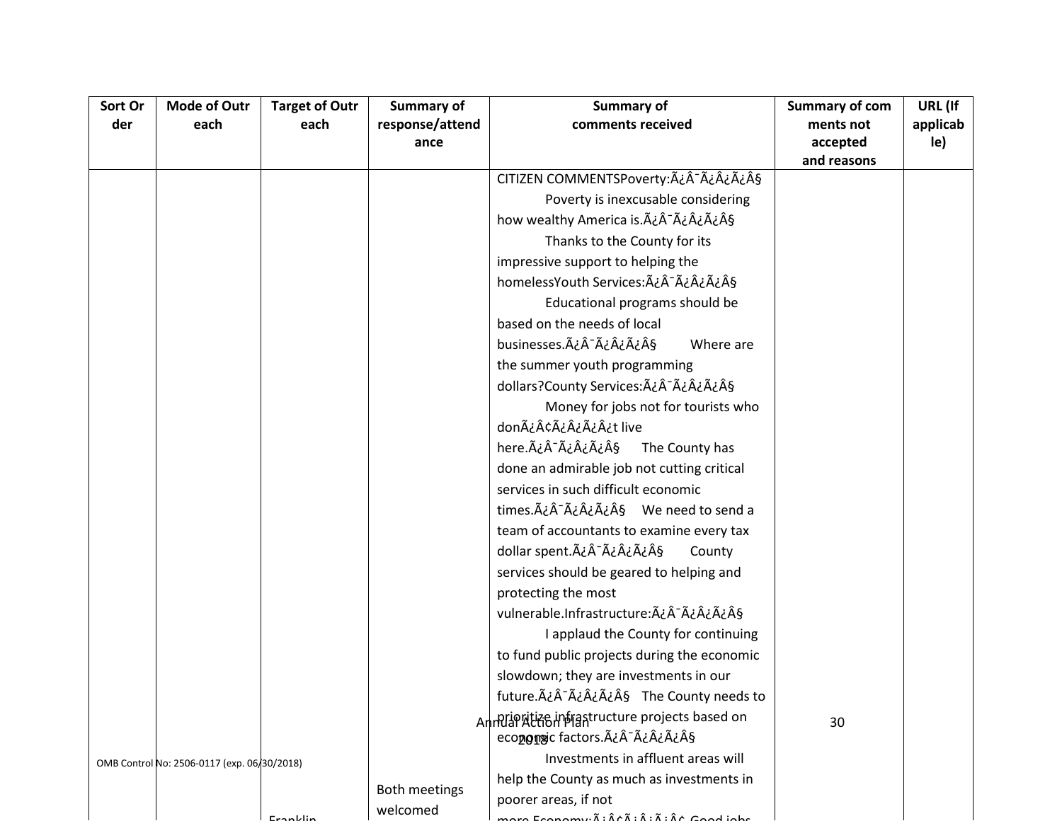| Sort Order | Mode of Outreach | Target of Outreach | Summary of response/attendance | Summary of comments received | Summary of comments not accepted and reasons | URL (If applicable) |
|---|---|---|---|---|---|---|
| | | Franklin | Both meetings welcomed | CITIZEN COMMENTSPoverty:Ã¿Â¯Ã¿Â¿Ã¿Â§ Poverty is inexcusable considering how wealthy America is.Ã¿Â¯Ã¿Â¿Ã¿Â§ Thanks to the County for its impressive support to helping the homelessYouth Services:Ã¿Â¯Ã¿Â¿Ã¿Â§ Educational programs should be based on the needs of local businesses.Ã¿Â¯Ã¿Â¿Ã¿Â§ Where are the summer youth programming dollars?County Services:Ã¿Â¯Ã¿Â¿Ã¿Â§ Money for jobs not for tourists who donÃ¿Â¢Ã¿Â¿Ã¿Â¿t live here.Ã¿Â¯Ã¿Â¿Ã¿Â§ The County has done an admirable job not cutting critical services in such difficult economic times.Ã¿Â¯Ã¿Â¿Ã¿Â§ We need to send a team of accountants to examine every tax dollar spent.Ã¿Â¯Ã¿Â¿Ã¿Â§ County services should be geared to helping and protecting the most vulnerable.Infrastructure:Ã¿Â¯Ã¿Â¿Ã¿Â§ I applaud the County for continuing to fund public projects during the economic slowdown; they are investments in our future.Ã¿Â¯Ã¿Â¿Ã¿Â§ The County needs to prioritize infrastructure projects based on economic factors.Ã¿Â¯Ã¿Â¿Ã¿Â§ Investments in affluent areas will help the County as much as investments in poorer areas, if not more.Economy:Ã¿Â¢Ã¿Â¿Ã¿Â¢ Good jobs | | |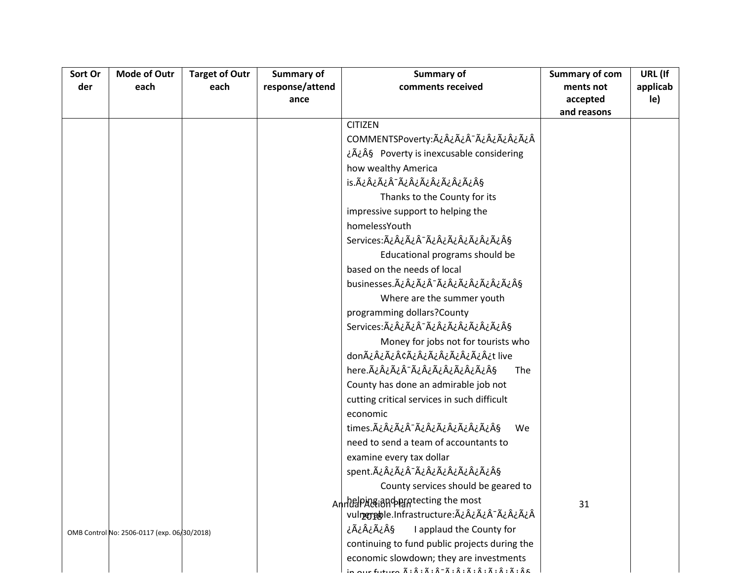| Sort Order | Mode of Outreach | Target of Outreach | Summary of response/attendance | Summary of comments received | Summary of comments not accepted and reasons | URL (If applicable) |
|---|---|---|---|---|---|---|
| | | | | CITIZEN COMMENTSPoverty:Ã¿Â¿Ã¿Â¯Ã¿Â¿Ã¿Â¿Ã¿Â¿Ã¿Â§ Poverty is inexcusable considering how wealthy America is.Ã¿Â¿Ã¿Â¯Ã¿Â¿Ã¿Â¿Ã¿Â¿Ã¿Â§ Thanks to the County for its impressive support to helping the homelessYouth Services:Ã¿Â¿Ã¿Â¯Ã¿Â¿Ã¿Â¿Ã¿Â¿Ã¿Â§ Educational programs should be based on the needs of local businesses.Ã¿Â¿Ã¿Â¯Ã¿Â¿Ã¿Â¿Ã¿Â¿Ã¿Â§ Where are the summer youth programming dollars?County Services:Ã¿Â¿Ã¿Â¯Ã¿Â¿Ã¿Â¿Ã¿Â¿Ã¿Â§ Money for jobs not for tourists who donÃ¿Â¿Ã¿Â¢Ã¿Â¿Ã¿Â¿Ã¿Â¿Ã¿Â¿t live here.Ã¿Â¿Ã¿Â¯Ã¿Â¿Ã¿Â¿Ã¿Â¿Ã¿Â§ The County has done an admirable job not cutting critical services in such difficult economic times.Ã¿Â¿Ã¿Â¯Ã¿Â¿Ã¿Â¿Ã¿Â¿Ã¿Â§ We need to send a team of accountants to examine every tax dollar spent.Ã¿Â¿Ã¿Â¯Ã¿Â¿Ã¿Â¿Ã¿Â¿Ã¿Â§ County services should be geared to helping and protecting the most vulnerable.Infrastructure:Ã¿Â¿Ã¿Â¯Ã¿Â¿Ã¿Â¿Ã¿Â¿Ã¿Â§ I applaud the County for continuing to fund public projects during the economic slowdown; they are investments in our future.Ã¿Â¿Ã¿Â¯Ã¿Â¿Ã¿Â¿Ã¿Â¿Ã¿Â§ | | |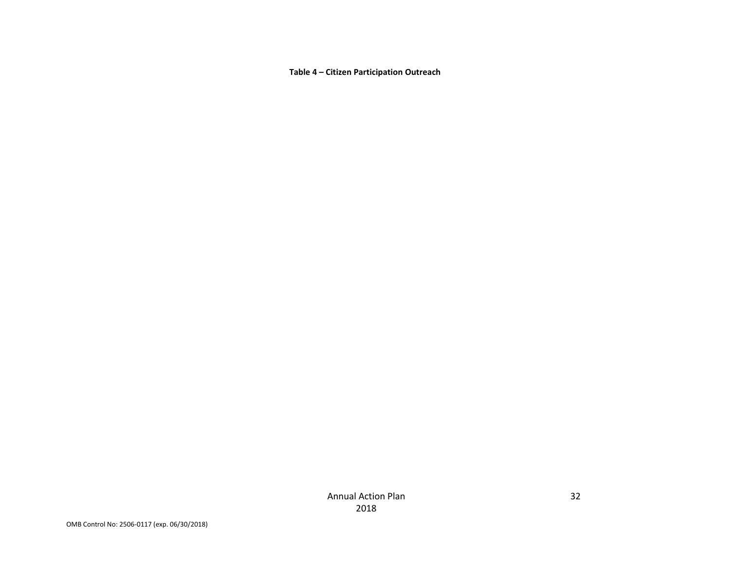**Table 4 – Citizen Participation Outreach**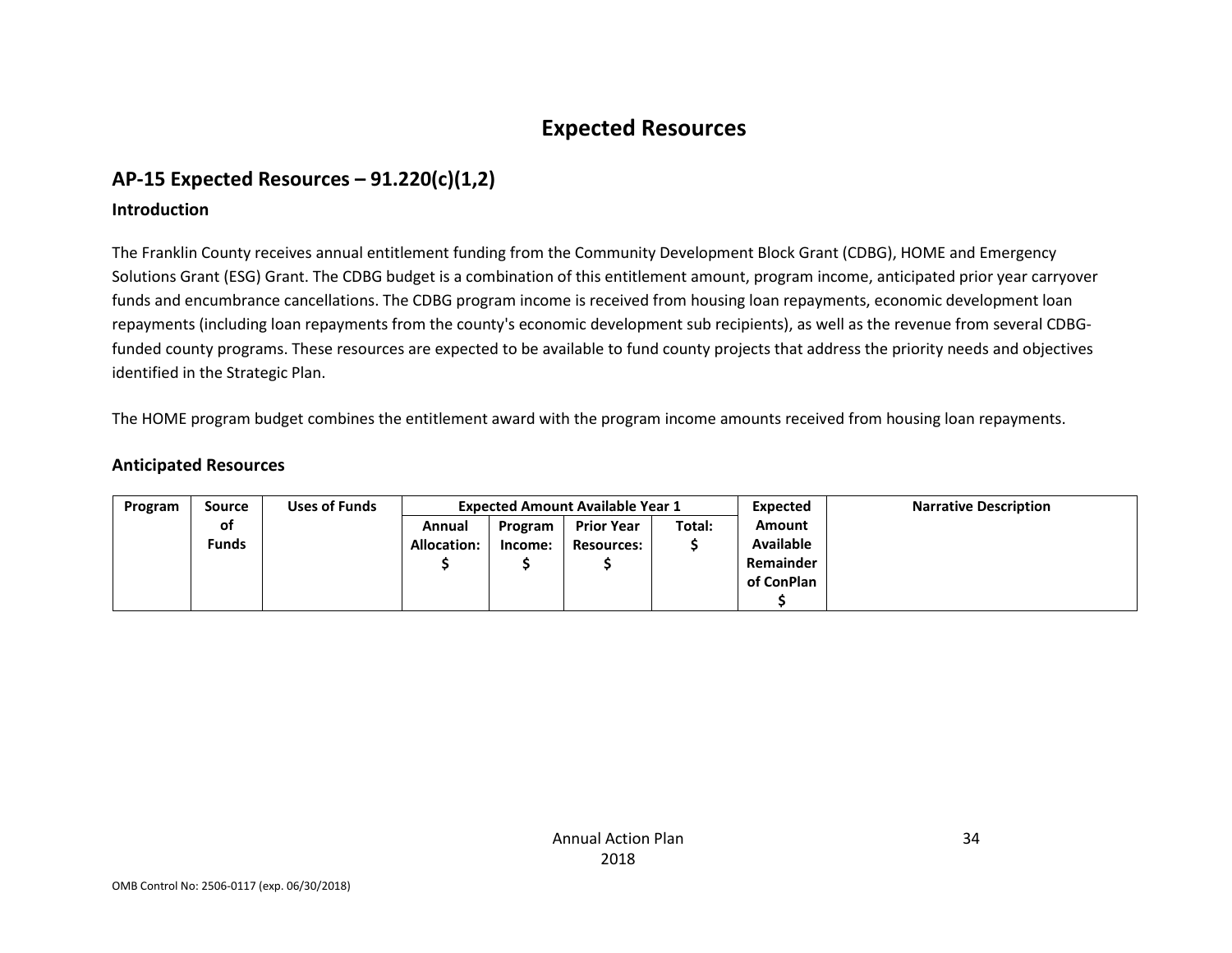# Expected Resources

## AP-15 Expected Resources – 91.220(c)(1,2)

### Introduction

The Franklin County receives annual entitlement funding from the Community Development Block Grant (CDBG), HOME and Emergency Solutions Grant (ESG) Grant. The CDBG budget is a combination of this entitlement amount, program income, anticipated prior year carryover funds and encumbrance cancellations. The CDBG program income is received from housing loan repayments, economic development loan repayments (including loan repayments from the county's economic development sub recipients), as well as the revenue from several CDBG-funded county programs. These resources are expected to be available to fund county projects that address the priority needs and objectives identified in the Strategic Plan.

The HOME program budget combines the entitlement award with the program income amounts received from housing loan repayments.

### Anticipated Resources

| Program | Source of Funds | Uses of Funds | Expected Amount Available Year 1 | | | | Expected Amount Available Remainder of ConPlan $ | Narrative Description |
|---|---|---|---|---|---|---|---|---|
| | | | Annual Allocation: $ | Program Income: $ | Prior Year Resources: $ | Total: $ | | |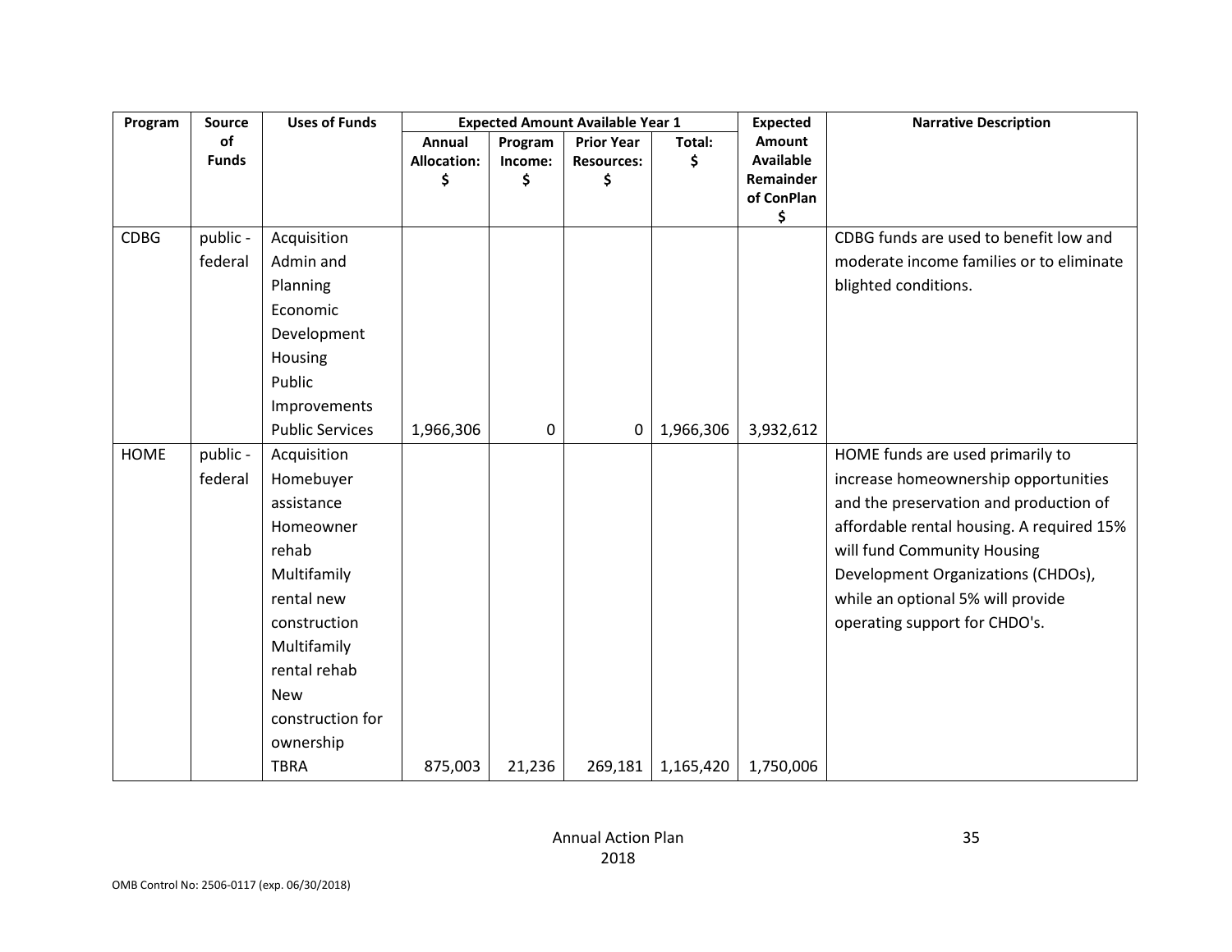| Program | Source of Funds | Uses of Funds | Expected Amount Available Year 1 | | | | Expected Amount Available Remainder of ConPlan $ | Narrative Description |
|---|---|---|---|---|---|---|---|---|
| | | | Annual Allocation: $ | Program Income: $ | Prior Year Resources: $ | Total: $ | | |
| CDBG | public - federal | Acquisition<br>Admin and Planning<br>Economic Development<br>Housing<br>Public Improvements<br>Public Services | 1,966,306 | 0 | 0 | 1,966,306 | 3,932,612 | CDBG funds are used to benefit low and moderate income families or to eliminate blighted conditions. |
| HOME | public - federal | Acquisition<br>Homebuyer assistance<br>Homeowner rehab<br>Multifamily rental new construction<br>Multifamily rental rehab<br>New construction for ownership<br>TBRA | 875,003 | 21,236 | 269,181 | 1,165,420 | 1,750,006 | HOME funds are used primarily to increase homeownership opportunities and the preservation and production of affordable rental housing. A required 15% will fund Community Housing Development Organizations (CHDOs), while an optional 5% will provide operating support for CHDO's. |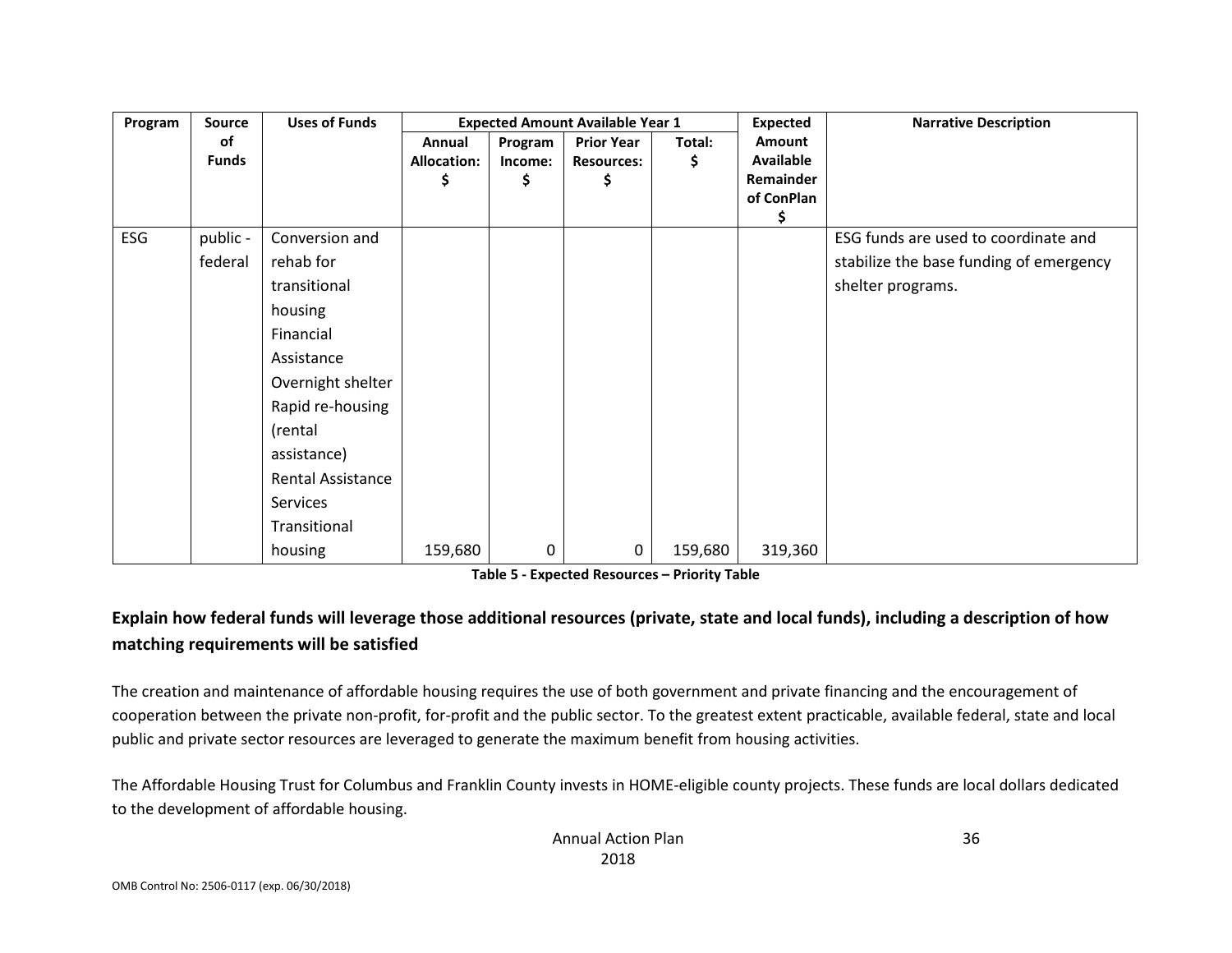| Program | Source of Funds | Uses of Funds | Expected Amount Available Year 1 | | | | Expected Amount Available Remainder of ConPlan $ | Narrative Description |
|---|---|---|---|---|---|---|---|---|
| | | | Annual Allocation: $ | Program Income: $ | Prior Year Resources: $ | Total: $ | | |
| ESG | public - federal | Conversion and rehab for transitional housing Financial Assistance Overnight shelter Rapid re-housing (rental assistance) Rental Assistance Services Transitional housing | 159,680 | 0 | 0 | 159,680 | 319,360 | ESG funds are used to coordinate and stabilize the base funding of emergency shelter programs. |

**Table 5 - Expected Resources – Priority Table**

**Explain how federal funds will leverage those additional resources (private, state and local funds), including a description of how matching requirements will be satisfied**

The creation and maintenance of affordable housing requires the use of both government and private financing and the encouragement of cooperation between the private non-profit, for-profit and the public sector. To the greatest extent practicable, available federal, state and local public and private sector resources are leveraged to generate the maximum benefit from housing activities.

The Affordable Housing Trust for Columbus and Franklin County invests in HOME-eligible county projects. These funds are local dollars dedicated to the development of affordable housing.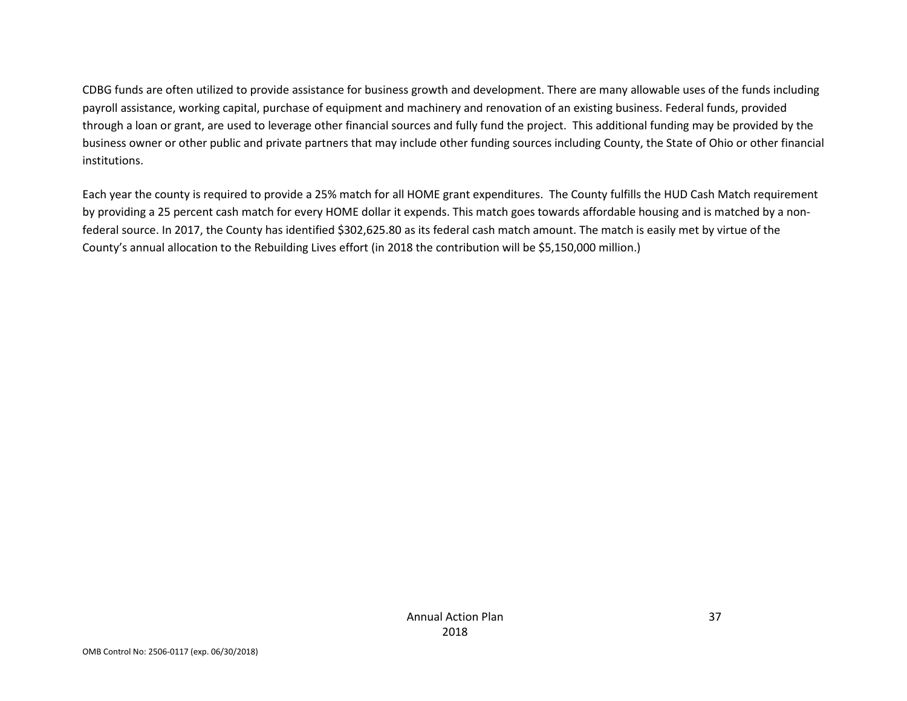CDBG funds are often utilized to provide assistance for business growth and development. There are many allowable uses of the funds including payroll assistance, working capital, purchase of equipment and machinery and renovation of an existing business. Federal funds, provided through a loan or grant, are used to leverage other financial sources and fully fund the project.  This additional funding may be provided by the business owner or other public and private partners that may include other funding sources including County, the State of Ohio or other financial institutions.

Each year the county is required to provide a 25% match for all HOME grant expenditures.  The County fulfills the HUD Cash Match requirement by providing a 25 percent cash match for every HOME dollar it expends. This match goes towards affordable housing and is matched by a non-federal source. In 2017, the County has identified $302,625.80 as its federal cash match amount. The match is easily met by virtue of the County's annual allocation to the Rebuilding Lives effort (in 2018 the contribution will be $5,150,000 million.)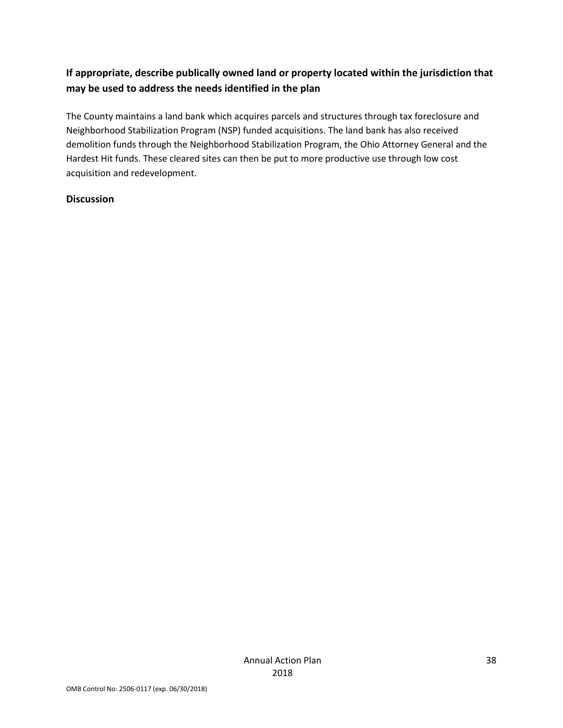### If appropriate, describe publically owned land or property located within the jurisdiction that may be used to address the needs identified in the plan

The County maintains a land bank which acquires parcels and structures through tax foreclosure and Neighborhood Stabilization Program (NSP) funded acquisitions. The land bank has also received demolition funds through the Neighborhood Stabilization Program, the Ohio Attorney General and the Hardest Hit funds. These cleared sites can then be put to more productive use through low cost acquisition and redevelopment.

### Discussion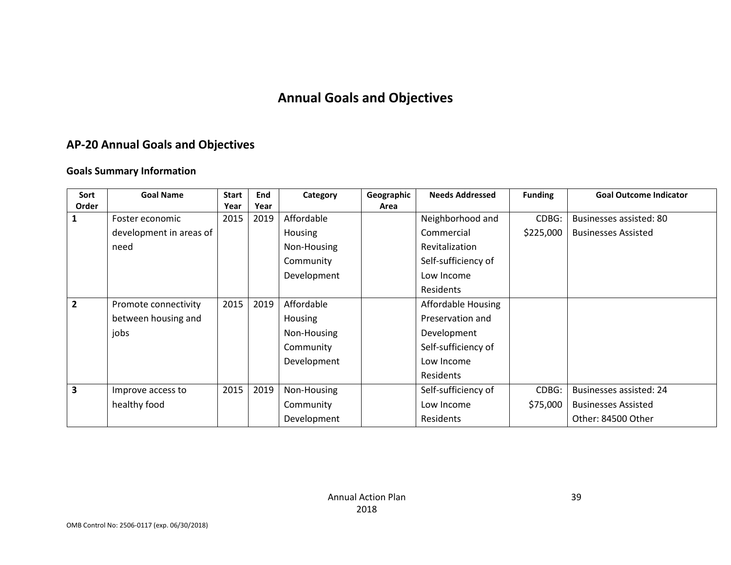# Annual Goals and Objectives

## AP-20 Annual Goals and Objectives

### Goals Summary Information

| Sort Order | Goal Name | Start Year | End Year | Category | Geographic Area | Needs Addressed | Funding | Goal Outcome Indicator |
|---|---|---|---|---|---|---|---|---|
| 1 | Foster economic development in areas of need | 2015 | 2019 | Affordable Housing Non-Housing Community Development | | Neighborhood and Commercial Revitalization Self-sufficiency of Low Income Residents | CDBG: $225,000 | Businesses assisted: 80 Businesses Assisted |
| 2 | Promote connectivity between housing and jobs | 2015 | 2019 | Affordable Housing Non-Housing Community Development | | Affordable Housing Preservation and Development Self-sufficiency of Low Income Residents | | |
| 3 | Improve access to healthy food | 2015 | 2019 | Non-Housing Community Development | | Self-sufficiency of Low Income Residents | CDBG: $75,000 | Businesses assisted: 24 Businesses Assisted Other: 84500 Other |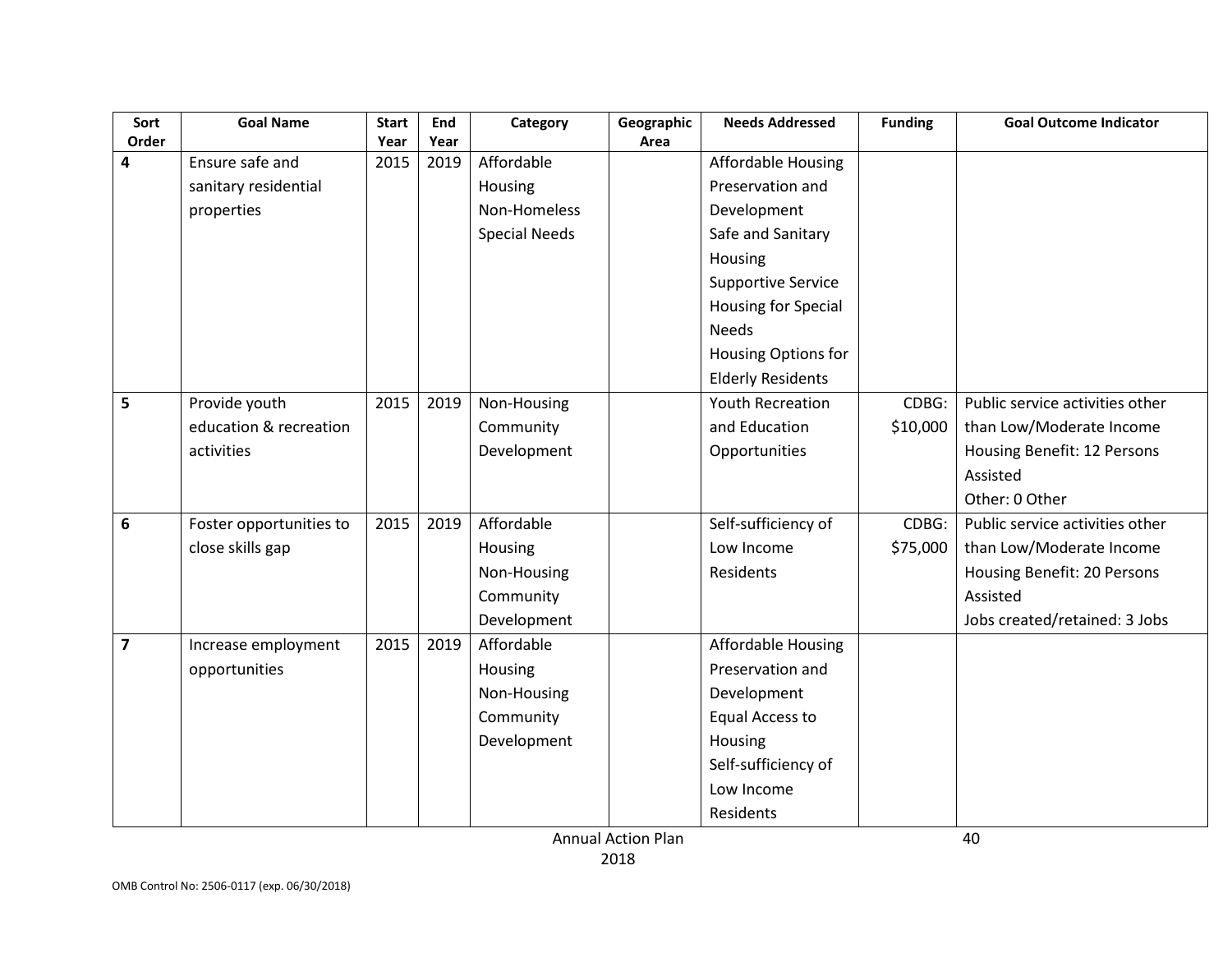| Sort Order | Goal Name | Start Year | End Year | Category | Geographic Area | Needs Addressed | Funding | Goal Outcome Indicator |
|---|---|---|---|---|---|---|---|---|
| 4 | Ensure safe and sanitary residential properties | 2015 | 2019 | Affordable Housing<br>Non-Homeless Special Needs | | Affordable Housing Preservation and Development<br>Safe and Sanitary Housing<br>Supportive Service Housing for Special Needs<br>Housing Options for Elderly Residents | | |
| 5 | Provide youth education & recreation activities | 2015 | 2019 | Non-Housing Community Development | | Youth Recreation and Education Opportunities | CDBG: $10,000 | Public service activities other than Low/Moderate Income Housing Benefit: 12 Persons Assisted<br>Other: 0 Other |
| 6 | Foster opportunities to close skills gap | 2015 | 2019 | Affordable Housing<br>Non-Housing Community Development | | Self-sufficiency of Low Income Residents | CDBG: $75,000 | Public service activities other than Low/Moderate Income Housing Benefit: 20 Persons Assisted<br>Jobs created/retained: 3 Jobs |
| 7 | Increase employment opportunities | 2015 | 2019 | Affordable Housing<br>Non-Housing Community Development | | Affordable Housing Preservation and Development<br>Equal Access to Housing<br>Self-sufficiency of Low Income Residents | | |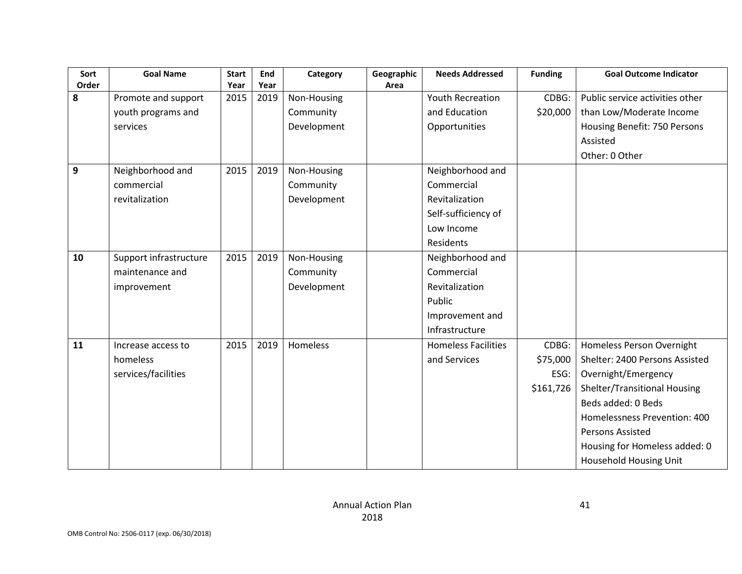| Sort Order | Goal Name | Start Year | End Year | Category | Geographic Area | Needs Addressed | Funding | Goal Outcome Indicator |
|---|---|---|---|---|---|---|---|---|
| **8** | Promote and support youth programs and services | 2015 | 2019 | Non-Housing Community Development | | Youth Recreation and Education Opportunities | CDBG: $20,000 | Public service activities other than Low/Moderate Income Housing Benefit: 750 Persons Assisted<br>Other: 0 Other |
| **9** | Neighborhood and commercial revitalization | 2015 | 2019 | Non-Housing Community Development | | Neighborhood and Commercial Revitalization<br>Self-sufficiency of Low Income Residents | | |
| **10** | Support infrastructure maintenance and improvement | 2015 | 2019 | Non-Housing Community Development | | Neighborhood and Commercial Revitalization<br>Public Improvement and Infrastructure | | |
| **11** | Increase access to homeless services/facilities | 2015 | 2019 | Homeless | | Homeless Facilities and Services | CDBG: $75,000<br>ESG: $161,726 | Homeless Person Overnight Shelter: 2400 Persons Assisted<br>Overnight/Emergency Shelter/Transitional Housing Beds added: 0 Beds<br>Homelessness Prevention: 400 Persons Assisted<br>Housing for Homeless added: 0 Household Housing Unit |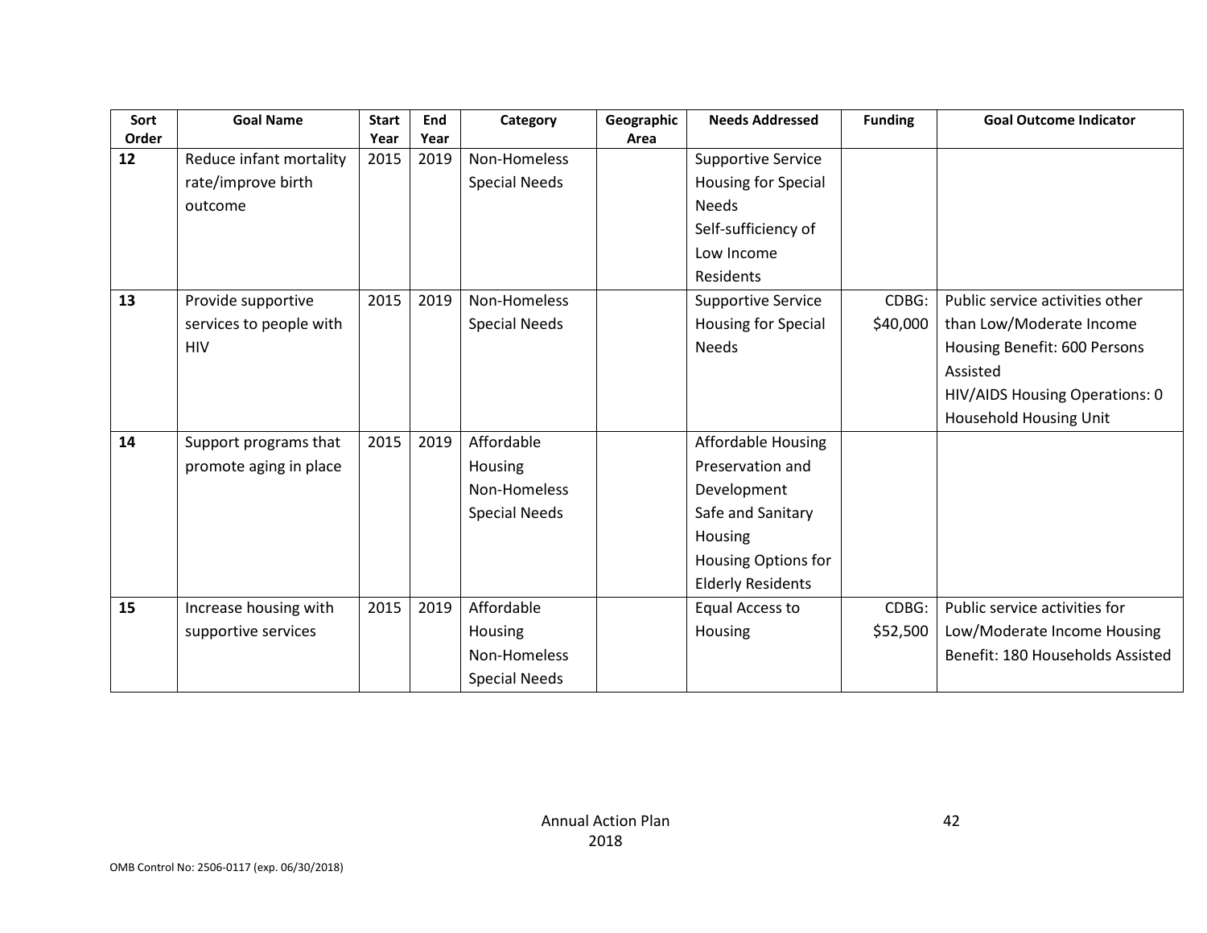| Sort Order | Goal Name | Start Year | End Year | Category | Geographic Area | Needs Addressed | Funding | Goal Outcome Indicator |
|---|---|---|---|---|---|---|---|---|
| 12 | Reduce infant mortality rate/improve birth outcome | 2015 | 2019 | Non-Homeless Special Needs | | Supportive Service Housing for Special Needs<br>Self-sufficiency of Low Income Residents | | |
| 13 | Provide supportive services to people with HIV | 2015 | 2019 | Non-Homeless Special Needs | | Supportive Service Housing for Special Needs | CDBG: $40,000 | Public service activities other than Low/Moderate Income Housing Benefit: 600 Persons Assisted<br>HIV/AIDS Housing Operations: 0 Household Housing Unit |
| 14 | Support programs that promote aging in place | 2015 | 2019 | Affordable Housing<br>Non-Homeless Special Needs | | Affordable Housing Preservation and Development<br>Safe and Sanitary Housing<br>Housing Options for Elderly Residents | | |
| 15 | Increase housing with supportive services | 2015 | 2019 | Affordable Housing<br>Non-Homeless Special Needs | | Equal Access to Housing | CDBG: $52,500 | Public service activities for Low/Moderate Income Housing Benefit: 180 Households Assisted |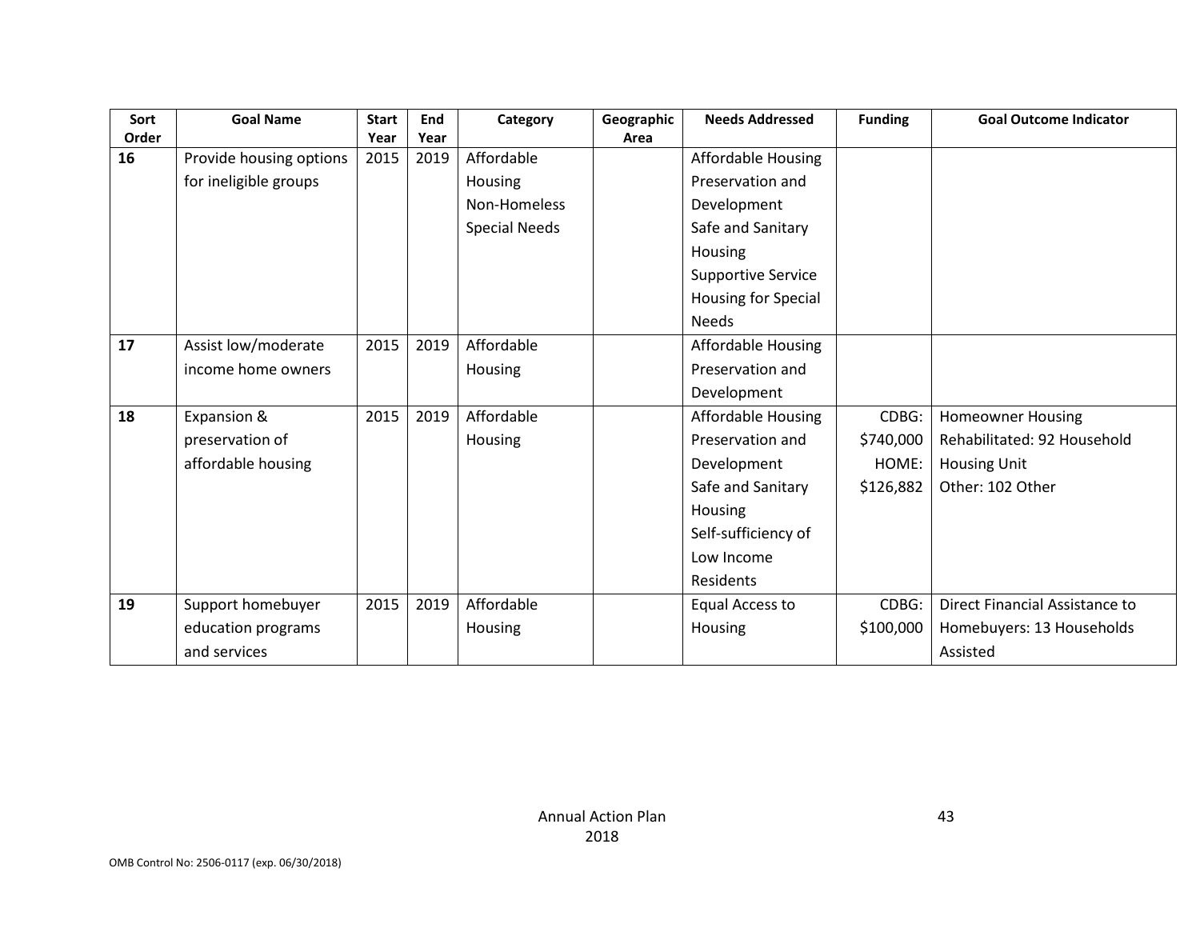| Sort Order | Goal Name | Start Year | End Year | Category | Geographic Area | Needs Addressed | Funding | Goal Outcome Indicator |
|---|---|---|---|---|---|---|---|---|
| 16 | Provide housing options for ineligible groups | 2015 | 2019 | Affordable Housing<br>Non-Homeless Special Needs | | Affordable Housing Preservation and Development<br>Safe and Sanitary Housing<br>Supportive Service Housing for Special Needs | | |
| 17 | Assist low/moderate income home owners | 2015 | 2019 | Affordable Housing | | Affordable Housing Preservation and Development | | |
| 18 | Expansion & preservation of affordable housing | 2015 | 2019 | Affordable Housing | | Affordable Housing Preservation and Development<br>Safe and Sanitary Housing<br>Self-sufficiency of Low Income Residents | CDBG: $740,000<br>HOME: $126,882 | Homeowner Housing Rehabilitated: 92 Household Housing Unit<br>Other: 102 Other |
| 19 | Support homebuyer education programs and services | 2015 | 2019 | Affordable Housing | | Equal Access to Housing | CDBG: $100,000 | Direct Financial Assistance to Homebuyers: 13 Households Assisted |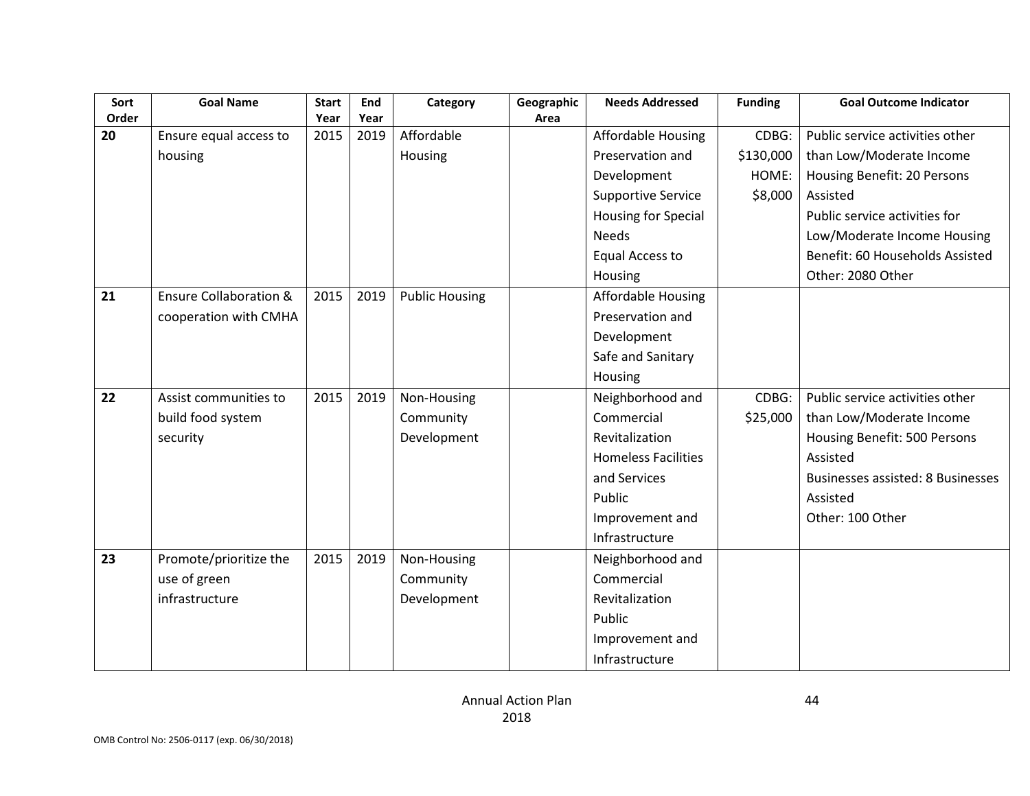| Sort Order | Goal Name | Start Year | End Year | Category | Geographic Area | Needs Addressed | Funding | Goal Outcome Indicator |
|---|---|---|---|---|---|---|---|---|
| **20** | Ensure equal access to housing | 2015 | 2019 | Affordable Housing | | Affordable Housing Preservation and Development<br>Supportive Service Housing for Special Needs<br>Equal Access to Housing | CDBG: $130,000<br>HOME: $8,000 | Public service activities other than Low/Moderate Income Housing Benefit: 20 Persons Assisted<br>Public service activities for Low/Moderate Income Housing Benefit: 60 Households Assisted<br>Other: 2080 Other |
| **21** | Ensure Collaboration & cooperation with CMHA | 2015 | 2019 | Public Housing | | Affordable Housing Preservation and Development<br>Safe and Sanitary Housing | | |
| **22** | Assist communities to build food system security | 2015 | 2019 | Non-Housing Community Development | | Neighborhood and Commercial Revitalization<br>Homeless Facilities and Services<br>Public Improvement and Infrastructure | CDBG: $25,000 | Public service activities other than Low/Moderate Income Housing Benefit: 500 Persons Assisted<br>Businesses assisted: 8 Businesses Assisted<br>Other: 100 Other |
| **23** | Promote/prioritize the use of green infrastructure | 2015 | 2019 | Non-Housing Community Development | | Neighborhood and Commercial Revitalization<br>Public Improvement and Infrastructure | | |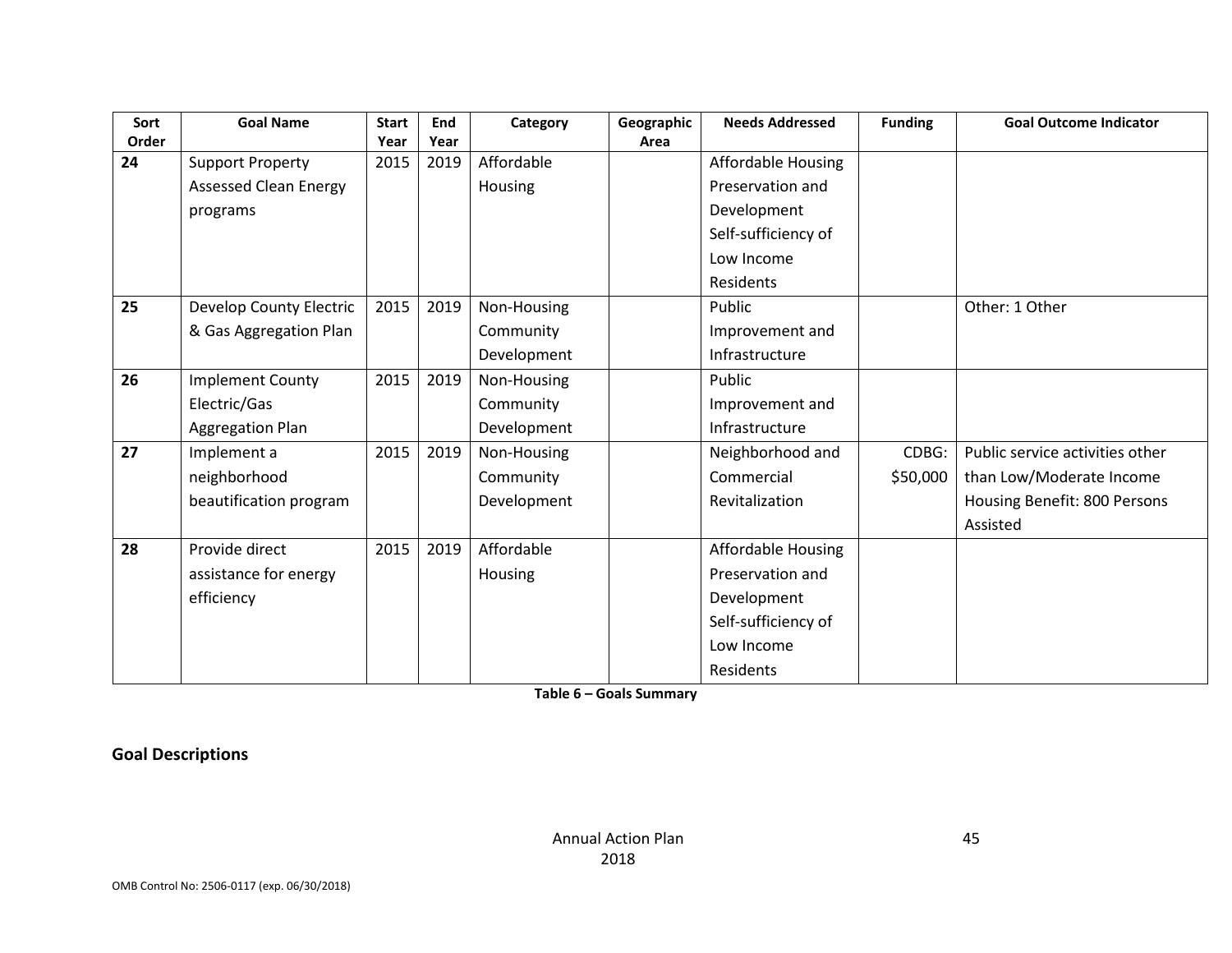| Sort Order | Goal Name | Start Year | End Year | Category | Geographic Area | Needs Addressed | Funding | Goal Outcome Indicator |
|---|---|---|---|---|---|---|---|---|
| 24 | Support Property Assessed Clean Energy programs | 2015 | 2019 | Affordable Housing | | Affordable Housing Preservation and Development Self-sufficiency of Low Income Residents | | |
| 25 | Develop County Electric & Gas Aggregation Plan | 2015 | 2019 | Non-Housing Community Development | | Public Improvement and Infrastructure | | Other: 1 Other |
| 26 | Implement County Electric/Gas Aggregation Plan | 2015 | 2019 | Non-Housing Community Development | | Public Improvement and Infrastructure | | |
| 27 | Implement a neighborhood beautification program | 2015 | 2019 | Non-Housing Community Development | | Neighborhood and Commercial Revitalization | CDBG: $50,000 | Public service activities other than Low/Moderate Income Housing Benefit: 800 Persons Assisted |
| 28 | Provide direct assistance for energy efficiency | 2015 | 2019 | Affordable Housing | | Affordable Housing Preservation and Development Self-sufficiency of Low Income Residents | | |

**Table 6 – Goals Summary**

## Goal Descriptions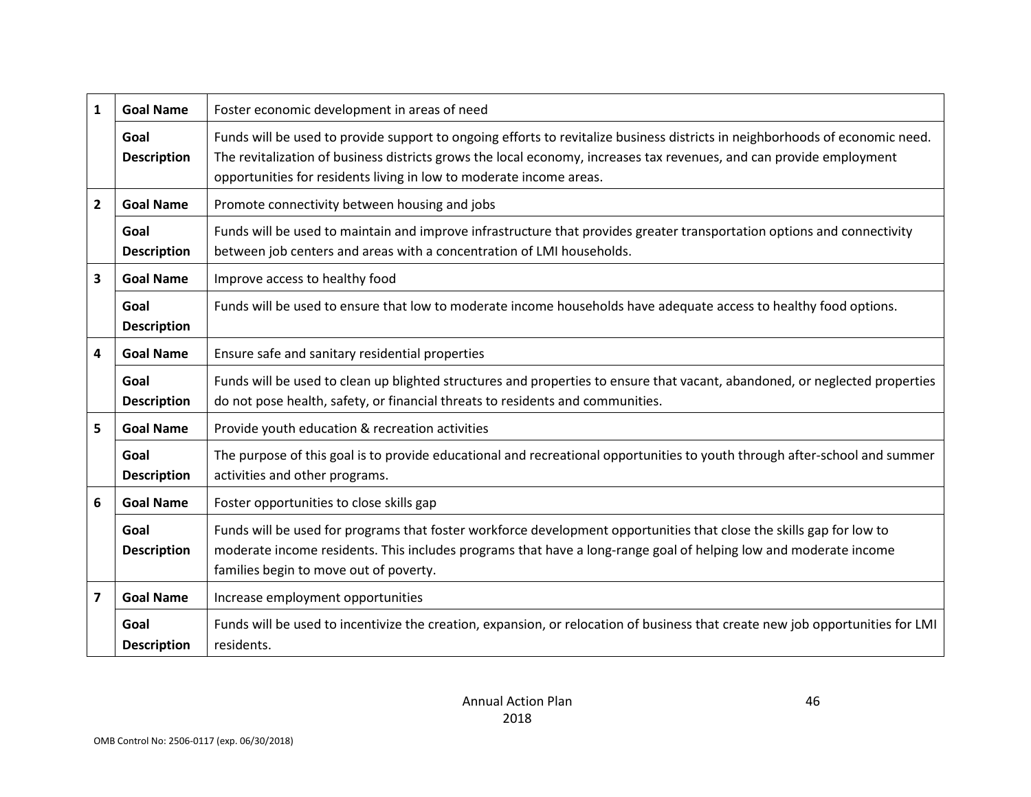| | | |
|---|---|---|
| **1** | **Goal Name** | Foster economic development in areas of need |
| | **Goal Description** | Funds will be used to provide support to ongoing efforts to revitalize business districts in neighborhoods of economic need. The revitalization of business districts grows the local economy, increases tax revenues, and can provide employment opportunities for residents living in low to moderate income areas. |
| **2** | **Goal Name** | Promote connectivity between housing and jobs |
| | **Goal Description** | Funds will be used to maintain and improve infrastructure that provides greater transportation options and connectivity between job centers and areas with a concentration of LMI households. |
| **3** | **Goal Name** | Improve access to healthy food |
| | **Goal Description** | Funds will be used to ensure that low to moderate income households have adequate access to healthy food options. |
| **4** | **Goal Name** | Ensure safe and sanitary residential properties |
| | **Goal Description** | Funds will be used to clean up blighted structures and properties to ensure that vacant, abandoned, or neglected properties do not pose health, safety, or financial threats to residents and communities. |
| **5** | **Goal Name** | Provide youth education & recreation activities |
| | **Goal Description** | The purpose of this goal is to provide educational and recreational opportunities to youth through after-school and summer activities and other programs. |
| **6** | **Goal Name** | Foster opportunities to close skills gap |
| | **Goal Description** | Funds will be used for programs that foster workforce development opportunities that close the skills gap for low to moderate income residents. This includes programs that have a long-range goal of helping low and moderate income families begin to move out of poverty. |
| **7** | **Goal Name** | Increase employment opportunities |
| | **Goal Description** | Funds will be used to incentivize the creation, expansion, or relocation of business that create new job opportunities for LMI residents. |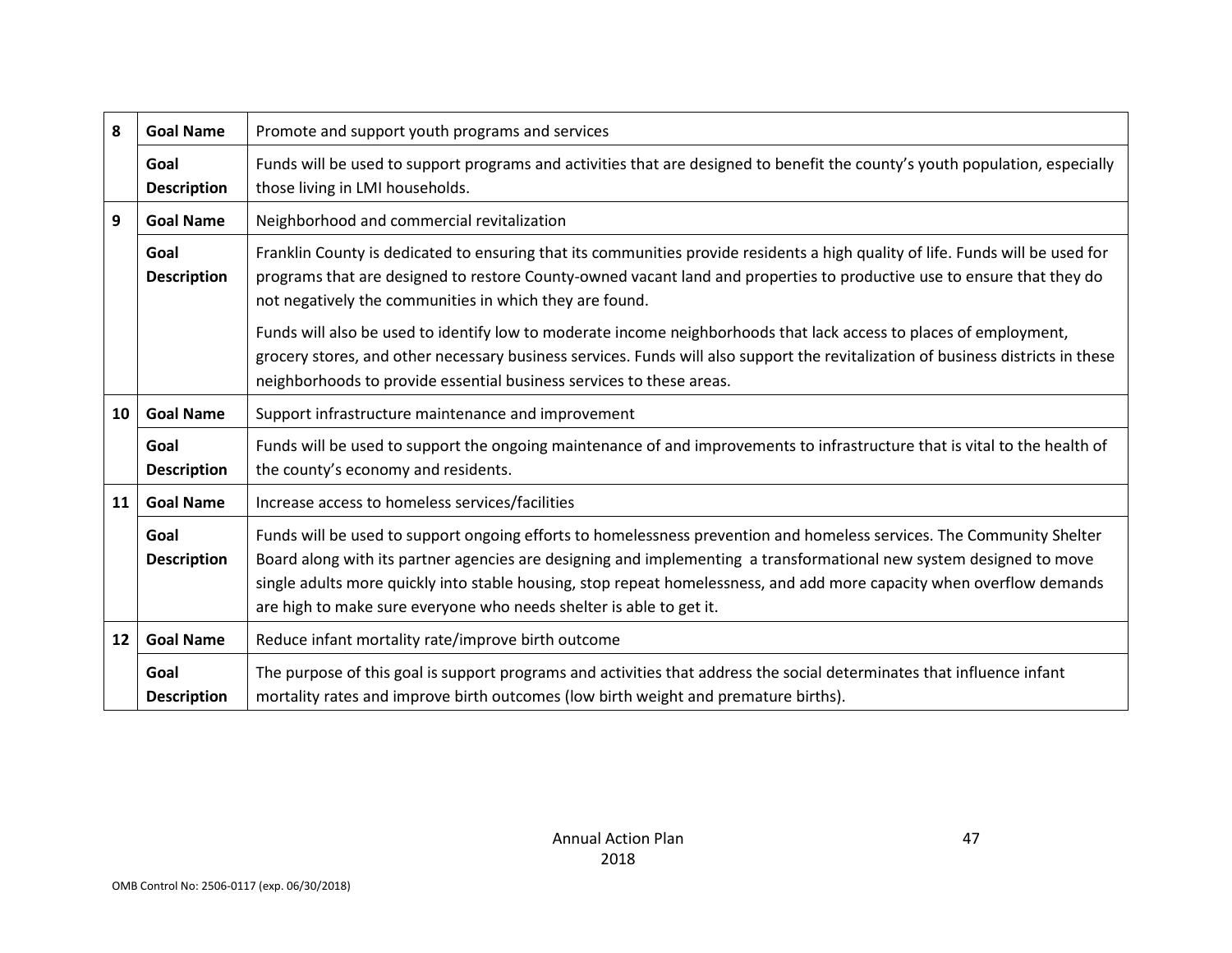| | | |
|---|---|---|
| 8 | **Goal Name** | Promote and support youth programs and services |
| | **Goal Description** | Funds will be used to support programs and activities that are designed to benefit the county's youth population, especially those living in LMI households. |
| 9 | **Goal Name** | Neighborhood and commercial revitalization |
| | **Goal Description** | Franklin County is dedicated to ensuring that its communities provide residents a high quality of life. Funds will be used for programs that are designed to restore County-owned vacant land and properties to productive use to ensure that they do not negatively the communities in which they are found.<br><br>Funds will also be used to identify low to moderate income neighborhoods that lack access to places of employment, grocery stores, and other necessary business services. Funds will also support the revitalization of business districts in these neighborhoods to provide essential business services to these areas. |
| 10 | **Goal Name** | Support infrastructure maintenance and improvement |
| | **Goal Description** | Funds will be used to support the ongoing maintenance of and improvements to infrastructure that is vital to the health of the county's economy and residents. |
| 11 | **Goal Name** | Increase access to homeless services/facilities |
| | **Goal Description** | Funds will be used to support ongoing efforts to homelessness prevention and homeless services. The Community Shelter Board along with its partner agencies are designing and implementing a transformational new system designed to move single adults more quickly into stable housing, stop repeat homelessness, and add more capacity when overflow demands are high to make sure everyone who needs shelter is able to get it. |
| 12 | **Goal Name** | Reduce infant mortality rate/improve birth outcome |
| | **Goal Description** | The purpose of this goal is support programs and activities that address the social determinates that influence infant mortality rates and improve birth outcomes (low birth weight and premature births). |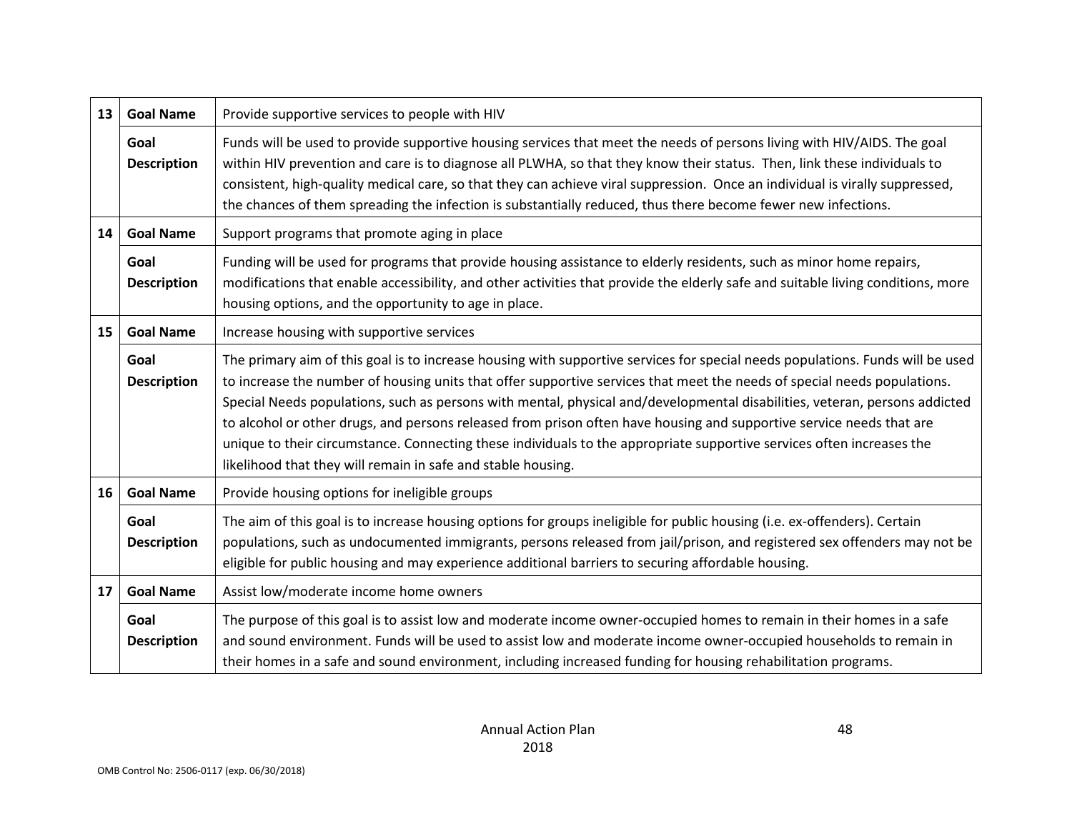| | | |
|---|---|---|
| 13 | **Goal Name** | Provide supportive services to people with HIV |
| | **Goal Description** | Funds will be used to provide supportive housing services that meet the needs of persons living with HIV/AIDS. The goal within HIV prevention and care is to diagnose all PLWHA, so that they know their status. Then, link these individuals to consistent, high-quality medical care, so that they can achieve viral suppression. Once an individual is virally suppressed, the chances of them spreading the infection is substantially reduced, thus there become fewer new infections. |
| 14 | **Goal Name** | Support programs that promote aging in place |
| | **Goal Description** | Funding will be used for programs that provide housing assistance to elderly residents, such as minor home repairs, modifications that enable accessibility, and other activities that provide the elderly safe and suitable living conditions, more housing options, and the opportunity to age in place. |
| 15 | **Goal Name** | Increase housing with supportive services |
| | **Goal Description** | The primary aim of this goal is to increase housing with supportive services for special needs populations. Funds will be used to increase the number of housing units that offer supportive services that meet the needs of special needs populations. Special Needs populations, such as persons with mental, physical and/developmental disabilities, veteran, persons addicted to alcohol or other drugs, and persons released from prison often have housing and supportive service needs that are unique to their circumstance. Connecting these individuals to the appropriate supportive services often increases the likelihood that they will remain in safe and stable housing. |
| 16 | **Goal Name** | Provide housing options for ineligible groups |
| | **Goal Description** | The aim of this goal is to increase housing options for groups ineligible for public housing (i.e. ex-offenders). Certain populations, such as undocumented immigrants, persons released from jail/prison, and registered sex offenders may not be eligible for public housing and may experience additional barriers to securing affordable housing. |
| 17 | **Goal Name** | Assist low/moderate income home owners |
| | **Goal Description** | The purpose of this goal is to assist low and moderate income owner-occupied homes to remain in their homes in a safe and sound environment. Funds will be used to assist low and moderate income owner-occupied households to remain in their homes in a safe and sound environment, including increased funding for housing rehabilitation programs. |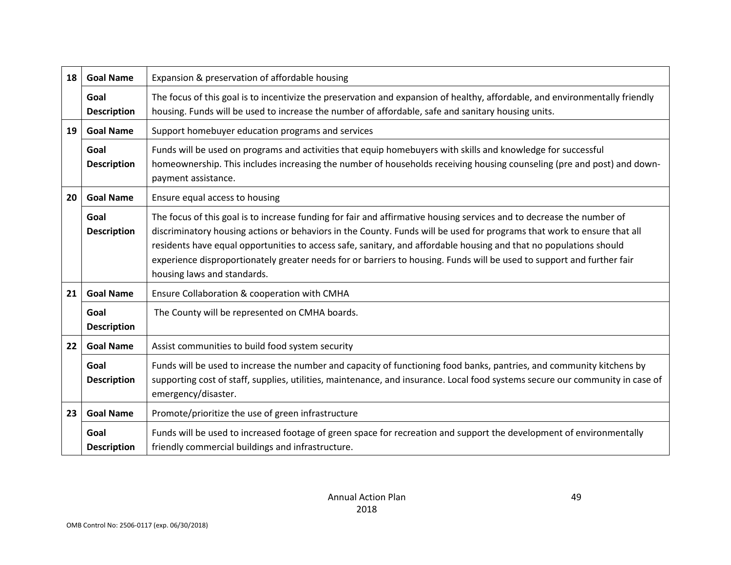| | | |
|---|---|---|
| 18 | **Goal Name** | Expansion & preservation of affordable housing |
| | **Goal Description** | The focus of this goal is to incentivize the preservation and expansion of healthy, affordable, and environmentally friendly housing. Funds will be used to increase the number of affordable, safe and sanitary housing units. |
| 19 | **Goal Name** | Support homebuyer education programs and services |
| | **Goal Description** | Funds will be used on programs and activities that equip homebuyers with skills and knowledge for successful homeownership. This includes increasing the number of households receiving housing counseling (pre and post) and down-payment assistance. |
| 20 | **Goal Name** | Ensure equal access to housing |
| | **Goal Description** | The focus of this goal is to increase funding for fair and affirmative housing services and to decrease the number of discriminatory housing actions or behaviors in the County. Funds will be used for programs that work to ensure that all residents have equal opportunities to access safe, sanitary, and affordable housing and that no populations should experience disproportionately greater needs for or barriers to housing. Funds will be used to support and further fair housing laws and standards. |
| 21 | **Goal Name** | Ensure Collaboration & cooperation with CMHA |
| | **Goal Description** | The County will be represented on CMHA boards. |
| 22 | **Goal Name** | Assist communities to build food system security |
| | **Goal Description** | Funds will be used to increase the number and capacity of functioning food banks, pantries, and community kitchens by supporting cost of staff, supplies, utilities, maintenance, and insurance. Local food systems secure our community in case of emergency/disaster. |
| 23 | **Goal Name** | Promote/prioritize the use of green infrastructure |
| | **Goal Description** | Funds will be used to increased footage of green space for recreation and support the development of environmentally friendly commercial buildings and infrastructure. |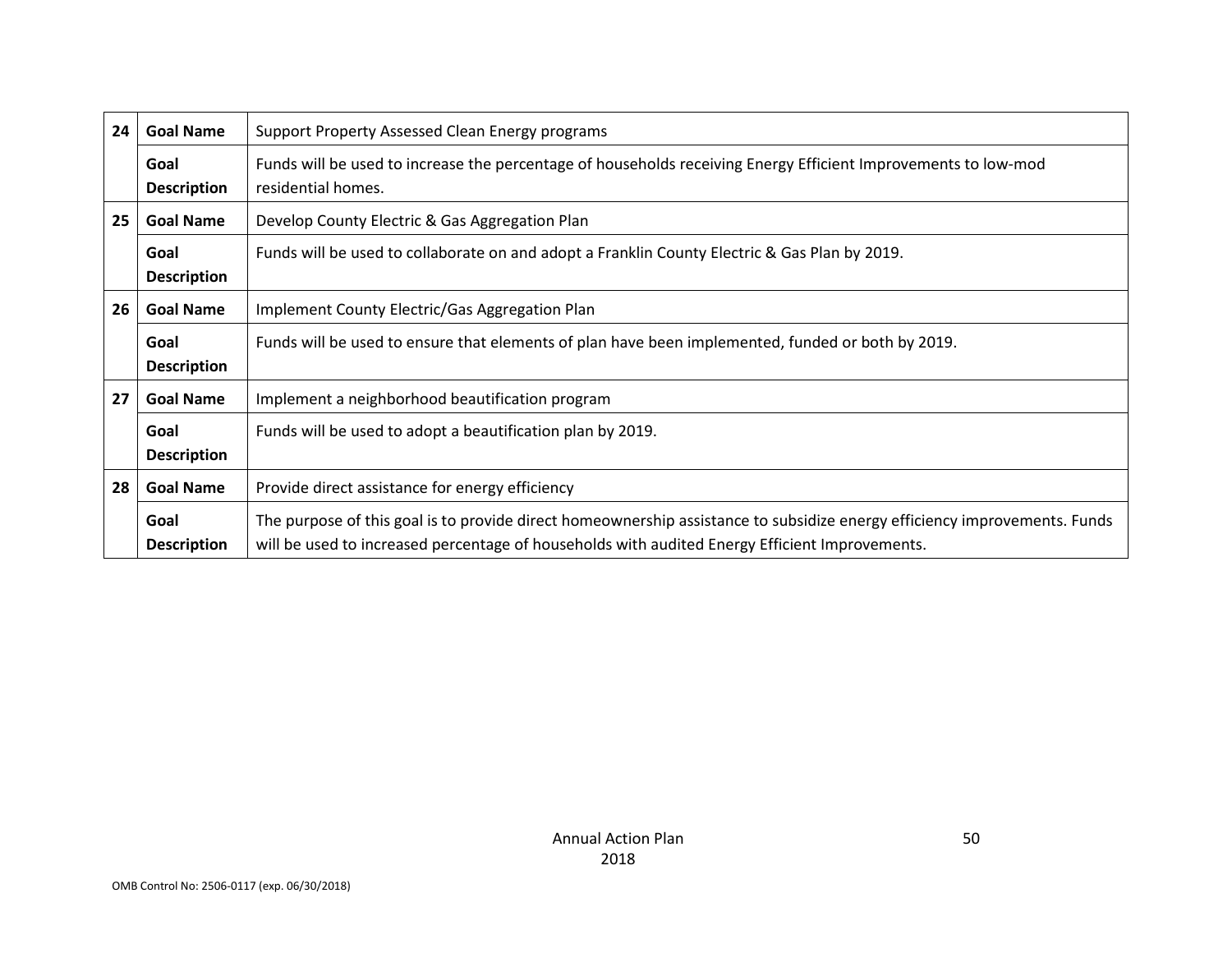| | | |
|---|---|---|
| 24 | **Goal Name** | Support Property Assessed Clean Energy programs |
| | **Goal Description** | Funds will be used to increase the percentage of households receiving Energy Efficient Improvements to low-mod residential homes. |
| 25 | **Goal Name** | Develop County Electric & Gas Aggregation Plan |
| | **Goal Description** | Funds will be used to collaborate on and adopt a Franklin County Electric & Gas Plan by 2019. |
| 26 | **Goal Name** | Implement County Electric/Gas Aggregation Plan |
| | **Goal Description** | Funds will be used to ensure that elements of plan have been implemented, funded or both by 2019. |
| 27 | **Goal Name** | Implement a neighborhood beautification program |
| | **Goal Description** | Funds will be used to adopt a beautification plan by 2019. |
| 28 | **Goal Name** | Provide direct assistance for energy efficiency |
| | **Goal Description** | The purpose of this goal is to provide direct homeownership assistance to subsidize energy efficiency improvements. Funds will be used to increased percentage of households with audited Energy Efficient Improvements. |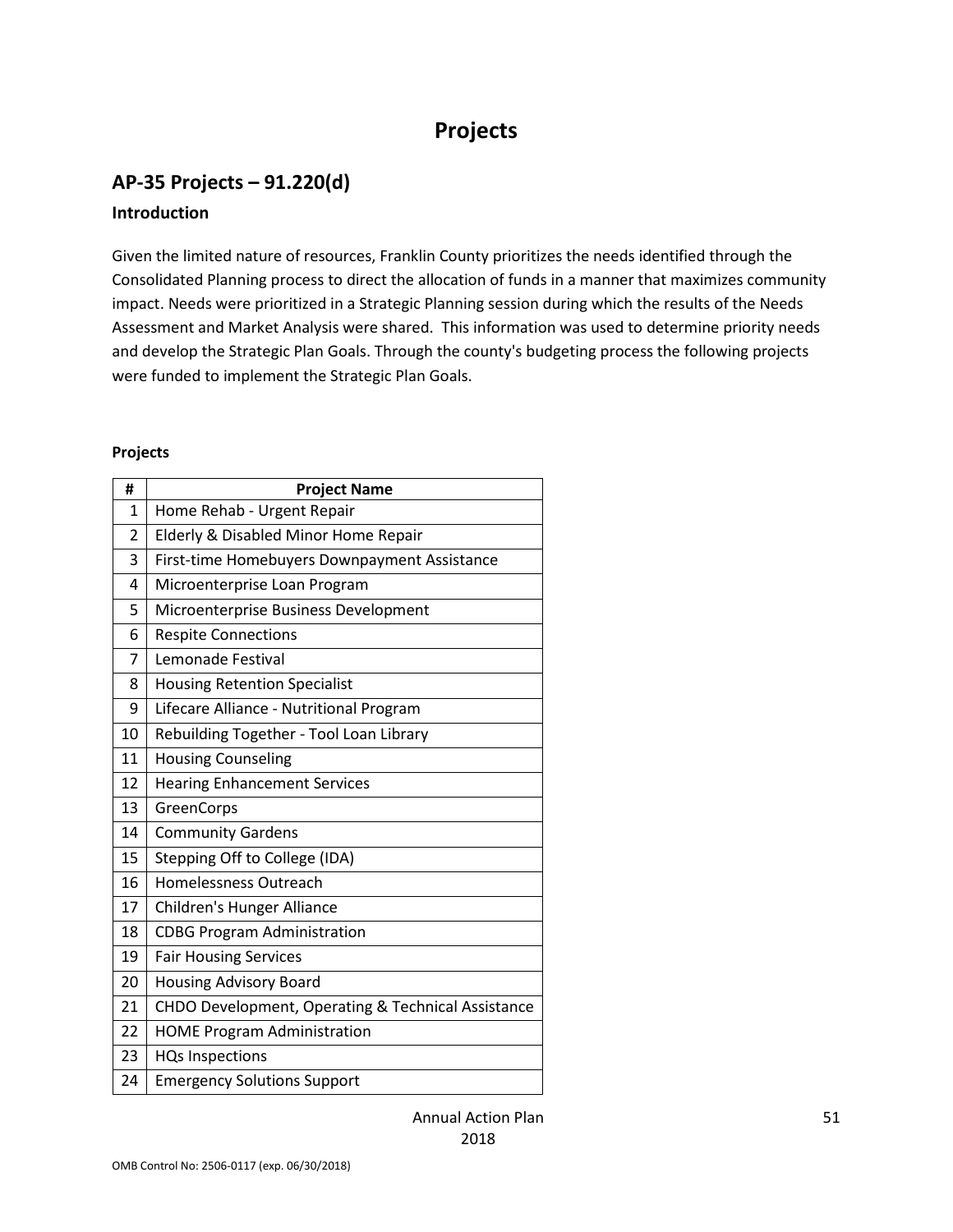# Projects

## AP-35 Projects – 91.220(d)

### Introduction

Given the limited nature of resources, Franklin County prioritizes the needs identified through the Consolidated Planning process to direct the allocation of funds in a manner that maximizes community impact. Needs were prioritized in a Strategic Planning session during which the results of the Needs Assessment and Market Analysis were shared. This information was used to determine priority needs and develop the Strategic Plan Goals. Through the county's budgeting process the following projects were funded to implement the Strategic Plan Goals.

**Projects**

| # | Project Name |
|---|---|
| 1 | Home Rehab - Urgent Repair |
| 2 | Elderly & Disabled Minor Home Repair |
| 3 | First-time Homebuyers Downpayment Assistance |
| 4 | Microenterprise Loan Program |
| 5 | Microenterprise Business Development |
| 6 | Respite Connections |
| 7 | Lemonade Festival |
| 8 | Housing Retention Specialist |
| 9 | Lifecare Alliance - Nutritional Program |
| 10 | Rebuilding Together - Tool Loan Library |
| 11 | Housing Counseling |
| 12 | Hearing Enhancement Services |
| 13 | GreenCorps |
| 14 | Community Gardens |
| 15 | Stepping Off to College (IDA) |
| 16 | Homelessness Outreach |
| 17 | Children's Hunger Alliance |
| 18 | CDBG Program Administration |
| 19 | Fair Housing Services |
| 20 | Housing Advisory Board |
| 21 | CHDO Development, Operating & Technical Assistance |
| 22 | HOME Program Administration |
| 23 | HQs Inspections |
| 24 | Emergency Solutions Support |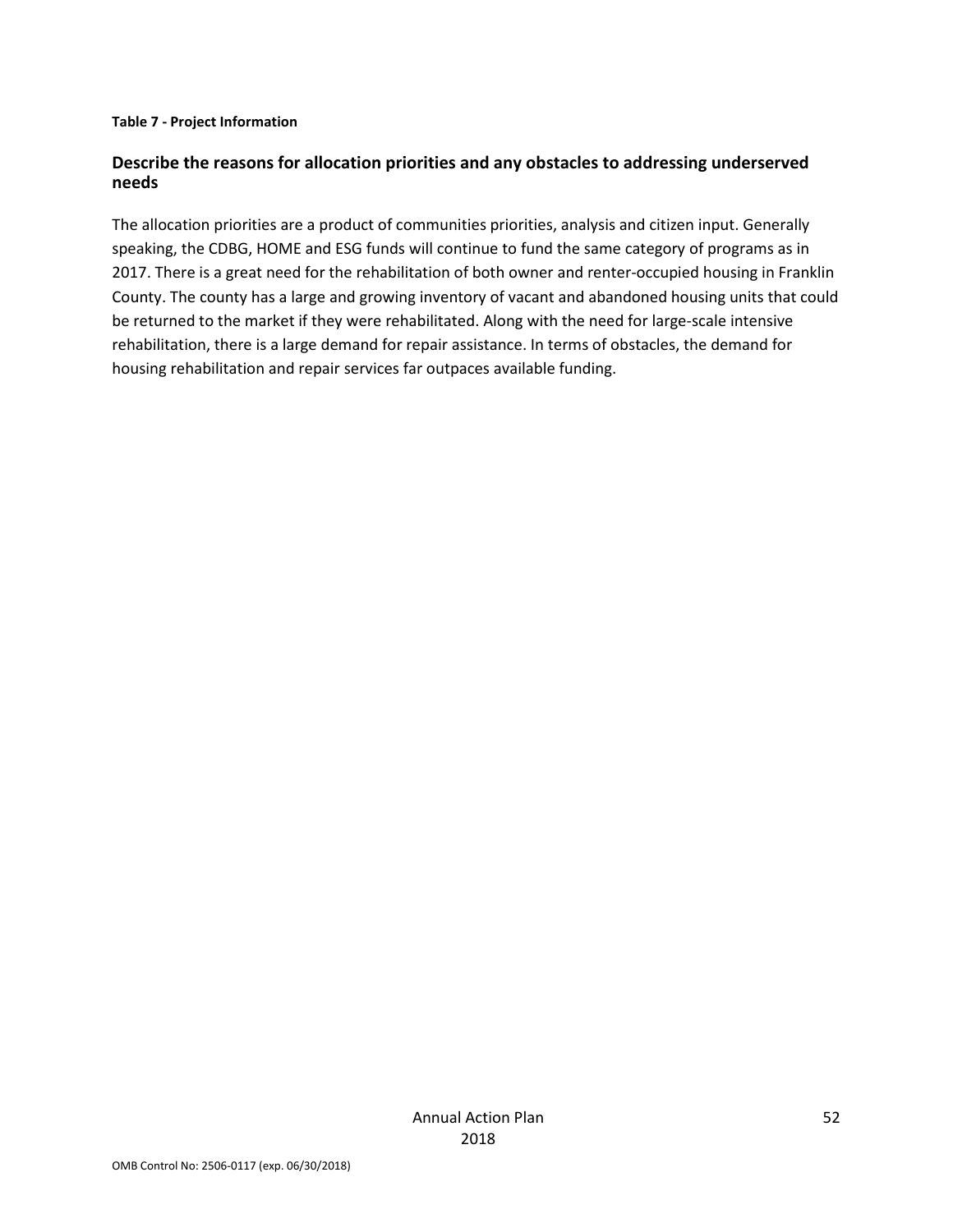**Table 7 - Project Information**

## Describe the reasons for allocation priorities and any obstacles to addressing underserved needs

The allocation priorities are a product of communities priorities, analysis and citizen input. Generally speaking, the CDBG, HOME and ESG funds will continue to fund the same category of programs as in 2017. There is a great need for the rehabilitation of both owner and renter-occupied housing in Franklin County. The county has a large and growing inventory of vacant and abandoned housing units that could be returned to the market if they were rehabilitated. Along with the need for large-scale intensive rehabilitation, there is a large demand for repair assistance. In terms of obstacles, the demand for housing rehabilitation and repair services far outpaces available funding.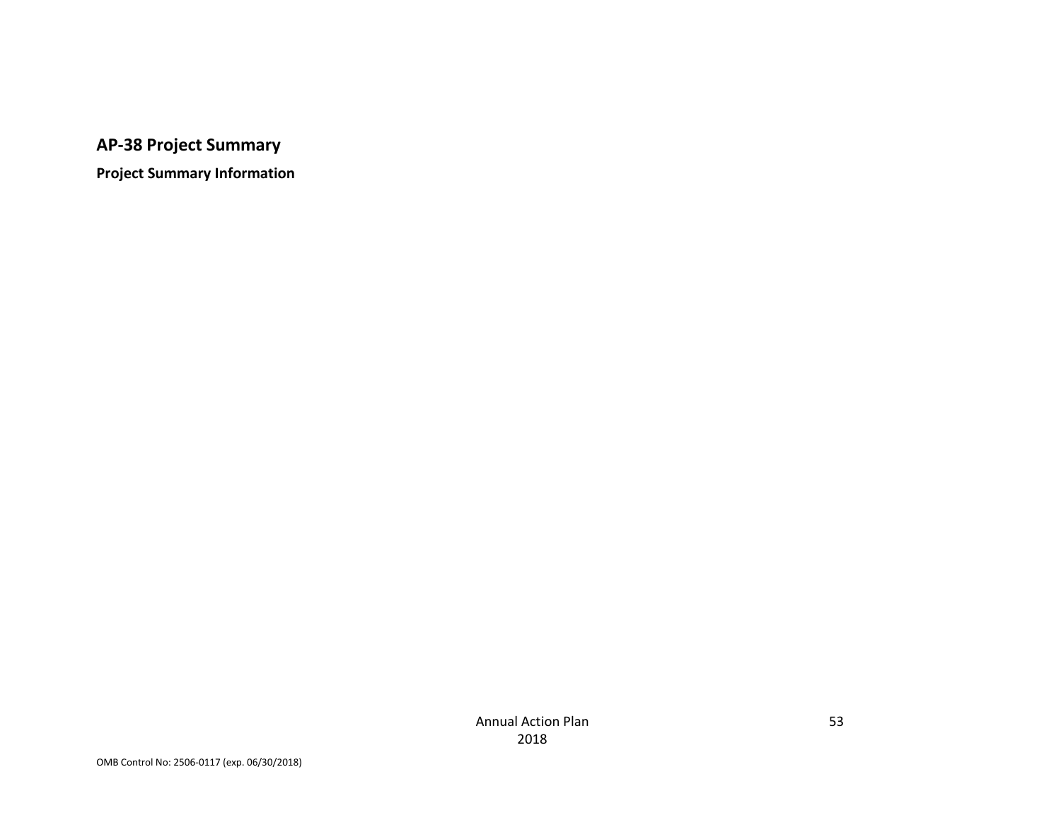## AP-38 Project Summary

### Project Summary Information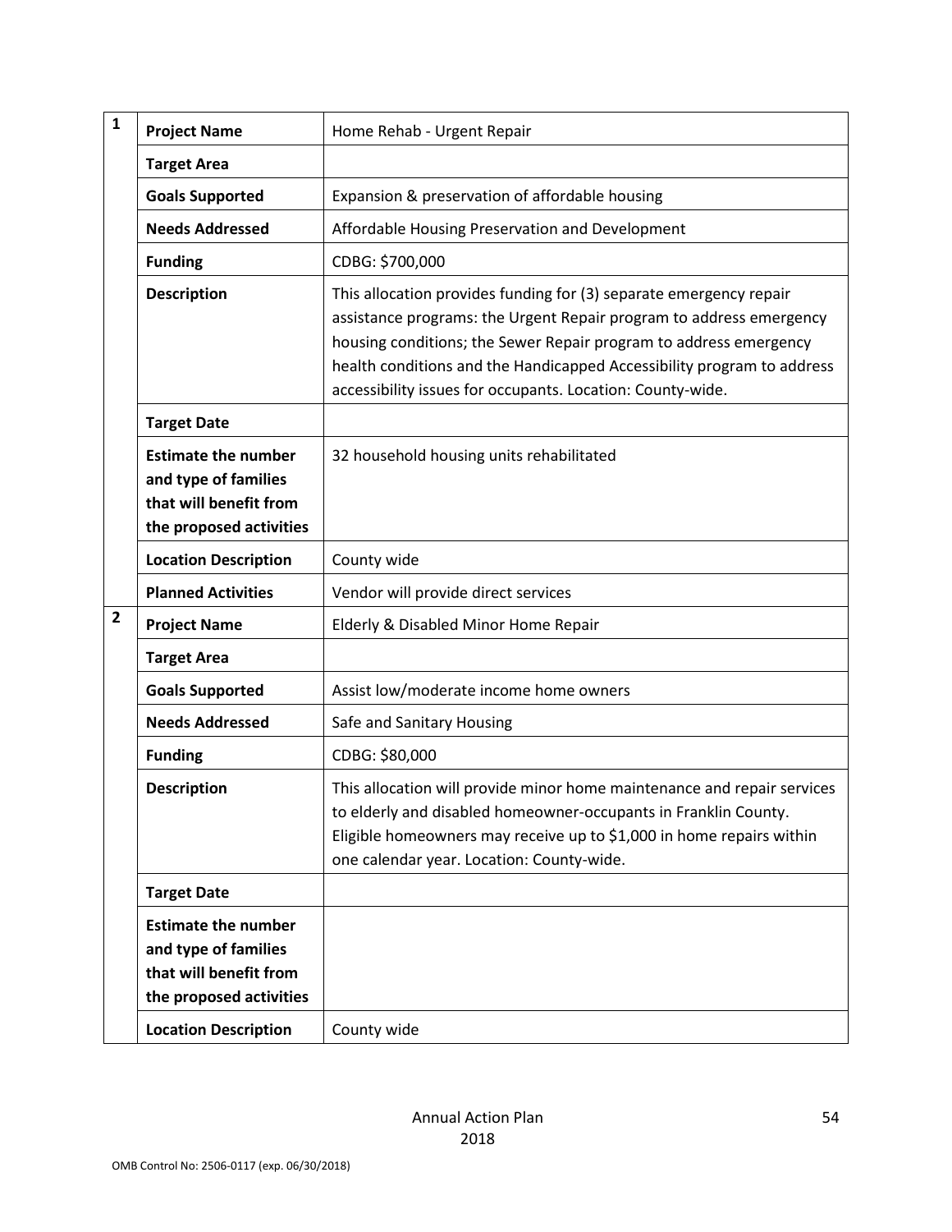| # | Field | Details |
|---|---|---|
| 1 | **Project Name** | Home Rehab - Urgent Repair |
| | **Target Area** | |
| | **Goals Supported** | Expansion & preservation of affordable housing |
| | **Needs Addressed** | Affordable Housing Preservation and Development |
| | **Funding** | CDBG: $700,000 |
| | **Description** | This allocation provides funding for (3) separate emergency repair assistance programs: the Urgent Repair program to address emergency housing conditions; the Sewer Repair program to address emergency health conditions and the Handicapped Accessibility program to address accessibility issues for occupants. Location: County-wide. |
| | **Target Date** | |
| | **Estimate the number and type of families that will benefit from the proposed activities** | 32 household housing units rehabilitated |
| | **Location Description** | County wide |
| | **Planned Activities** | Vendor will provide direct services |
| 2 | **Project Name** | Elderly & Disabled Minor Home Repair |
| | **Target Area** | |
| | **Goals Supported** | Assist low/moderate income home owners |
| | **Needs Addressed** | Safe and Sanitary Housing |
| | **Funding** | CDBG: $80,000 |
| | **Description** | This allocation will provide minor home maintenance and repair services to elderly and disabled homeowner-occupants in Franklin County. Eligible homeowners may receive up to $1,000 in home repairs within one calendar year. Location: County-wide. |
| | **Target Date** | |
| | **Estimate the number and type of families that will benefit from the proposed activities** | |
| | **Location Description** | County wide |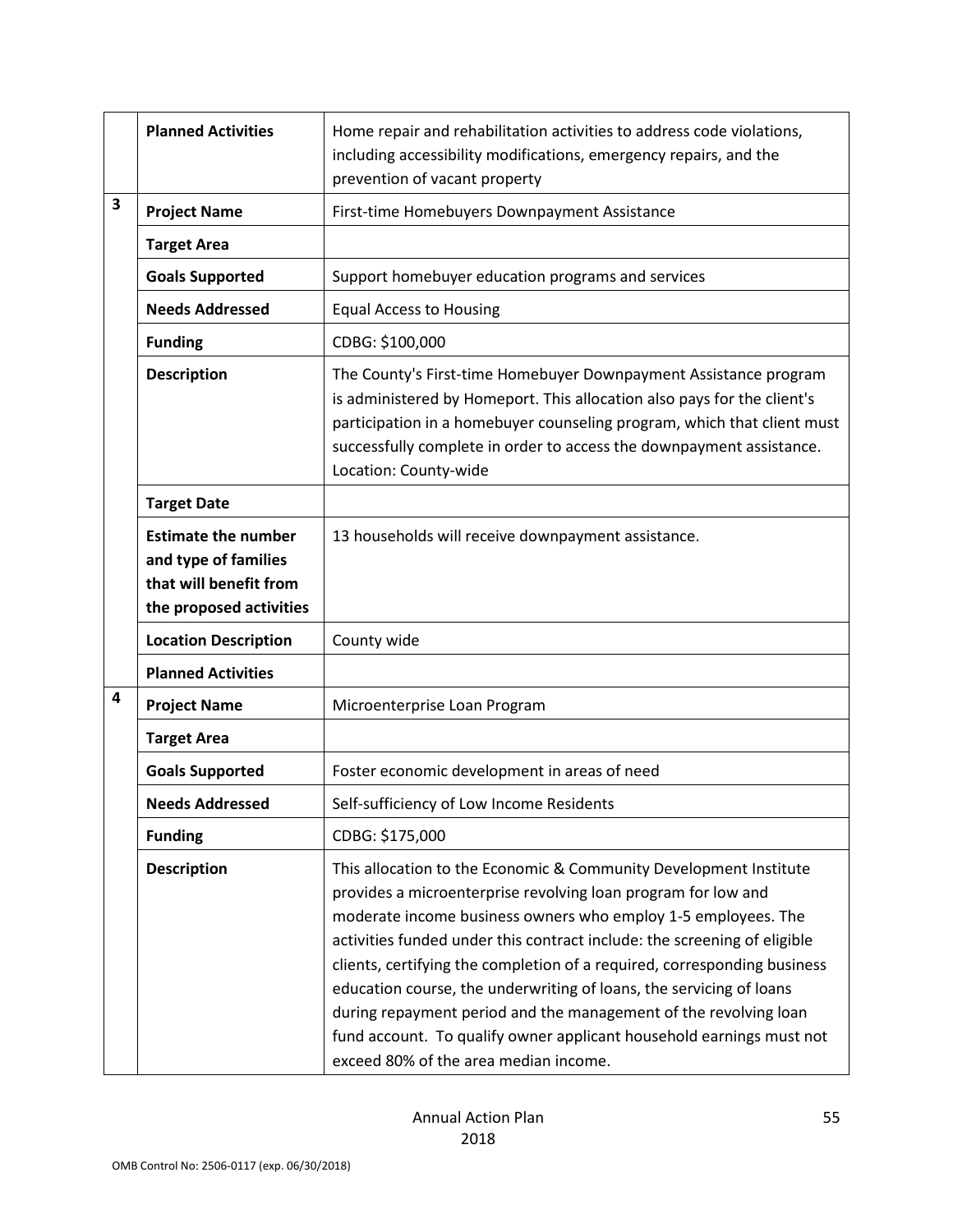| | | |
|---|---|---|
| | **Planned Activities** | Home repair and rehabilitation activities to address code violations, including accessibility modifications, emergency repairs, and the prevention of vacant property |
| **3** | **Project Name** | First-time Homebuyers Downpayment Assistance |
| | **Target Area** | |
| | **Goals Supported** | Support homebuyer education programs and services |
| | **Needs Addressed** | Equal Access to Housing |
| | **Funding** | CDBG: $100,000 |
| | **Description** | The County's First-time Homebuyer Downpayment Assistance program is administered by Homeport. This allocation also pays for the client's participation in a homebuyer counseling program, which that client must successfully complete in order to access the downpayment assistance. Location: County-wide |
| | **Target Date** | |
| | **Estimate the number and type of families that will benefit from the proposed activities** | 13 households will receive downpayment assistance. |
| | **Location Description** | County wide |
| | **Planned Activities** | |
| **4** | **Project Name** | Microenterprise Loan Program |
| | **Target Area** | |
| | **Goals Supported** | Foster economic development in areas of need |
| | **Needs Addressed** | Self-sufficiency of Low Income Residents |
| | **Funding** | CDBG: $175,000 |
| | **Description** | This allocation to the Economic & Community Development Institute provides a microenterprise revolving loan program for low and moderate income business owners who employ 1-5 employees. The activities funded under this contract include: the screening of eligible clients, certifying the completion of a required, corresponding business education course, the underwriting of loans, the servicing of loans during repayment period and the management of the revolving loan fund account. To qualify owner applicant household earnings must not exceed 80% of the area median income. |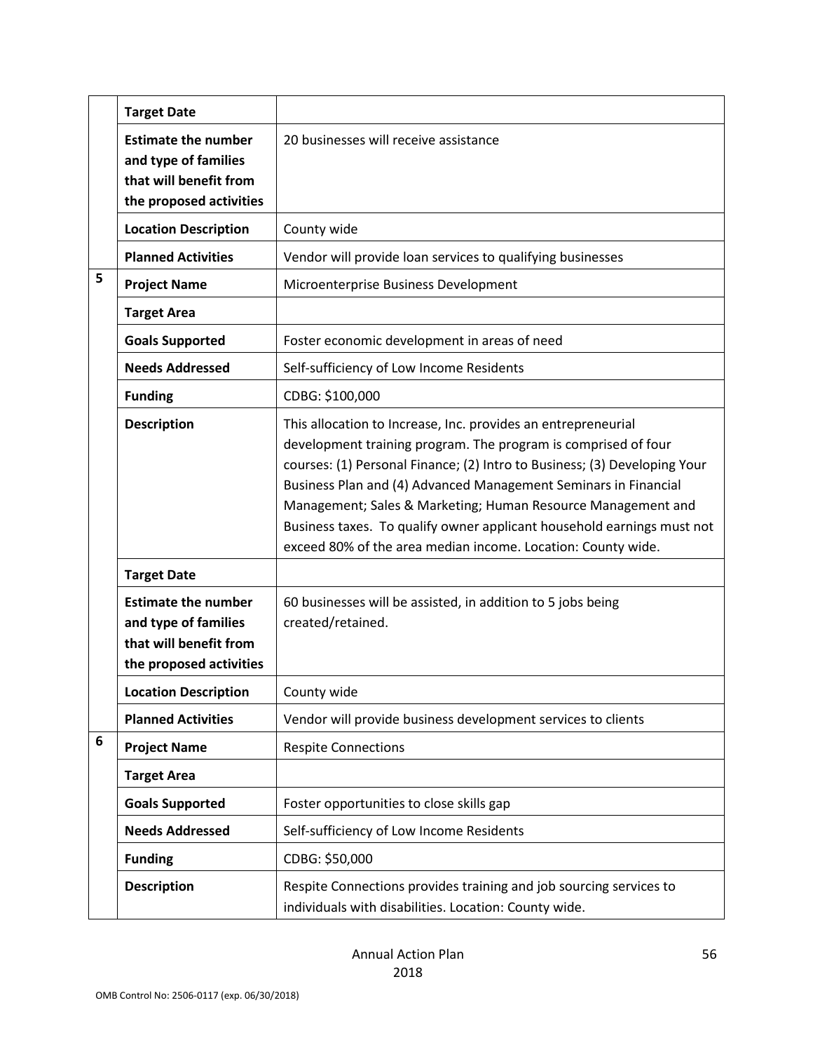| | | |
|---|---|---|
| | **Target Date** | |
| | **Estimate the number and type of families that will benefit from the proposed activities** | 20 businesses will receive assistance |
| | **Location Description** | County wide |
| | **Planned Activities** | Vendor will provide loan services to qualifying businesses |
| 5 | **Project Name** | Microenterprise Business Development |
| | **Target Area** | |
| | **Goals Supported** | Foster economic development in areas of need |
| | **Needs Addressed** | Self-sufficiency of Low Income Residents |
| | **Funding** | CDBG: $100,000 |
| | **Description** | This allocation to Increase, Inc. provides an entrepreneurial development training program. The program is comprised of four courses: (1) Personal Finance; (2) Intro to Business; (3) Developing Your Business Plan and (4) Advanced Management Seminars in Financial Management; Sales & Marketing; Human Resource Management and Business taxes. To qualify owner applicant household earnings must not exceed 80% of the area median income. Location: County wide. |
| | **Target Date** | |
| | **Estimate the number and type of families that will benefit from the proposed activities** | 60 businesses will be assisted, in addition to 5 jobs being created/retained. |
| | **Location Description** | County wide |
| | **Planned Activities** | Vendor will provide business development services to clients |
| 6 | **Project Name** | Respite Connections |
| | **Target Area** | |
| | **Goals Supported** | Foster opportunities to close skills gap |
| | **Needs Addressed** | Self-sufficiency of Low Income Residents |
| | **Funding** | CDBG: $50,000 |
| | **Description** | Respite Connections provides training and job sourcing services to individuals with disabilities. Location: County wide. |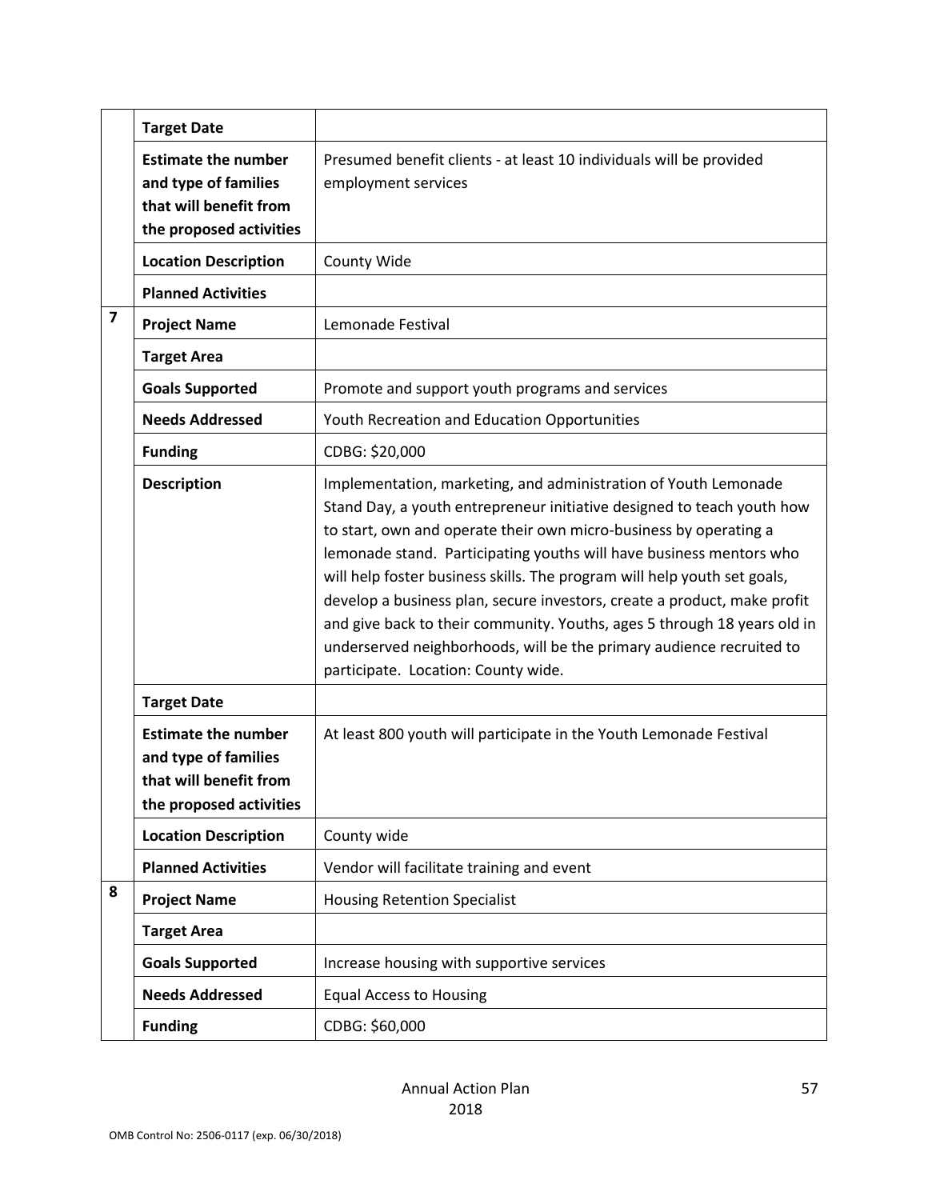| | | |
|---|---|---|
| | **Target Date** | |
| | **Estimate the number and type of families that will benefit from the proposed activities** | Presumed benefit clients - at least 10 individuals will be provided employment services |
| | **Location Description** | County Wide |
| | **Planned Activities** | |
| **7** | **Project Name** | Lemonade Festival |
| | **Target Area** | |
| | **Goals Supported** | Promote and support youth programs and services |
| | **Needs Addressed** | Youth Recreation and Education Opportunities |
| | **Funding** | CDBG: $20,000 |
| | **Description** | Implementation, marketing, and administration of Youth Lemonade Stand Day, a youth entrepreneur initiative designed to teach youth how to start, own and operate their own micro-business by operating a lemonade stand. Participating youths will have business mentors who will help foster business skills. The program will help youth set goals, develop a business plan, secure investors, create a product, make profit and give back to their community. Youths, ages 5 through 18 years old in underserved neighborhoods, will be the primary audience recruited to participate. Location: County wide. |
| | **Target Date** | |
| | **Estimate the number and type of families that will benefit from the proposed activities** | At least 800 youth will participate in the Youth Lemonade Festival |
| | **Location Description** | County wide |
| | **Planned Activities** | Vendor will facilitate training and event |
| **8** | **Project Name** | Housing Retention Specialist |
| | **Target Area** | |
| | **Goals Supported** | Increase housing with supportive services |
| | **Needs Addressed** | Equal Access to Housing |
| | **Funding** | CDBG: $60,000 |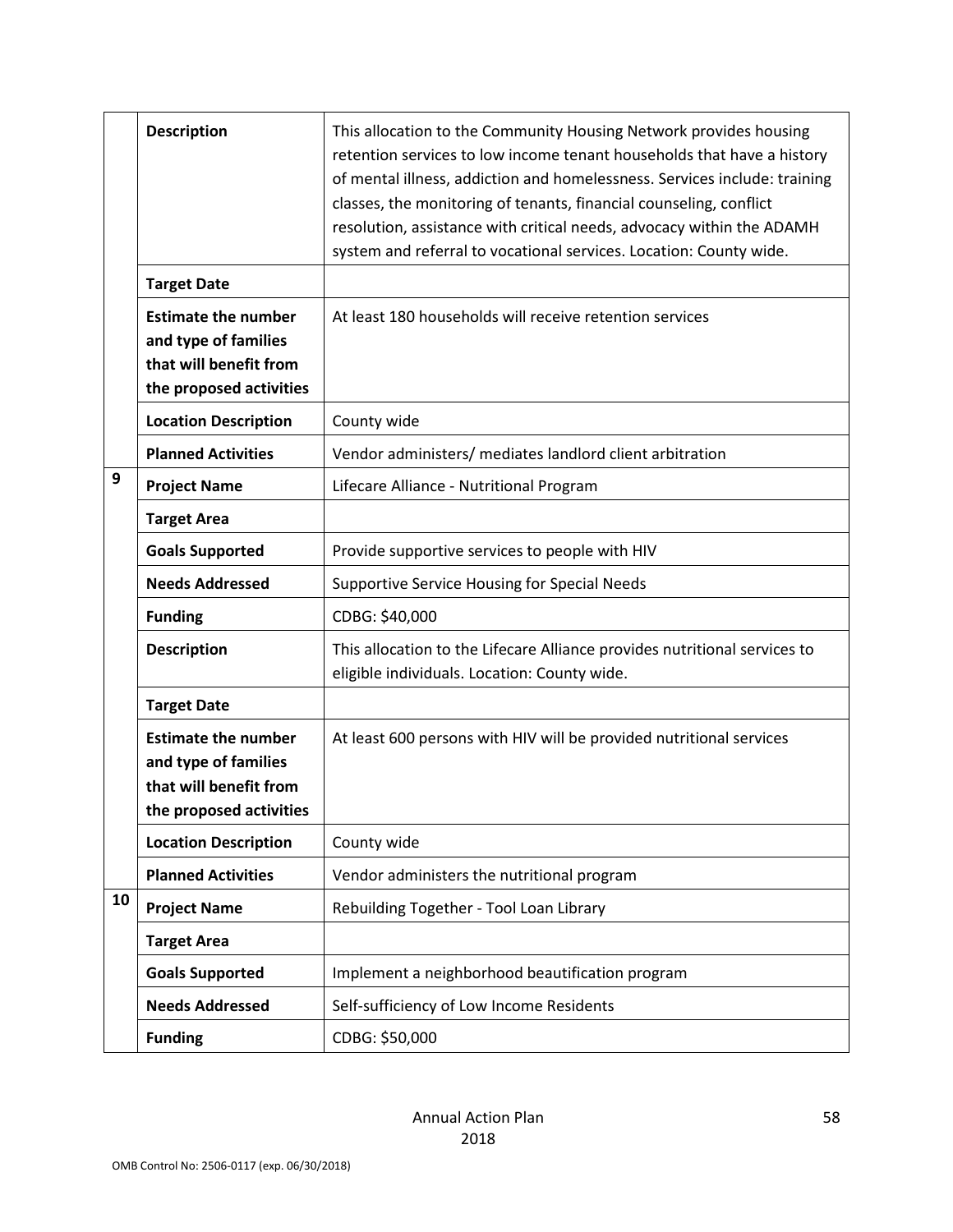| | | |
|---|---|---|
| | **Description** | This allocation to the Community Housing Network provides housing retention services to low income tenant households that have a history of mental illness, addiction and homelessness. Services include: training classes, the monitoring of tenants, financial counseling, conflict resolution, assistance with critical needs, advocacy within the ADAMH system and referral to vocational services. Location: County wide. |
| | **Target Date** | |
| | **Estimate the number and type of families that will benefit from the proposed activities** | At least 180 households will receive retention services |
| | **Location Description** | County wide |
| | **Planned Activities** | Vendor administers/ mediates landlord client arbitration |
| 9 | **Project Name** | Lifecare Alliance - Nutritional Program |
| | **Target Area** | |
| | **Goals Supported** | Provide supportive services to people with HIV |
| | **Needs Addressed** | Supportive Service Housing for Special Needs |
| | **Funding** | CDBG: $40,000 |
| | **Description** | This allocation to the Lifecare Alliance provides nutritional services to eligible individuals. Location: County wide. |
| | **Target Date** | |
| | **Estimate the number and type of families that will benefit from the proposed activities** | At least 600 persons with HIV will be provided nutritional services |
| | **Location Description** | County wide |
| | **Planned Activities** | Vendor administers the nutritional program |
| 10 | **Project Name** | Rebuilding Together - Tool Loan Library |
| | **Target Area** | |
| | **Goals Supported** | Implement a neighborhood beautification program |
| | **Needs Addressed** | Self-sufficiency of Low Income Residents |
| | **Funding** | CDBG: $50,000 |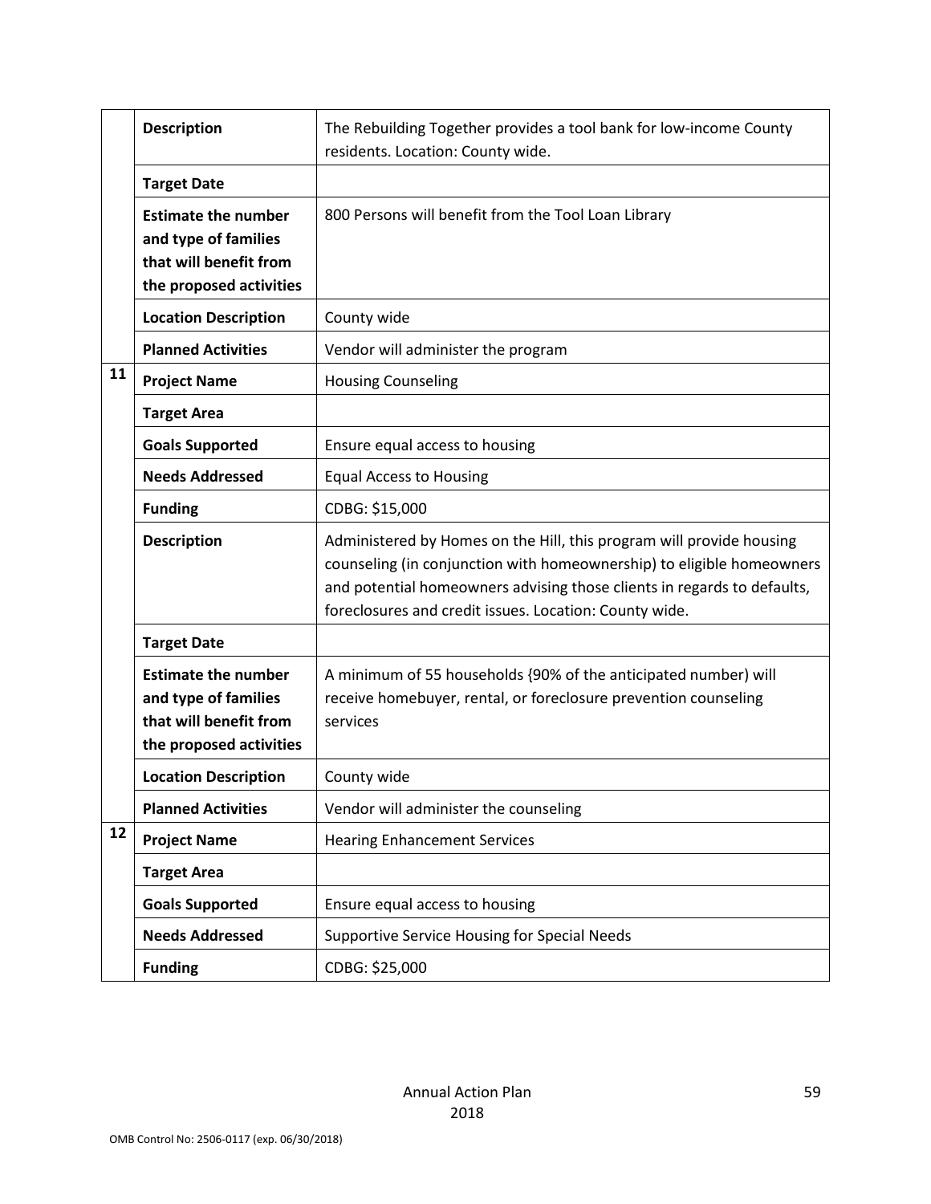| | | |
|---|---|---|
| | **Description** | The Rebuilding Together provides a tool bank for low-income County residents. Location: County wide. |
| | **Target Date** | |
| | **Estimate the number and type of families that will benefit from the proposed activities** | 800 Persons will benefit from the Tool Loan Library |
| | **Location Description** | County wide |
| | **Planned Activities** | Vendor will administer the program |
| **11** | **Project Name** | Housing Counseling |
| | **Target Area** | |
| | **Goals Supported** | Ensure equal access to housing |
| | **Needs Addressed** | Equal Access to Housing |
| | **Funding** | CDBG: $15,000 |
| | **Description** | Administered by Homes on the Hill, this program will provide housing counseling (in conjunction with homeownership) to eligible homeowners and potential homeowners advising those clients in regards to defaults, foreclosures and credit issues. Location: County wide. |
| | **Target Date** | |
| | **Estimate the number and type of families that will benefit from the proposed activities** | A minimum of 55 households {90% of the anticipated number) will receive homebuyer, rental, or foreclosure prevention counseling services |
| | **Location Description** | County wide |
| | **Planned Activities** | Vendor will administer the counseling |
| **12** | **Project Name** | Hearing Enhancement Services |
| | **Target Area** | |
| | **Goals Supported** | Ensure equal access to housing |
| | **Needs Addressed** | Supportive Service Housing for Special Needs |
| | **Funding** | CDBG: $25,000 |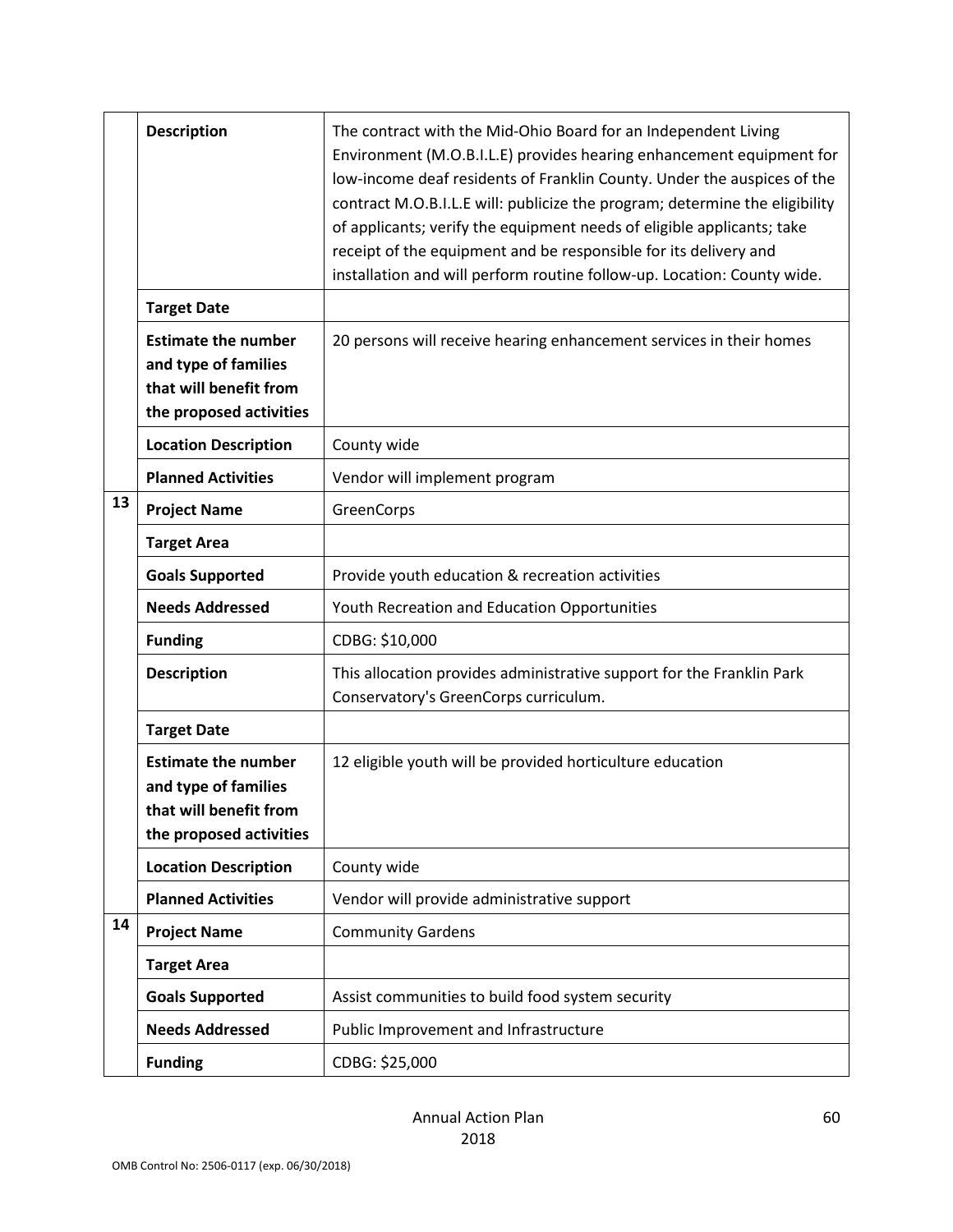| | | |
|---|---|---|
| | **Description** | The contract with the Mid-Ohio Board for an Independent Living Environment (M.O.B.I.L.E) provides hearing enhancement equipment for low-income deaf residents of Franklin County. Under the auspices of the contract M.O.B.I.L.E will: publicize the program; determine the eligibility of applicants; verify the equipment needs of eligible applicants; take receipt of the equipment and be responsible for its delivery and installation and will perform routine follow-up. Location: County wide. |
| | **Target Date** | |
| | **Estimate the number and type of families that will benefit from the proposed activities** | 20 persons will receive hearing enhancement services in their homes |
| | **Location Description** | County wide |
| | **Planned Activities** | Vendor will implement program |
| **13** | **Project Name** | GreenCorps |
| | **Target Area** | |
| | **Goals Supported** | Provide youth education & recreation activities |
| | **Needs Addressed** | Youth Recreation and Education Opportunities |
| | **Funding** | CDBG: $10,000 |
| | **Description** | This allocation provides administrative support for the Franklin Park Conservatory's GreenCorps curriculum. |
| | **Target Date** | |
| | **Estimate the number and type of families that will benefit from the proposed activities** | 12 eligible youth will be provided horticulture education |
| | **Location Description** | County wide |
| | **Planned Activities** | Vendor will provide administrative support |
| **14** | **Project Name** | Community Gardens |
| | **Target Area** | |
| | **Goals Supported** | Assist communities to build food system security |
| | **Needs Addressed** | Public Improvement and Infrastructure |
| | **Funding** | CDBG: $25,000 |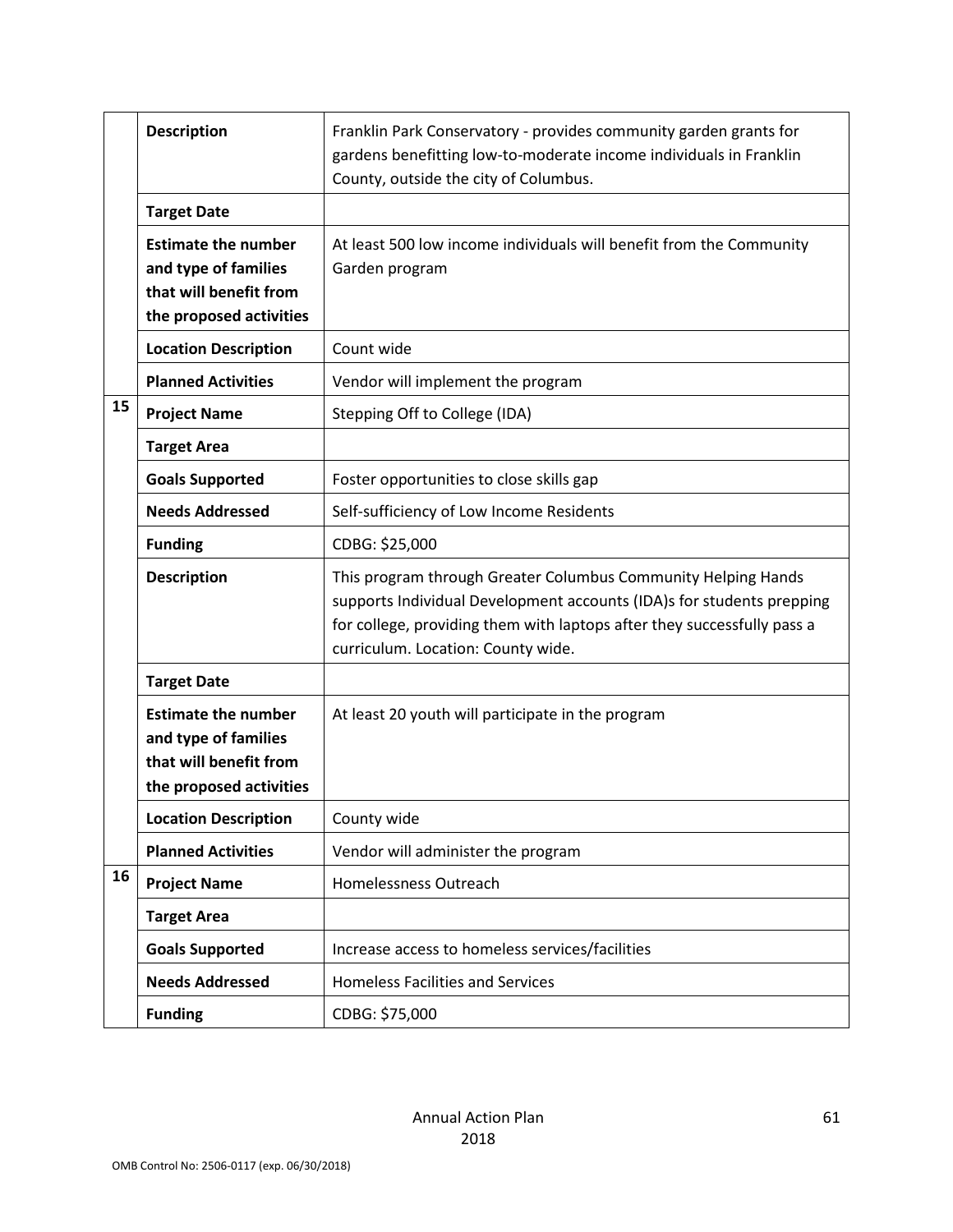| | | |
|---|---|---|
| | **Description** | Franklin Park Conservatory - provides community garden grants for gardens benefitting low-to-moderate income individuals in Franklin County, outside the city of Columbus. |
| | **Target Date** | |
| | **Estimate the number and type of families that will benefit from the proposed activities** | At least 500 low income individuals will benefit from the Community Garden program |
| | **Location Description** | Count wide |
| | **Planned Activities** | Vendor will implement the program |
| **15** | **Project Name** | Stepping Off to College (IDA) |
| | **Target Area** | |
| | **Goals Supported** | Foster opportunities to close skills gap |
| | **Needs Addressed** | Self-sufficiency of Low Income Residents |
| | **Funding** | CDBG: $25,000 |
| | **Description** | This program through Greater Columbus Community Helping Hands supports Individual Development accounts (IDA)s for students prepping for college, providing them with laptops after they successfully pass a curriculum. Location: County wide. |
| | **Target Date** | |
| | **Estimate the number and type of families that will benefit from the proposed activities** | At least 20 youth will participate in the program |
| | **Location Description** | County wide |
| | **Planned Activities** | Vendor will administer the program |
| **16** | **Project Name** | Homelessness Outreach |
| | **Target Area** | |
| | **Goals Supported** | Increase access to homeless services/facilities |
| | **Needs Addressed** | Homeless Facilities and Services |
| | **Funding** | CDBG: $75,000 |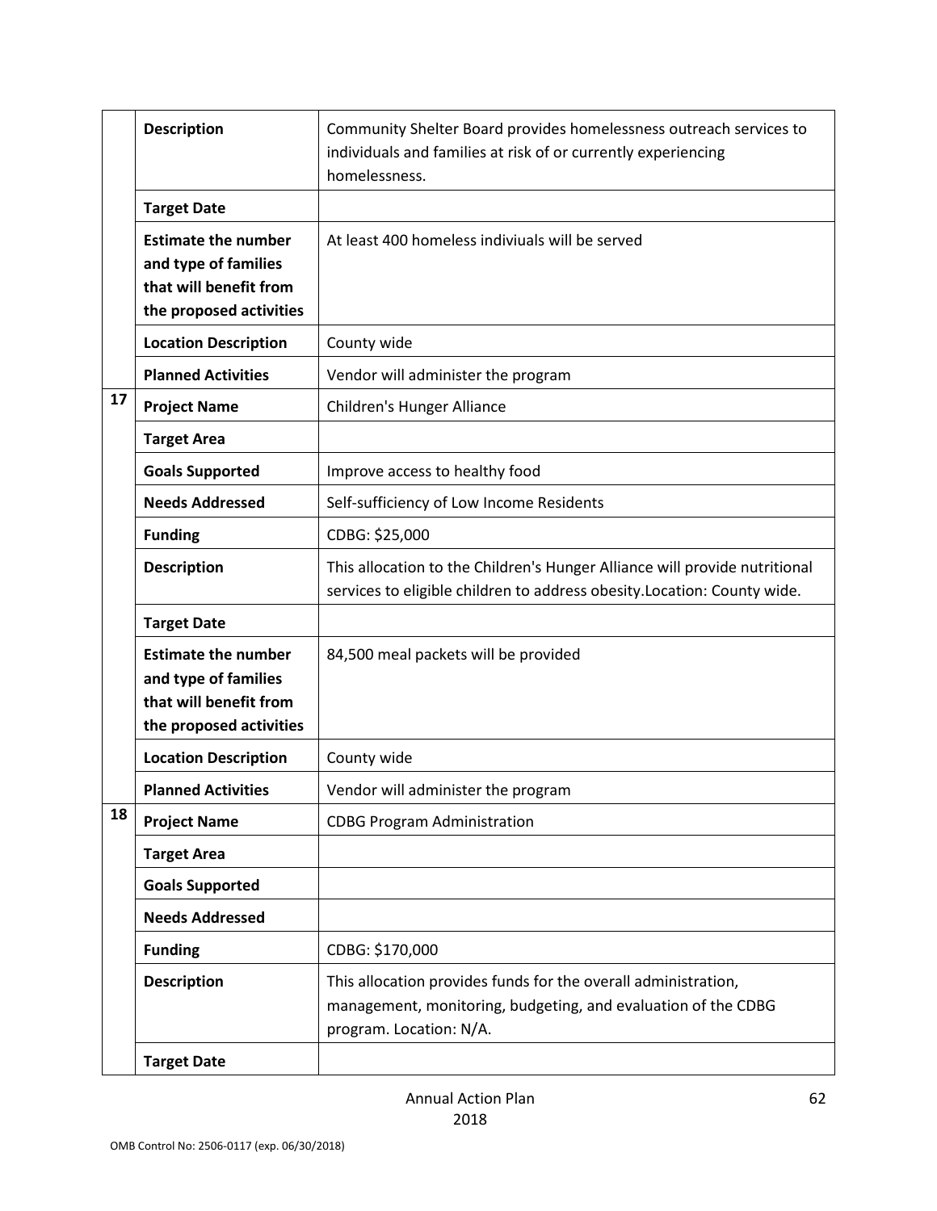| | | |
|---|---|---|
| | **Description** | Community Shelter Board provides homelessness outreach services to individuals and families at risk of or currently experiencing homelessness. |
| | **Target Date** | |
| | **Estimate the number and type of families that will benefit from the proposed activities** | At least 400 homeless indiviuals will be served |
| | **Location Description** | County wide |
| | **Planned Activities** | Vendor will administer the program |
| **17** | **Project Name** | Children's Hunger Alliance |
| | **Target Area** | |
| | **Goals Supported** | Improve access to healthy food |
| | **Needs Addressed** | Self-sufficiency of Low Income Residents |
| | **Funding** | CDBG: $25,000 |
| | **Description** | This allocation to the Children's Hunger Alliance will provide nutritional services to eligible children to address obesity.Location: County wide. |
| | **Target Date** | |
| | **Estimate the number and type of families that will benefit from the proposed activities** | 84,500 meal packets will be provided |
| | **Location Description** | County wide |
| | **Planned Activities** | Vendor will administer the program |
| **18** | **Project Name** | CDBG Program Administration |
| | **Target Area** | |
| | **Goals Supported** | |
| | **Needs Addressed** | |
| | **Funding** | CDBG: $170,000 |
| | **Description** | This allocation provides funds for the overall administration, management, monitoring, budgeting, and evaluation of the CDBG program. Location: N/A. |
| | **Target Date** | |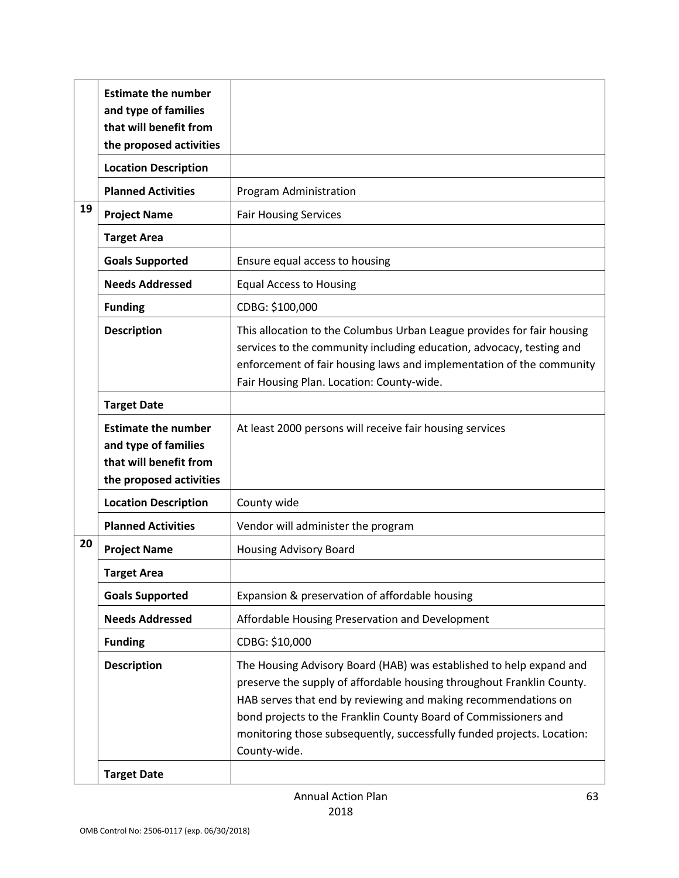| | | |
|---|---|---|
| | **Estimate the number and type of families that will benefit from the proposed activities** | |
| | **Location Description** | |
| | **Planned Activities** | Program Administration |
| **19** | **Project Name** | Fair Housing Services |
| | **Target Area** | |
| | **Goals Supported** | Ensure equal access to housing |
| | **Needs Addressed** | Equal Access to Housing |
| | **Funding** | CDBG: $100,000 |
| | **Description** | This allocation to the Columbus Urban League provides for fair housing services to the community including education, advocacy, testing and enforcement of fair housing laws and implementation of the community Fair Housing Plan. Location: County-wide. |
| | **Target Date** | |
| | **Estimate the number and type of families that will benefit from the proposed activities** | At least 2000 persons will receive fair housing services |
| | **Location Description** | County wide |
| | **Planned Activities** | Vendor will administer the program |
| **20** | **Project Name** | Housing Advisory Board |
| | **Target Area** | |
| | **Goals Supported** | Expansion & preservation of affordable housing |
| | **Needs Addressed** | Affordable Housing Preservation and Development |
| | **Funding** | CDBG: $10,000 |
| | **Description** | The Housing Advisory Board (HAB) was established to help expand and preserve the supply of affordable housing throughout Franklin County. HAB serves that end by reviewing and making recommendations on bond projects to the Franklin County Board of Commissioners and monitoring those subsequently, successfully funded projects. Location: County-wide. |
| | **Target Date** | |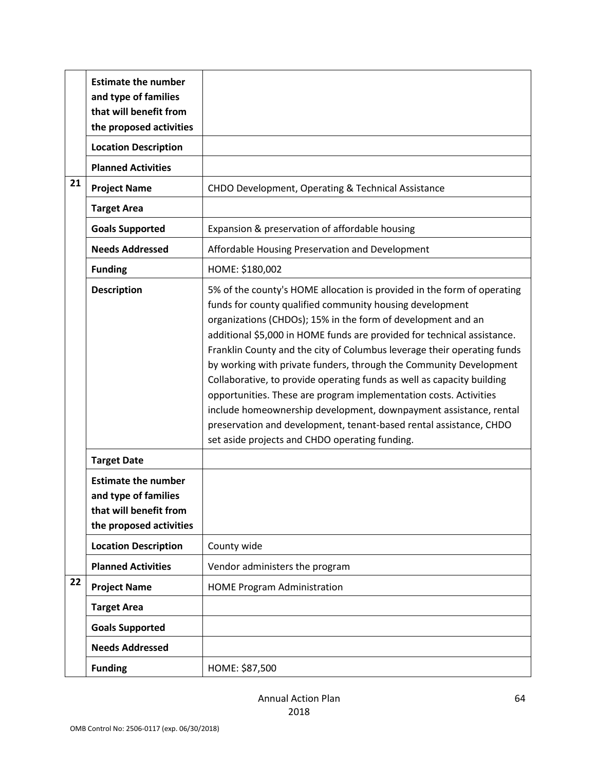| | | |
|---|---|---|
| | **Estimate the number and type of families that will benefit from the proposed activities** | |
| | **Location Description** | |
| | **Planned Activities** | |
| 21 | **Project Name** | CHDO Development, Operating & Technical Assistance |
| | **Target Area** | |
| | **Goals Supported** | Expansion & preservation of affordable housing |
| | **Needs Addressed** | Affordable Housing Preservation and Development |
| | **Funding** | HOME: $180,002 |
| | **Description** | 5% of the county's HOME allocation is provided in the form of operating funds for county qualified community housing development organizations (CHDOs); 15% in the form of development and an additional $5,000 in HOME funds are provided for technical assistance. Franklin County and the city of Columbus leverage their operating funds by working with private funders, through the Community Development Collaborative, to provide operating funds as well as capacity building opportunities. These are program implementation costs. Activities include homeownership development, downpayment assistance, rental preservation and development, tenant-based rental assistance, CHDO set aside projects and CHDO operating funding. |
| | **Target Date** | |
| | **Estimate the number and type of families that will benefit from the proposed activities** | |
| | **Location Description** | County wide |
| | **Planned Activities** | Vendor administers the program |
| 22 | **Project Name** | HOME Program Administration |
| | **Target Area** | |
| | **Goals Supported** | |
| | **Needs Addressed** | |
| | **Funding** | HOME: $87,500 |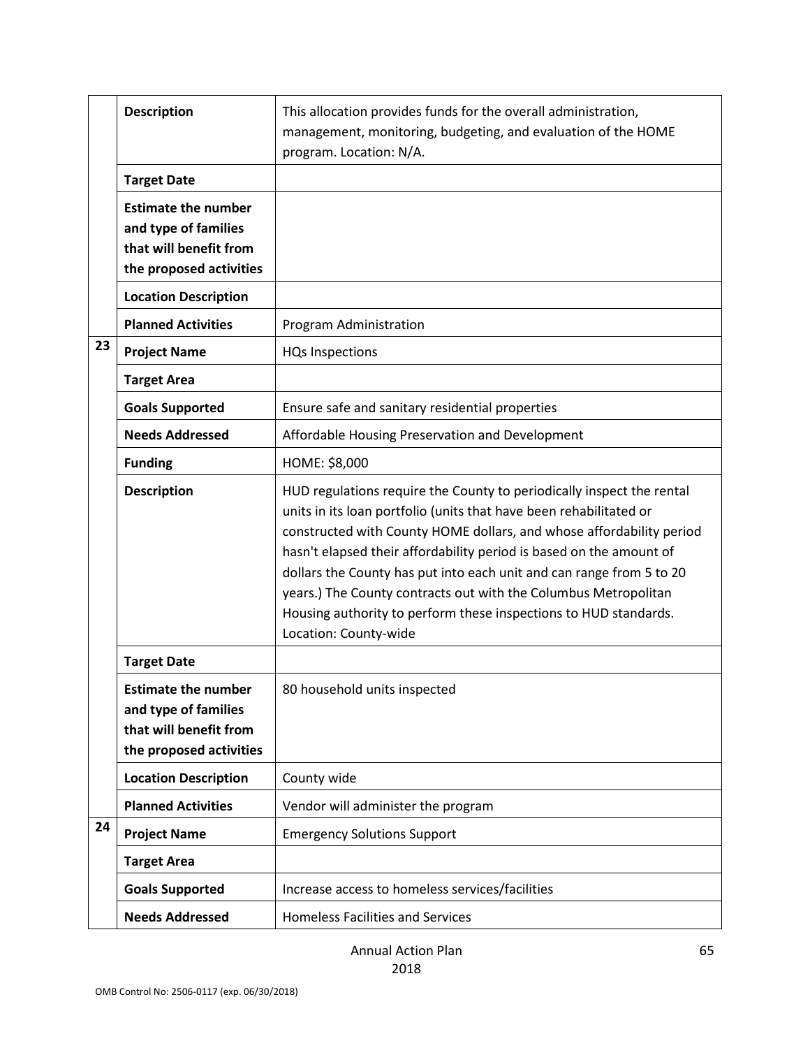| | | |
|---|---|---|
| | **Description** | This allocation provides funds for the overall administration, management, monitoring, budgeting, and evaluation of the HOME program. Location: N/A. |
| | **Target Date** | |
| | **Estimate the number and type of families that will benefit from the proposed activities** | |
| | **Location Description** | |
| | **Planned Activities** | Program Administration |
| 23 | **Project Name** | HQs Inspections |
| | **Target Area** | |
| | **Goals Supported** | Ensure safe and sanitary residential properties |
| | **Needs Addressed** | Affordable Housing Preservation and Development |
| | **Funding** | HOME: $8,000 |
| | **Description** | HUD regulations require the County to periodically inspect the rental units in its loan portfolio (units that have been rehabilitated or constructed with County HOME dollars, and whose affordability period hasn't elapsed their affordability period is based on the amount of dollars the County has put into each unit and can range from 5 to 20 years.) The County contracts out with the Columbus Metropolitan Housing authority to perform these inspections to HUD standards. Location: County-wide |
| | **Target Date** | |
| | **Estimate the number and type of families that will benefit from the proposed activities** | 80 household units inspected |
| | **Location Description** | County wide |
| | **Planned Activities** | Vendor will administer the program |
| 24 | **Project Name** | Emergency Solutions Support |
| | **Target Area** | |
| | **Goals Supported** | Increase access to homeless services/facilities |
| | **Needs Addressed** | Homeless Facilities and Services |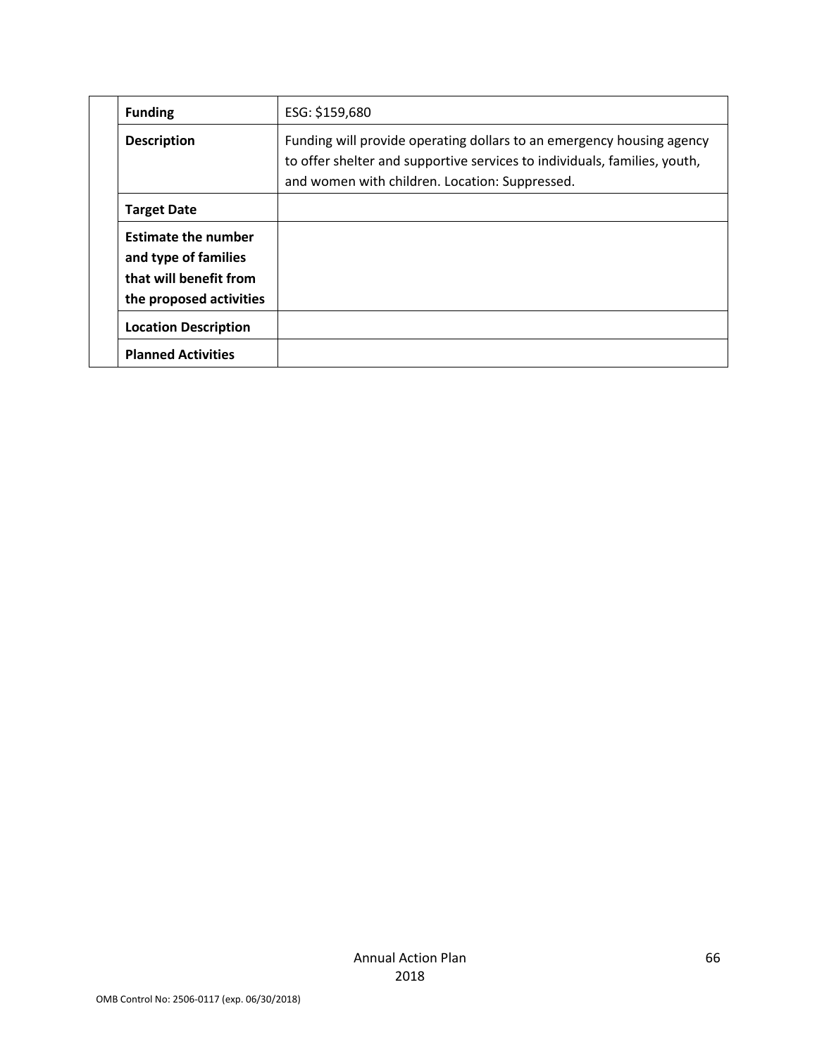| | | |
|---|---|---|
| | **Funding** | ESG: $159,680 |
| | **Description** | Funding will provide operating dollars to an emergency housing agency to offer shelter and supportive services to individuals, families, youth, and women with children. Location: Suppressed. |
| | **Target Date** | |
| | **Estimate the number and type of families that will benefit from the proposed activities** | |
| | **Location Description** | |
| | **Planned Activities** | |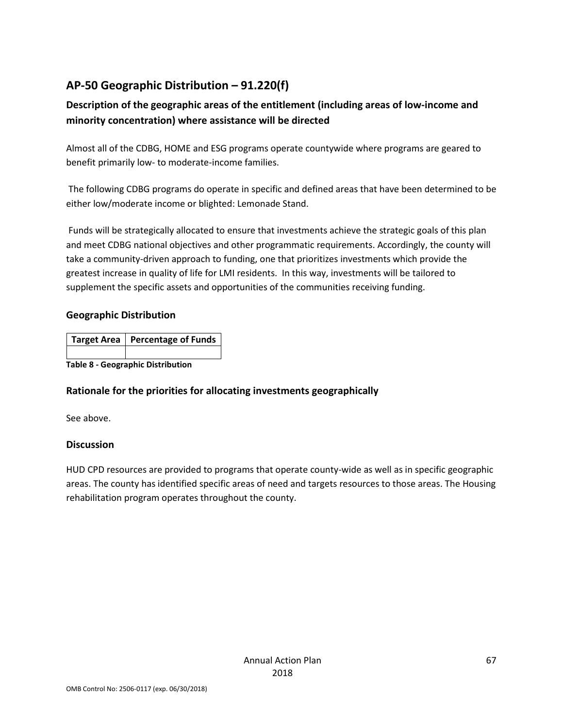## AP-50 Geographic Distribution – 91.220(f)

### Description of the geographic areas of the entitlement (including areas of low-income and minority concentration) where assistance will be directed

Almost all of the CDBG, HOME and ESG programs operate countywide where programs are geared to benefit primarily low- to moderate-income families.

The following CDBG programs do operate in specific and defined areas that have been determined to be either low/moderate income or blighted: Lemonade Stand.

Funds will be strategically allocated to ensure that investments achieve the strategic goals of this plan and meet CDBG national objectives and other programmatic requirements. Accordingly, the county will take a community-driven approach to funding, one that prioritizes investments which provide the greatest increase in quality of life for LMI residents. In this way, investments will be tailored to supplement the specific assets and opportunities of the communities receiving funding.

### Geographic Distribution

| Target Area | Percentage of Funds |
|---|---|
| | |

**Table 8 - Geographic Distribution**

### Rationale for the priorities for allocating investments geographically

See above.

### Discussion

HUD CPD resources are provided to programs that operate county-wide as well as in specific geographic areas. The county has identified specific areas of need and targets resources to those areas. The Housing rehabilitation program operates throughout the county.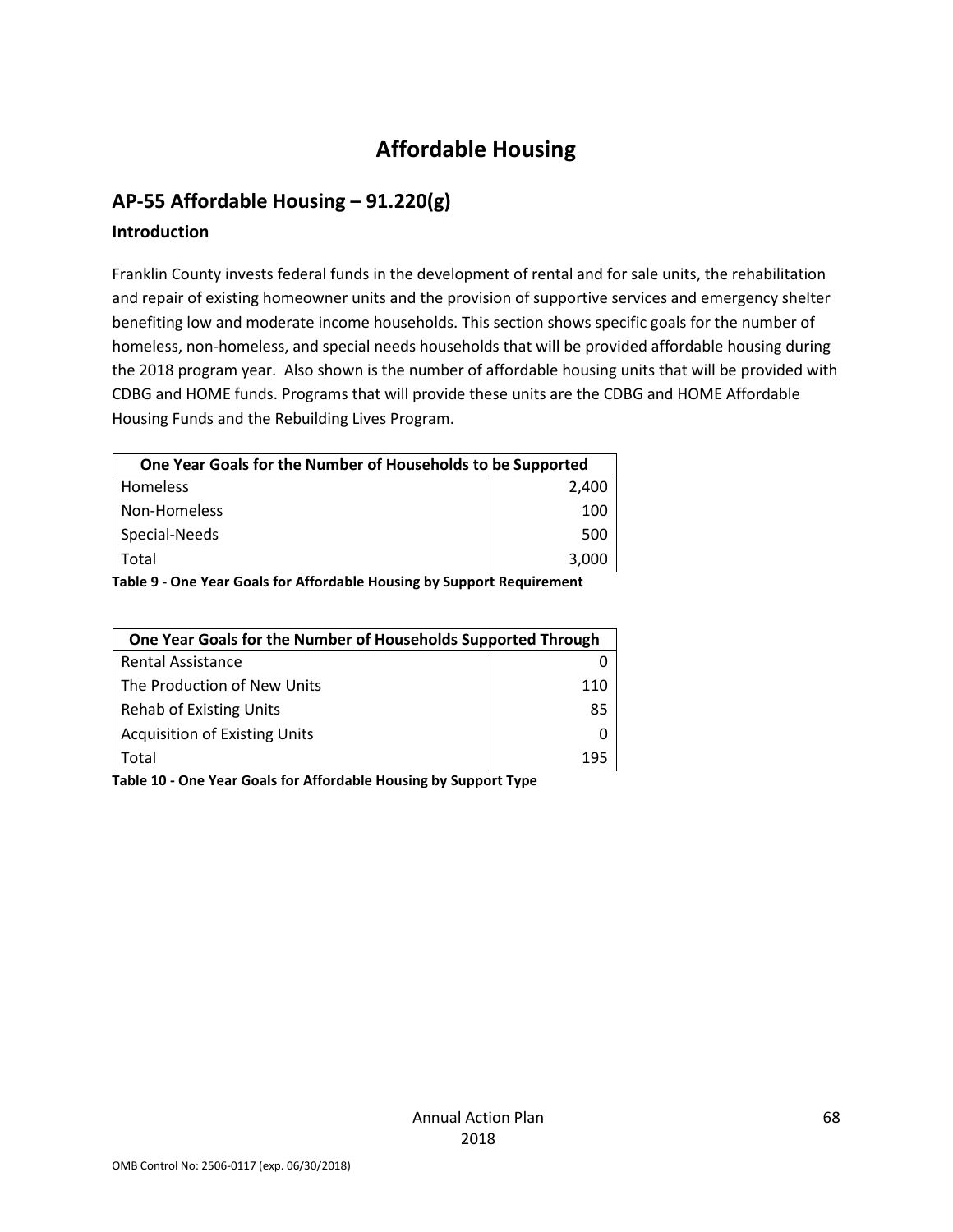# Affordable Housing

## AP-55 Affordable Housing – 91.220(g)

### Introduction

Franklin County invests federal funds in the development of rental and for sale units, the rehabilitation and repair of existing homeowner units and the provision of supportive services and emergency shelter benefiting low and moderate income households. This section shows specific goals for the number of homeless, non-homeless, and special needs households that will be provided affordable housing during the 2018 program year. Also shown is the number of affordable housing units that will be provided with CDBG and HOME funds. Programs that will provide these units are the CDBG and HOME Affordable Housing Funds and the Rebuilding Lives Program.

| One Year Goals for the Number of Households to be Supported | |
|---|---|
| Homeless | 2,400 |
| Non-Homeless | 100 |
| Special-Needs | 500 |
| Total | 3,000 |

**Table 9 - One Year Goals for Affordable Housing by Support Requirement**

| One Year Goals for the Number of Households Supported Through | |
|---|---|
| Rental Assistance | 0 |
| The Production of New Units | 110 |
| Rehab of Existing Units | 85 |
| Acquisition of Existing Units | 0 |
| Total | 195 |

**Table 10 - One Year Goals for Affordable Housing by Support Type**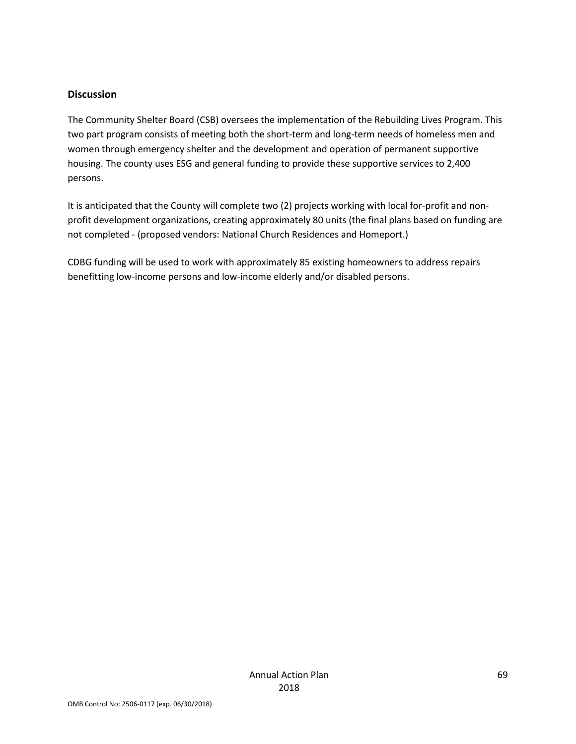## Discussion

The Community Shelter Board (CSB) oversees the implementation of the Rebuilding Lives Program. This two part program consists of meeting both the short-term and long-term needs of homeless men and women through emergency shelter and the development and operation of permanent supportive housing. The county uses ESG and general funding to provide these supportive services to 2,400 persons.

It is anticipated that the County will complete two (2) projects working with local for-profit and non-profit development organizations, creating approximately 80 units (the final plans based on funding are not completed - (proposed vendors: National Church Residences and Homeport.)

CDBG funding will be used to work with approximately 85 existing homeowners to address repairs benefitting low-income persons and low-income elderly and/or disabled persons.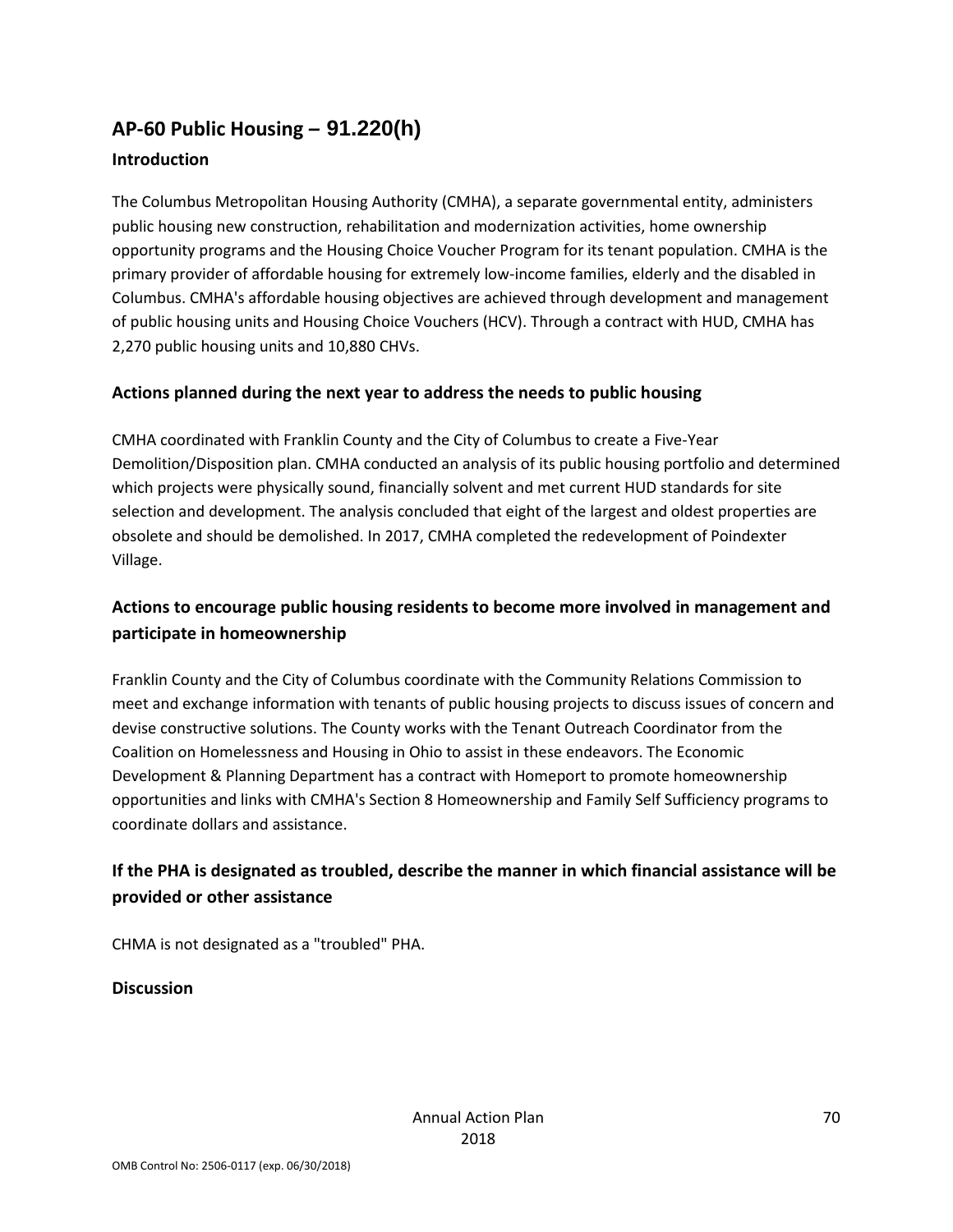## AP-60 Public Housing – 91.220(h)

### Introduction

The Columbus Metropolitan Housing Authority (CMHA), a separate governmental entity, administers public housing new construction, rehabilitation and modernization activities, home ownership opportunity programs and the Housing Choice Voucher Program for its tenant population. CMHA is the primary provider of affordable housing for extremely low-income families, elderly and the disabled in Columbus. CMHA's affordable housing objectives are achieved through development and management of public housing units and Housing Choice Vouchers (HCV). Through a contract with HUD, CMHA has 2,270 public housing units and 10,880 CHVs.

### Actions planned during the next year to address the needs to public housing

CMHA coordinated with Franklin County and the City of Columbus to create a Five-Year Demolition/Disposition plan. CMHA conducted an analysis of its public housing portfolio and determined which projects were physically sound, financially solvent and met current HUD standards for site selection and development. The analysis concluded that eight of the largest and oldest properties are obsolete and should be demolished. In 2017, CMHA completed the redevelopment of Poindexter Village.

### Actions to encourage public housing residents to become more involved in management and participate in homeownership

Franklin County and the City of Columbus coordinate with the Community Relations Commission to meet and exchange information with tenants of public housing projects to discuss issues of concern and devise constructive solutions. The County works with the Tenant Outreach Coordinator from the Coalition on Homelessness and Housing in Ohio to assist in these endeavors. The Economic Development & Planning Department has a contract with Homeport to promote homeownership opportunities and links with CMHA's Section 8 Homeownership and Family Self Sufficiency programs to coordinate dollars and assistance.

### If the PHA is designated as troubled, describe the manner in which financial assistance will be provided or other assistance

CHMA is not designated as a "troubled" PHA.

### Discussion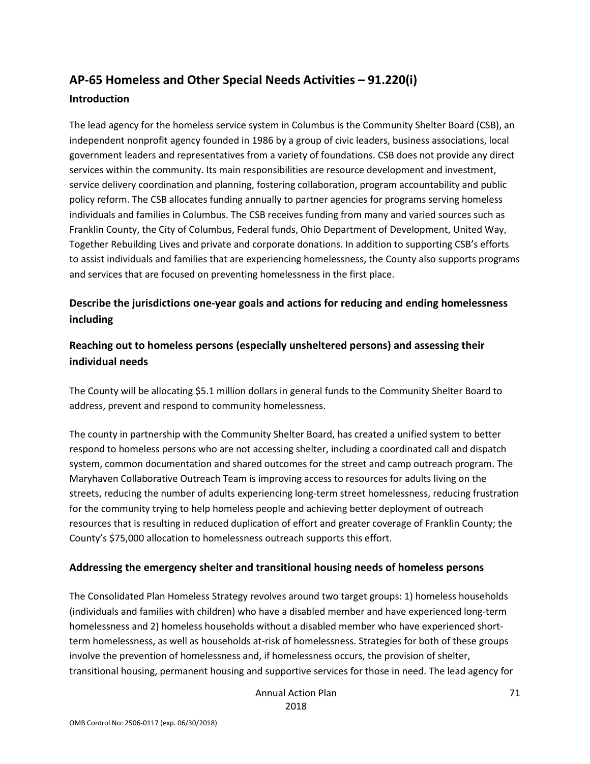## AP-65 Homeless and Other Special Needs Activities – 91.220(i)

### Introduction

The lead agency for the homeless service system in Columbus is the Community Shelter Board (CSB), an independent nonprofit agency founded in 1986 by a group of civic leaders, business associations, local government leaders and representatives from a variety of foundations. CSB does not provide any direct services within the community. Its main responsibilities are resource development and investment, service delivery coordination and planning, fostering collaboration, program accountability and public policy reform. The CSB allocates funding annually to partner agencies for programs serving homeless individuals and families in Columbus. The CSB receives funding from many and varied sources such as Franklin County, the City of Columbus, Federal funds, Ohio Department of Development, United Way, Together Rebuilding Lives and private and corporate donations. In addition to supporting CSB's efforts to assist individuals and families that are experiencing homelessness, the County also supports programs and services that are focused on preventing homelessness in the first place.

### Describe the jurisdictions one-year goals and actions for reducing and ending homelessness including

### Reaching out to homeless persons (especially unsheltered persons) and assessing their individual needs

The County will be allocating $5.1 million dollars in general funds to the Community Shelter Board to address, prevent and respond to community homelessness.

The county in partnership with the Community Shelter Board, has created a unified system to better respond to homeless persons who are not accessing shelter, including a coordinated call and dispatch system, common documentation and shared outcomes for the street and camp outreach program. The Maryhaven Collaborative Outreach Team is improving access to resources for adults living on the streets, reducing the number of adults experiencing long-term street homelessness, reducing frustration for the community trying to help homeless people and achieving better deployment of outreach resources that is resulting in reduced duplication of effort and greater coverage of Franklin County; the County's $75,000 allocation to homelessness outreach supports this effort.

### Addressing the emergency shelter and transitional housing needs of homeless persons

The Consolidated Plan Homeless Strategy revolves around two target groups: 1) homeless households (individuals and families with children) who have a disabled member and have experienced long-term homelessness and 2) homeless households without a disabled member who have experienced short-term homelessness, as well as households at-risk of homelessness. Strategies for both of these groups involve the prevention of homelessness and, if homelessness occurs, the provision of shelter, transitional housing, permanent housing and supportive services for those in need. The lead agency for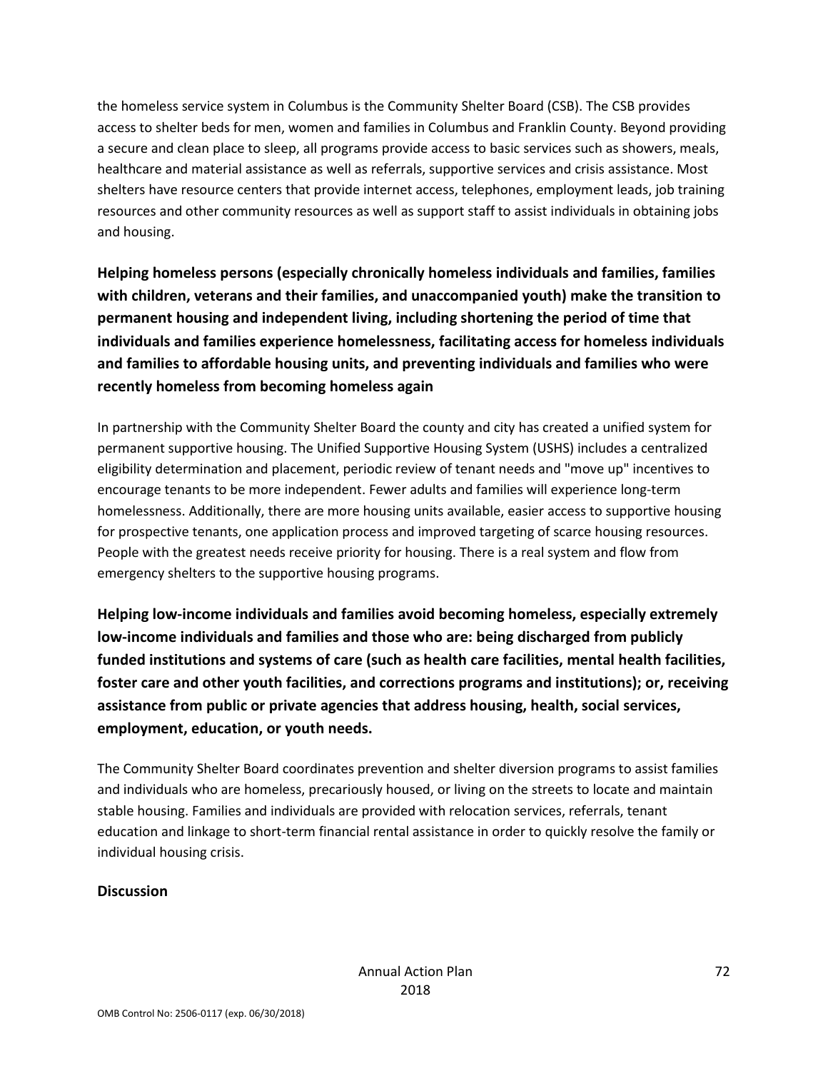the homeless service system in Columbus is the Community Shelter Board (CSB). The CSB provides access to shelter beds for men, women and families in Columbus and Franklin County. Beyond providing a secure and clean place to sleep, all programs provide access to basic services such as showers, meals, healthcare and material assistance as well as referrals, supportive services and crisis assistance. Most shelters have resource centers that provide internet access, telephones, employment leads, job training resources and other community resources as well as support staff to assist individuals in obtaining jobs and housing.

**Helping homeless persons (especially chronically homeless individuals and families, families with children, veterans and their families, and unaccompanied youth) make the transition to permanent housing and independent living, including shortening the period of time that individuals and families experience homelessness, facilitating access for homeless individuals and families to affordable housing units, and preventing individuals and families who were recently homeless from becoming homeless again**

In partnership with the Community Shelter Board the county and city has created a unified system for permanent supportive housing. The Unified Supportive Housing System (USHS) includes a centralized eligibility determination and placement, periodic review of tenant needs and "move up" incentives to encourage tenants to be more independent. Fewer adults and families will experience long-term homelessness. Additionally, there are more housing units available, easier access to supportive housing for prospective tenants, one application process and improved targeting of scarce housing resources. People with the greatest needs receive priority for housing. There is a real system and flow from emergency shelters to the supportive housing programs.

**Helping low-income individuals and families avoid becoming homeless, especially extremely low-income individuals and families and those who are: being discharged from publicly funded institutions and systems of care (such as health care facilities, mental health facilities, foster care and other youth facilities, and corrections programs and institutions); or, receiving assistance from public or private agencies that address housing, health, social services, employment, education, or youth needs.**

The Community Shelter Board coordinates prevention and shelter diversion programs to assist families and individuals who are homeless, precariously housed, or living on the streets to locate and maintain stable housing. Families and individuals are provided with relocation services, referrals, tenant education and linkage to short-term financial rental assistance in order to quickly resolve the family or individual housing crisis.

**Discussion**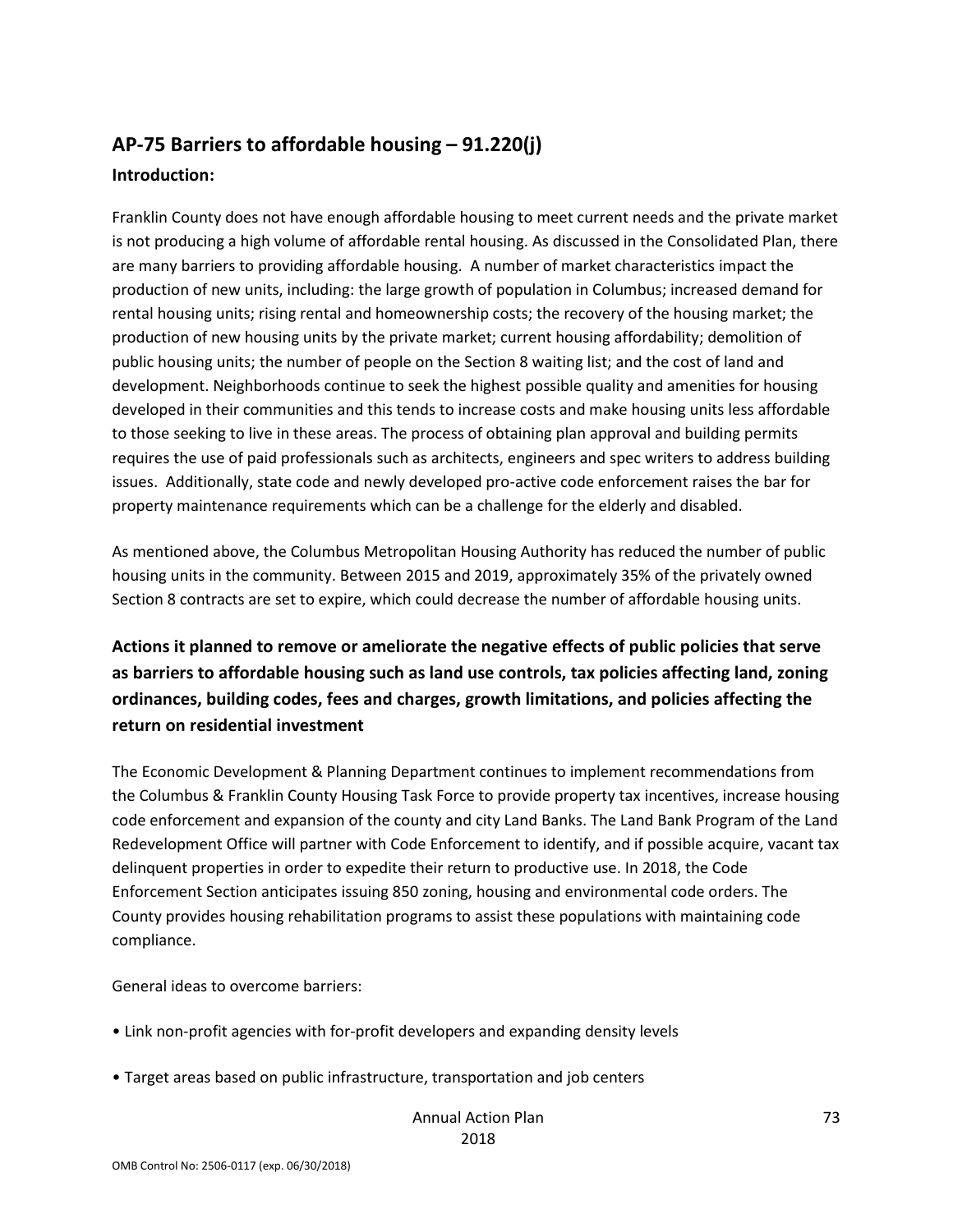## AP-75 Barriers to affordable housing – 91.220(j)

**Introduction:**

Franklin County does not have enough affordable housing to meet current needs and the private market is not producing a high volume of affordable rental housing. As discussed in the Consolidated Plan, there are many barriers to providing affordable housing. A number of market characteristics impact the production of new units, including: the large growth of population in Columbus; increased demand for rental housing units; rising rental and homeownership costs; the recovery of the housing market; the production of new housing units by the private market; current housing affordability; demolition of public housing units; the number of people on the Section 8 waiting list; and the cost of land and development. Neighborhoods continue to seek the highest possible quality and amenities for housing developed in their communities and this tends to increase costs and make housing units less affordable to those seeking to live in these areas. The process of obtaining plan approval and building permits requires the use of paid professionals such as architects, engineers and spec writers to address building issues. Additionally, state code and newly developed pro-active code enforcement raises the bar for property maintenance requirements which can be a challenge for the elderly and disabled.

As mentioned above, the Columbus Metropolitan Housing Authority has reduced the number of public housing units in the community. Between 2015 and 2019, approximately 35% of the privately owned Section 8 contracts are set to expire, which could decrease the number of affordable housing units.

### Actions it planned to remove or ameliorate the negative effects of public policies that serve as barriers to affordable housing such as land use controls, tax policies affecting land, zoning ordinances, building codes, fees and charges, growth limitations, and policies affecting the return on residential investment

The Economic Development & Planning Department continues to implement recommendations from the Columbus & Franklin County Housing Task Force to provide property tax incentives, increase housing code enforcement and expansion of the county and city Land Banks. The Land Bank Program of the Land Redevelopment Office will partner with Code Enforcement to identify, and if possible acquire, vacant tax delinquent properties in order to expedite their return to productive use. In 2018, the Code Enforcement Section anticipates issuing 850 zoning, housing and environmental code orders. The County provides housing rehabilitation programs to assist these populations with maintaining code compliance.

General ideas to overcome barriers:

- Link non-profit agencies with for-profit developers and expanding density levels
- Target areas based on public infrastructure, transportation and job centers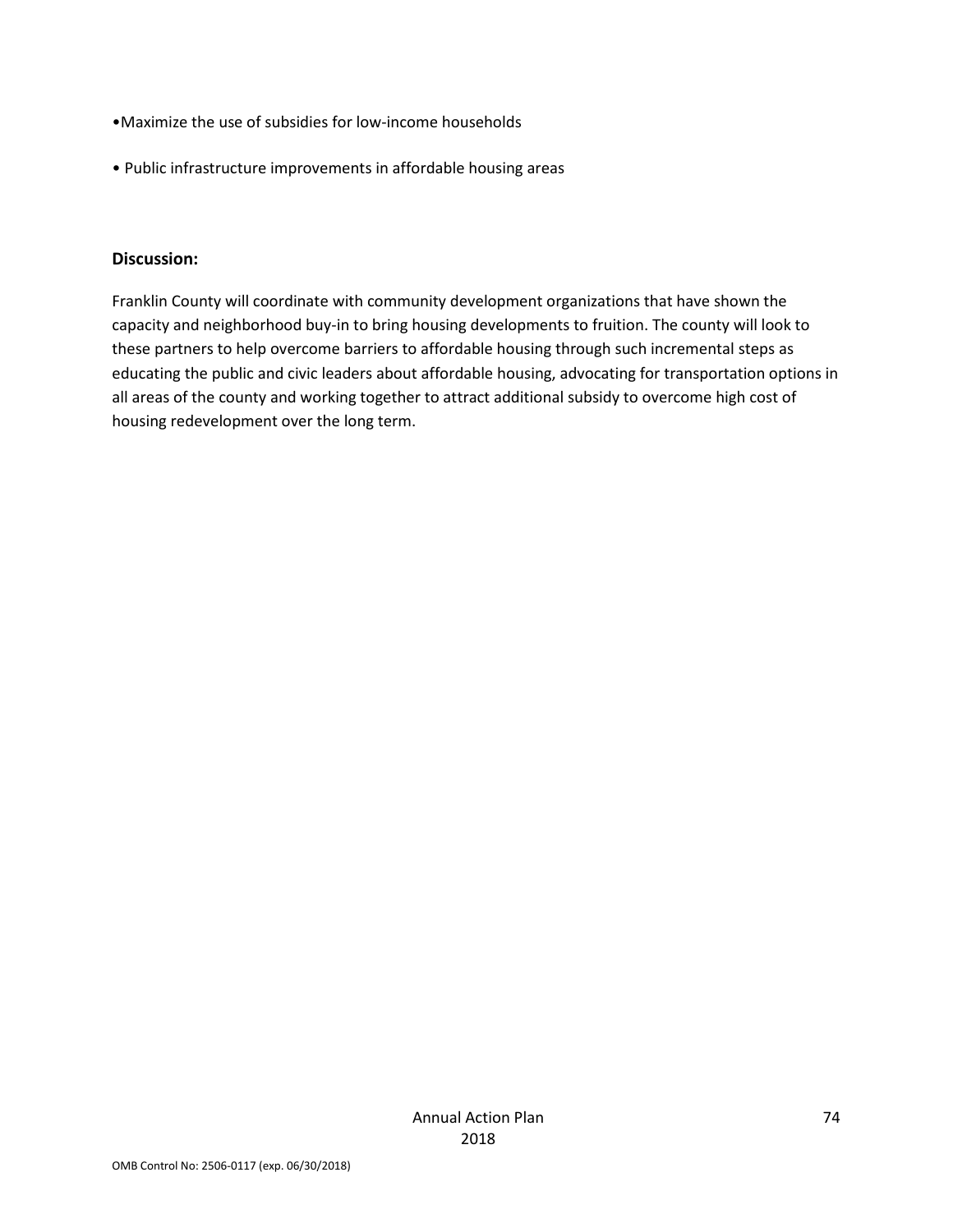- Maximize the use of subsidies for low-income households
- Public infrastructure improvements in affordable housing areas

**Discussion:**

Franklin County will coordinate with community development organizations that have shown the capacity and neighborhood buy-in to bring housing developments to fruition. The county will look to these partners to help overcome barriers to affordable housing through such incremental steps as educating the public and civic leaders about affordable housing, advocating for transportation options in all areas of the county and working together to attract additional subsidy to overcome high cost of housing redevelopment over the long term.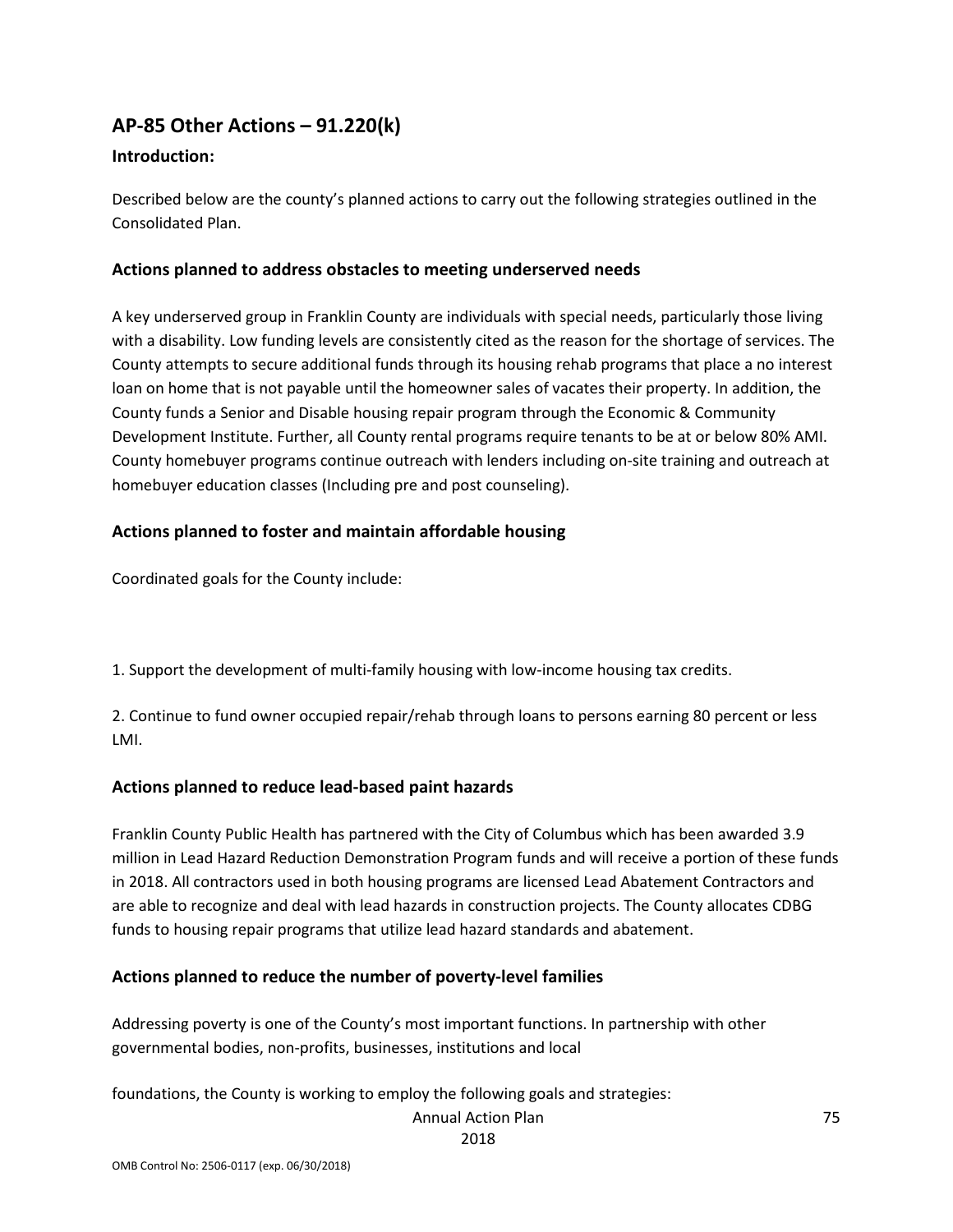## AP-85 Other Actions – 91.220(k)

### Introduction:

Described below are the county's planned actions to carry out the following strategies outlined in the Consolidated Plan.

### Actions planned to address obstacles to meeting underserved needs

A key underserved group in Franklin County are individuals with special needs, particularly those living with a disability. Low funding levels are consistently cited as the reason for the shortage of services. The County attempts to secure additional funds through its housing rehab programs that place a no interest loan on home that is not payable until the homeowner sales of vacates their property. In addition, the County funds a Senior and Disable housing repair program through the Economic & Community Development Institute. Further, all County rental programs require tenants to be at or below 80% AMI. County homebuyer programs continue outreach with lenders including on-site training and outreach at homebuyer education classes (Including pre and post counseling).

### Actions planned to foster and maintain affordable housing

Coordinated goals for the County include:

1. Support the development of multi-family housing with low-income housing tax credits.

2. Continue to fund owner occupied repair/rehab through loans to persons earning 80 percent or less LMI.

### Actions planned to reduce lead-based paint hazards

Franklin County Public Health has partnered with the City of Columbus which has been awarded 3.9 million in Lead Hazard Reduction Demonstration Program funds and will receive a portion of these funds in 2018. All contractors used in both housing programs are licensed Lead Abatement Contractors and are able to recognize and deal with lead hazards in construction projects. The County allocates CDBG funds to housing repair programs that utilize lead hazard standards and abatement.

### Actions planned to reduce the number of poverty-level families

Addressing poverty is one of the County's most important functions. In partnership with other governmental bodies, non-profits, businesses, institutions and local foundations, the County is working to employ the following goals and strategies: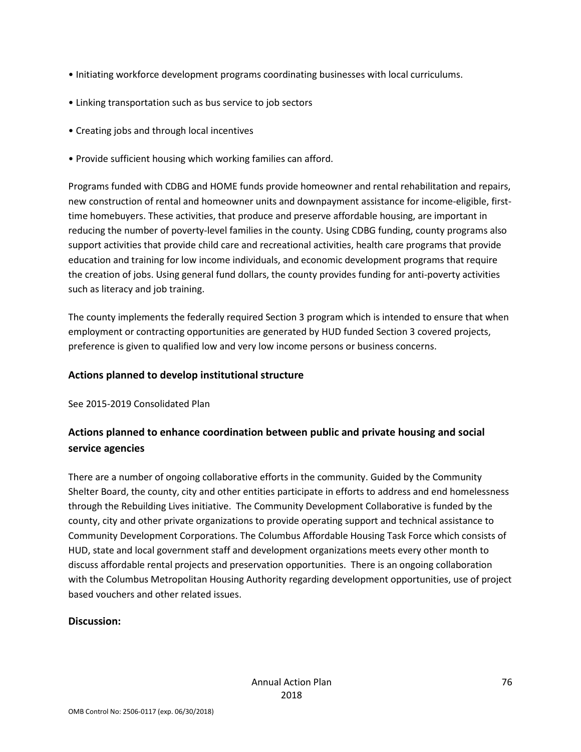- Initiating workforce development programs coordinating businesses with local curriculums.
- Linking transportation such as bus service to job sectors
- Creating jobs and through local incentives
- Provide sufficient housing which working families can afford.

Programs funded with CDBG and HOME funds provide homeowner and rental rehabilitation and repairs, new construction of rental and homeowner units and downpayment assistance for income-eligible, first-time homebuyers. These activities, that produce and preserve affordable housing, are important in reducing the number of poverty-level families in the county. Using CDBG funding, county programs also support activities that provide child care and recreational activities, health care programs that provide education and training for low income individuals, and economic development programs that require the creation of jobs. Using general fund dollars, the county provides funding for anti-poverty activities such as literacy and job training.

The county implements the federally required Section 3 program which is intended to ensure that when employment or contracting opportunities are generated by HUD funded Section 3 covered projects, preference is given to qualified low and very low income persons or business concerns.

### Actions planned to develop institutional structure

See 2015-2019 Consolidated Plan

### Actions planned to enhance coordination between public and private housing and social service agencies

There are a number of ongoing collaborative efforts in the community. Guided by the Community Shelter Board, the county, city and other entities participate in efforts to address and end homelessness through the Rebuilding Lives initiative. The Community Development Collaborative is funded by the county, city and other private organizations to provide operating support and technical assistance to Community Development Corporations. The Columbus Affordable Housing Task Force which consists of HUD, state and local government staff and development organizations meets every other month to discuss affordable rental projects and preservation opportunities. There is an ongoing collaboration with the Columbus Metropolitan Housing Authority regarding development opportunities, use of project based vouchers and other related issues.

### Discussion: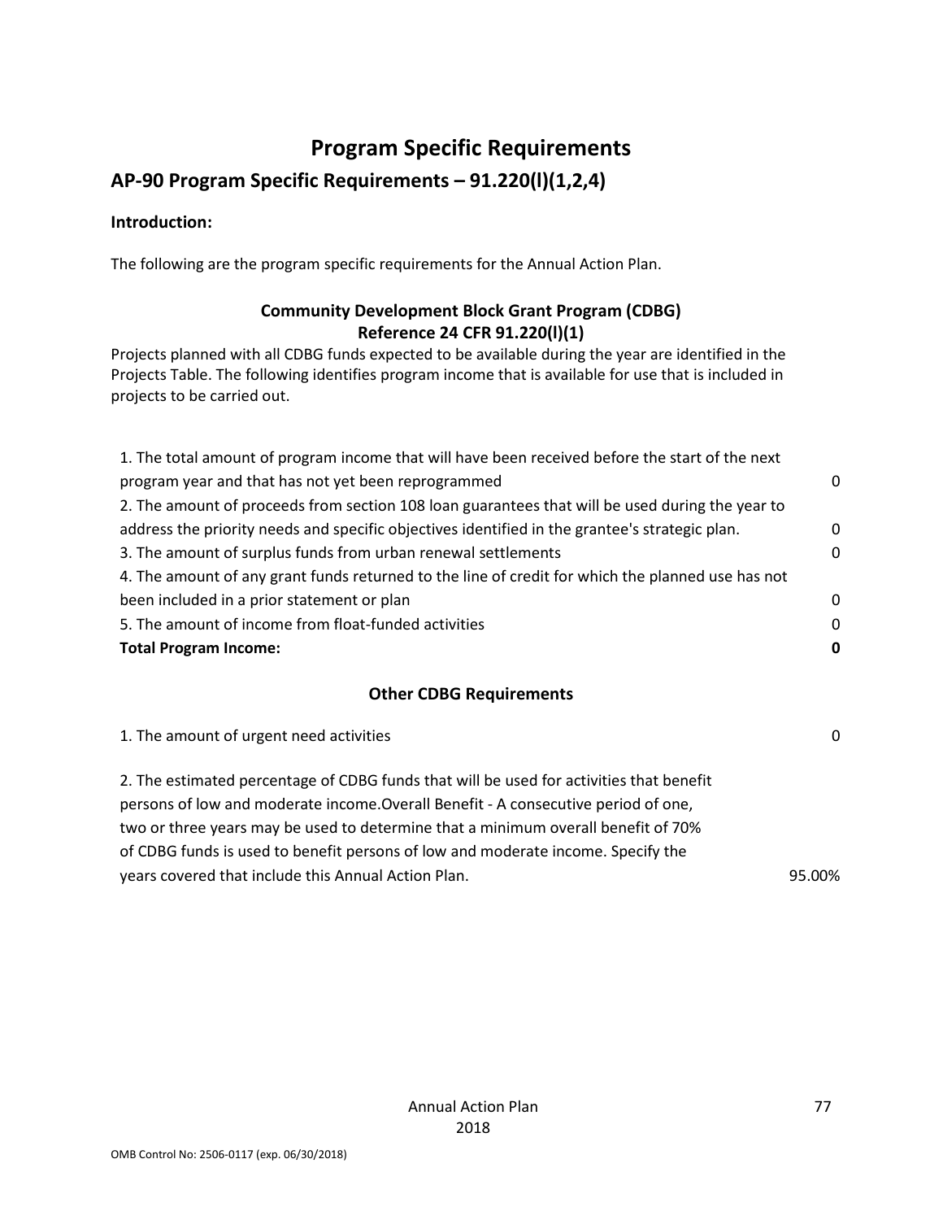# Program Specific Requirements

## AP-90 Program Specific Requirements – 91.220(l)(1,2,4)

**Introduction:**

The following are the program specific requirements for the Annual Action Plan.

### Community Development Block Grant Program (CDBG)
### Reference 24 CFR 91.220(l)(1)

Projects planned with all CDBG funds expected to be available during the year are identified in the Projects Table. The following identifies program income that is available for use that is included in projects to be carried out.

| | |
|---|---|
| 1. The total amount of program income that will have been received before the start of the next program year and that has not yet been reprogrammed | 0 |
| 2. The amount of proceeds from section 108 loan guarantees that will be used during the year to address the priority needs and specific objectives identified in the grantee's strategic plan. | 0 |
| 3. The amount of surplus funds from urban renewal settlements | 0 |
| 4. The amount of any grant funds returned to the line of credit for which the planned use has not been included in a prior statement or plan | 0 |
| 5. The amount of income from float-funded activities | 0 |
| **Total Program Income:** | **0** |

### Other CDBG Requirements

| | |
|---|---|
| 1. The amount of urgent need activities | 0 |
| 2. The estimated percentage of CDBG funds that will be used for activities that benefit persons of low and moderate income.Overall Benefit - A consecutive period of one, two or three years may be used to determine that a minimum overall benefit of 70% of CDBG funds is used to benefit persons of low and moderate income. Specify the years covered that include this Annual Action Plan. | 95.00% |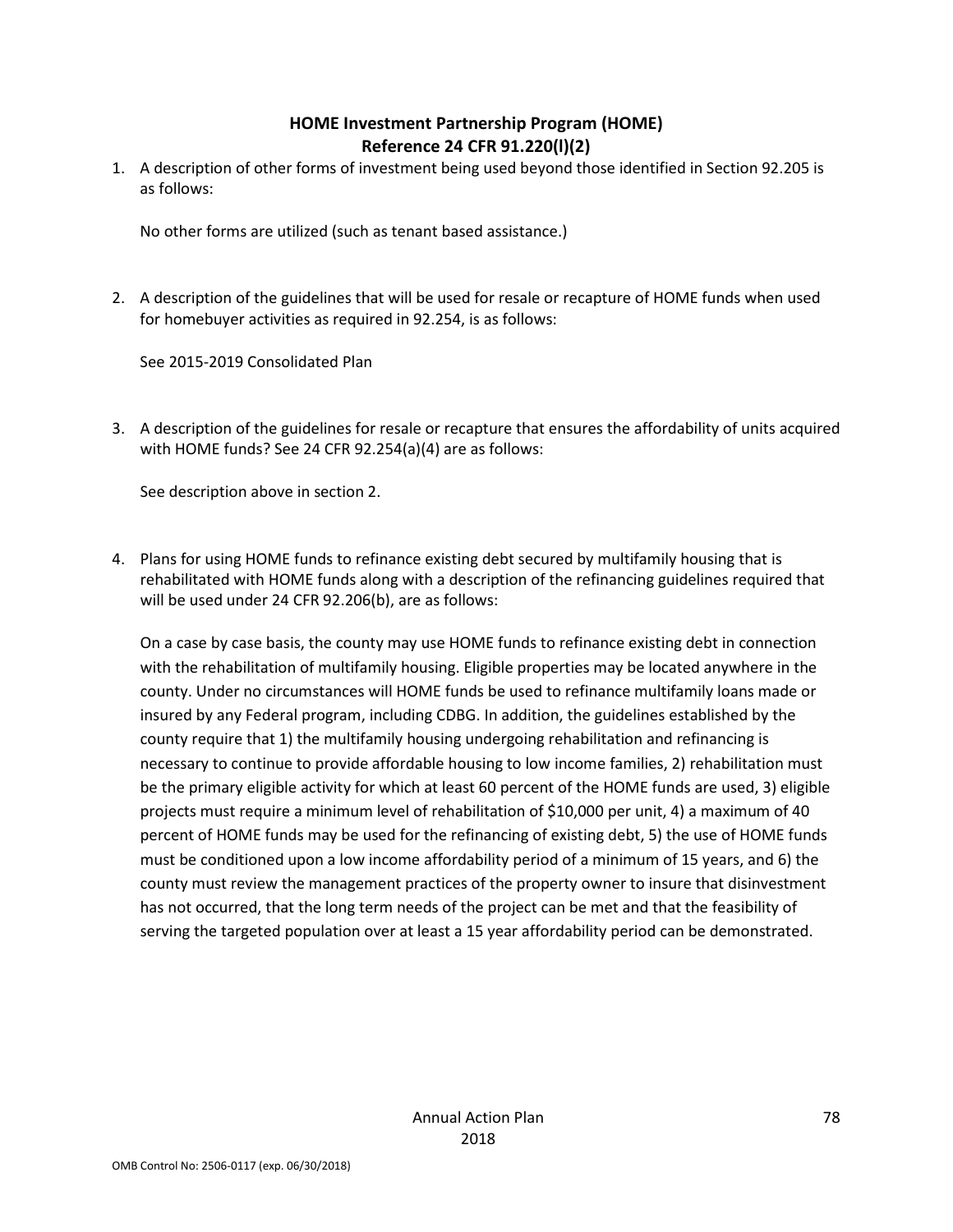## HOME Investment Partnership Program (HOME)
## Reference 24 CFR 91.220(l)(2)

1. A description of other forms of investment being used beyond those identified in Section 92.205 is as follows:

   No other forms are utilized (such as tenant based assistance.)

2. A description of the guidelines that will be used for resale or recapture of HOME funds when used for homebuyer activities as required in 92.254, is as follows:

   See 2015-2019 Consolidated Plan

3. A description of the guidelines for resale or recapture that ensures the affordability of units acquired with HOME funds? See 24 CFR 92.254(a)(4) are as follows:

   See description above in section 2.

4. Plans for using HOME funds to refinance existing debt secured by multifamily housing that is rehabilitated with HOME funds along with a description of the refinancing guidelines required that will be used under 24 CFR 92.206(b), are as follows:

   On a case by case basis, the county may use HOME funds to refinance existing debt in connection with the rehabilitation of multifamily housing. Eligible properties may be located anywhere in the county. Under no circumstances will HOME funds be used to refinance multifamily loans made or insured by any Federal program, including CDBG. In addition, the guidelines established by the county require that 1) the multifamily housing undergoing rehabilitation and refinancing is necessary to continue to provide affordable housing to low income families, 2) rehabilitation must be the primary eligible activity for which at least 60 percent of the HOME funds are used, 3) eligible projects must require a minimum level of rehabilitation of $10,000 per unit, 4) a maximum of 40 percent of HOME funds may be used for the refinancing of existing debt, 5) the use of HOME funds must be conditioned upon a low income affordability period of a minimum of 15 years, and 6) the county must review the management practices of the property owner to insure that disinvestment has not occurred, that the long term needs of the project can be met and that the feasibility of serving the targeted population over at least a 15 year affordability period can be demonstrated.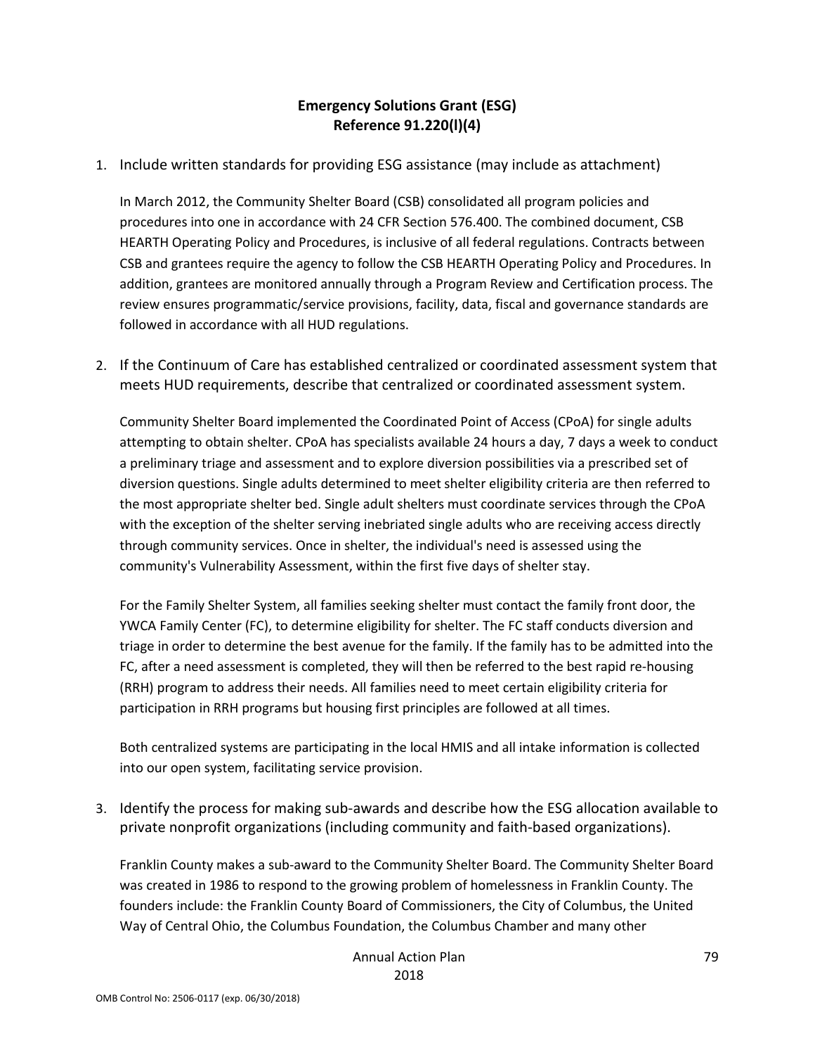## Emergency Solutions Grant (ESG)
## Reference 91.220(l)(4)

1. Include written standards for providing ESG assistance (may include as attachment)

   In March 2012, the Community Shelter Board (CSB) consolidated all program policies and procedures into one in accordance with 24 CFR Section 576.400. The combined document, CSB HEARTH Operating Policy and Procedures, is inclusive of all federal regulations. Contracts between CSB and grantees require the agency to follow the CSB HEARTH Operating Policy and Procedures. In addition, grantees are monitored annually through a Program Review and Certification process. The review ensures programmatic/service provisions, facility, data, fiscal and governance standards are followed in accordance with all HUD regulations.

2. If the Continuum of Care has established centralized or coordinated assessment system that meets HUD requirements, describe that centralized or coordinated assessment system.

   Community Shelter Board implemented the Coordinated Point of Access (CPoA) for single adults attempting to obtain shelter. CPoA has specialists available 24 hours a day, 7 days a week to conduct a preliminary triage and assessment and to explore diversion possibilities via a prescribed set of diversion questions. Single adults determined to meet shelter eligibility criteria are then referred to the most appropriate shelter bed. Single adult shelters must coordinate services through the CPoA with the exception of the shelter serving inebriated single adults who are receiving access directly through community services. Once in shelter, the individual's need is assessed using the community's Vulnerability Assessment, within the first five days of shelter stay.

   For the Family Shelter System, all families seeking shelter must contact the family front door, the YWCA Family Center (FC), to determine eligibility for shelter. The FC staff conducts diversion and triage in order to determine the best avenue for the family. If the family has to be admitted into the FC, after a need assessment is completed, they will then be referred to the best rapid re-housing (RRH) program to address their needs. All families need to meet certain eligibility criteria for participation in RRH programs but housing first principles are followed at all times.

   Both centralized systems are participating in the local HMIS and all intake information is collected into our open system, facilitating service provision.

3. Identify the process for making sub-awards and describe how the ESG allocation available to private nonprofit organizations (including community and faith-based organizations).

   Franklin County makes a sub-award to the Community Shelter Board. The Community Shelter Board was created in 1986 to respond to the growing problem of homelessness in Franklin County. The founders include: the Franklin County Board of Commissioners, the City of Columbus, the United Way of Central Ohio, the Columbus Foundation, the Columbus Chamber and many other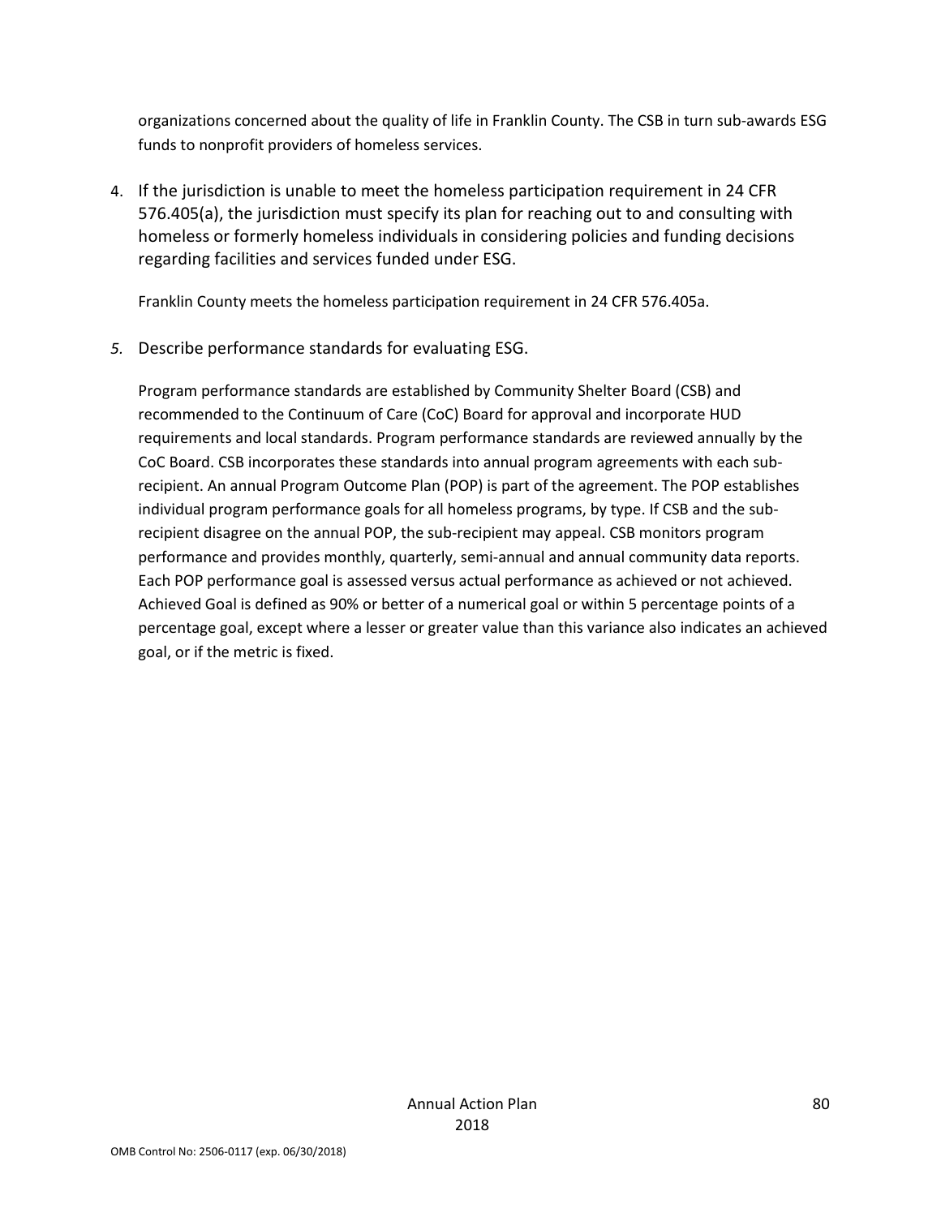organizations concerned about the quality of life in Franklin County. The CSB in turn sub-awards ESG funds to nonprofit providers of homeless services.

4. If the jurisdiction is unable to meet the homeless participation requirement in 24 CFR 576.405(a), the jurisdiction must specify its plan for reaching out to and consulting with homeless or formerly homeless individuals in considering policies and funding decisions regarding facilities and services funded under ESG.

   Franklin County meets the homeless participation requirement in 24 CFR 576.405a.

5. Describe performance standards for evaluating ESG.

   Program performance standards are established by Community Shelter Board (CSB) and recommended to the Continuum of Care (CoC) Board for approval and incorporate HUD requirements and local standards. Program performance standards are reviewed annually by the CoC Board. CSB incorporates these standards into annual program agreements with each sub-recipient. An annual Program Outcome Plan (POP) is part of the agreement. The POP establishes individual program performance goals for all homeless programs, by type. If CSB and the sub-recipient disagree on the annual POP, the sub-recipient may appeal. CSB monitors program performance and provides monthly, quarterly, semi-annual and annual community data reports. Each POP performance goal is assessed versus actual performance as achieved or not achieved. Achieved Goal is defined as 90% or better of a numerical goal or within 5 percentage points of a percentage goal, except where a lesser or greater value than this variance also indicates an achieved goal, or if the metric is fixed.